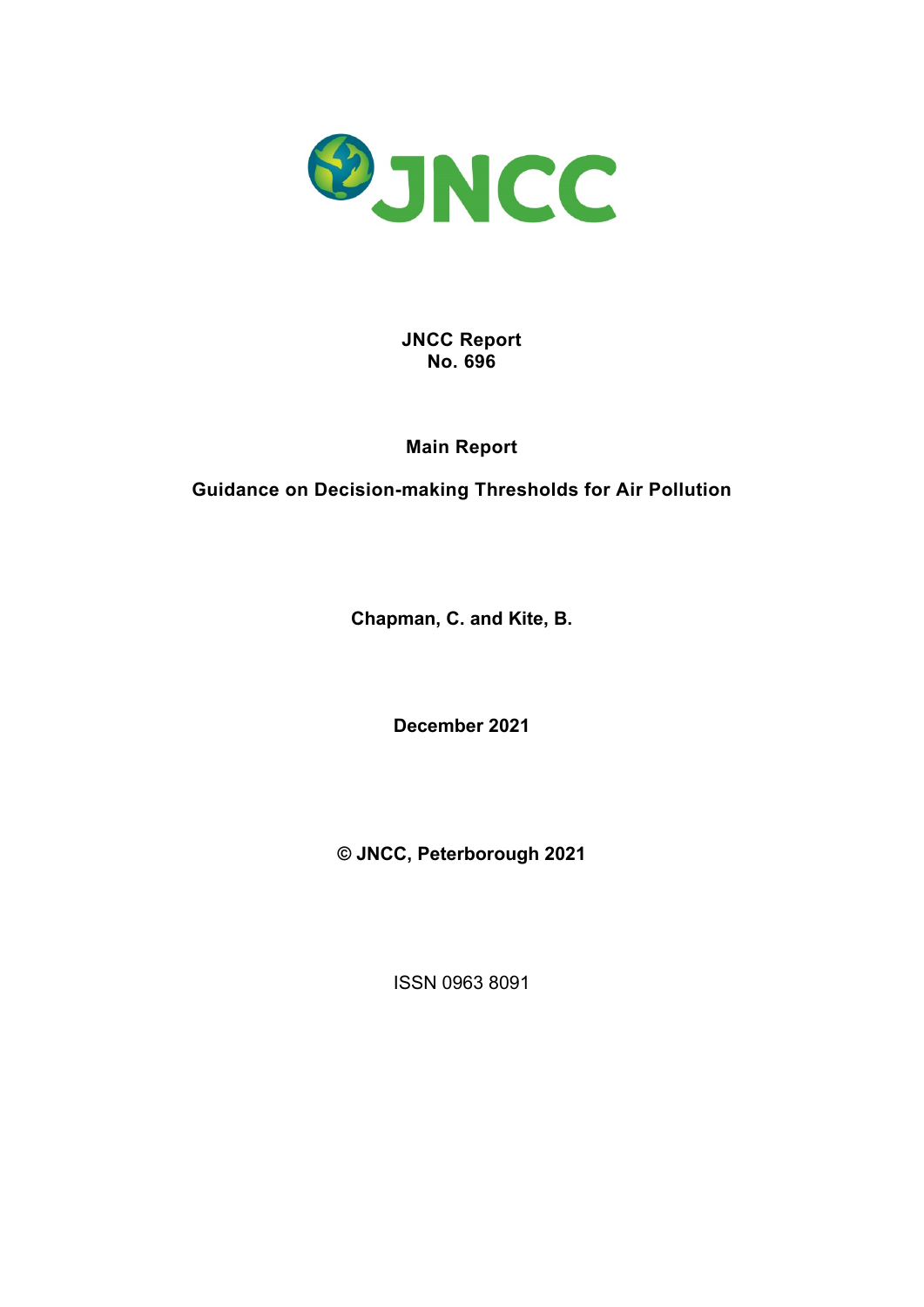JNCC

**JNCC Report**
**No. 696**

**Main Report**

# Guidance on Decision-making Thresholds for Air Pollution

**Chapman, C. and Kite, B.**

**December 2021**

**© JNCC, Peterborough 2021**

ISSN 0963 8091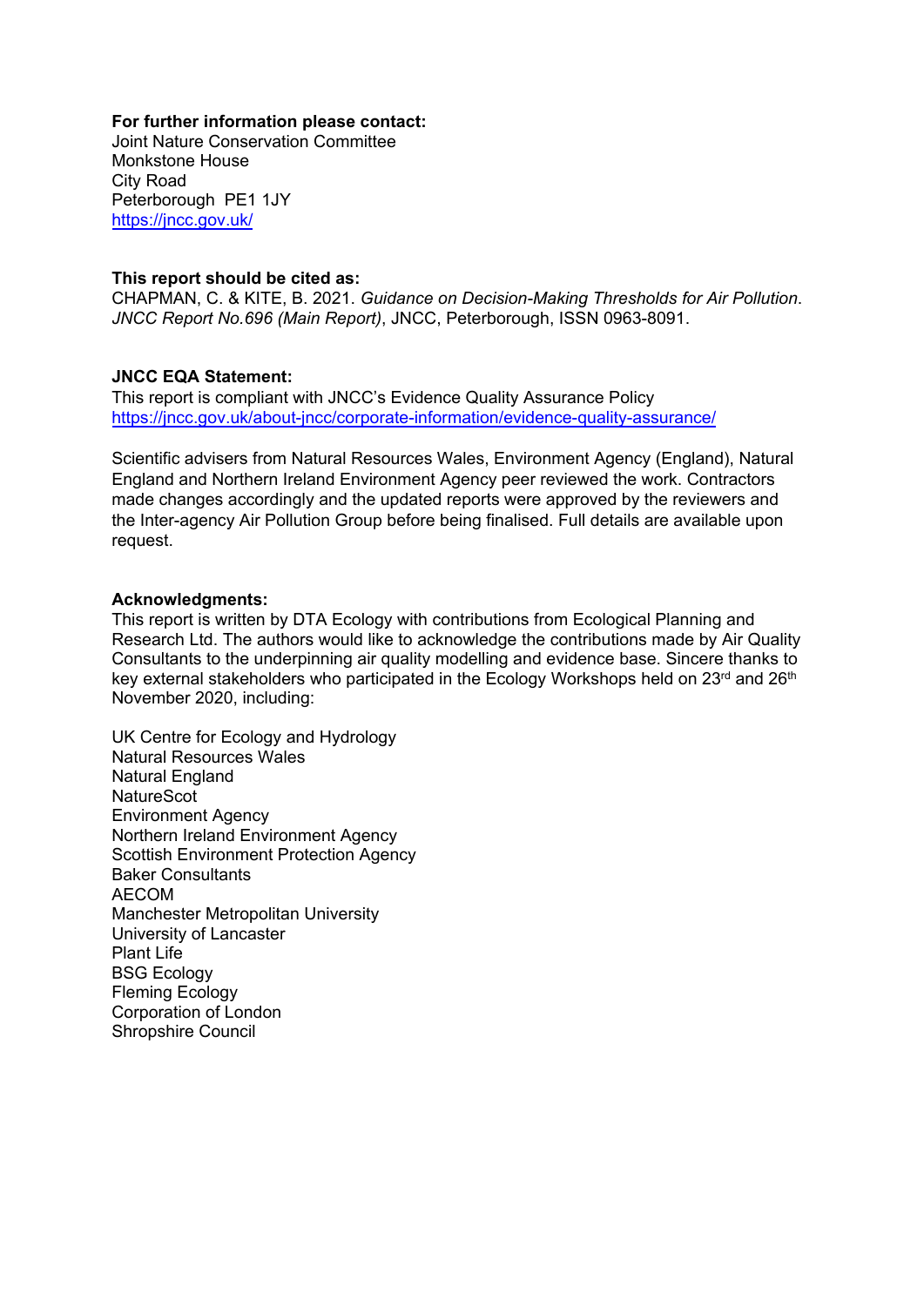**For further information please contact:**
Joint Nature Conservation Committee
Monkstone House
City Road
Peterborough PE1 1JY
https://jncc.gov.uk/

**This report should be cited as:**
CHAPMAN, C. & KITE, B. 2021. *Guidance on Decision-Making Thresholds for Air Pollution. JNCC Report No.696 (Main Report)*, JNCC, Peterborough, ISSN 0963-8091.

**JNCC EQA Statement:**
This report is compliant with JNCC's Evidence Quality Assurance Policy
https://jncc.gov.uk/about-jncc/corporate-information/evidence-quality-assurance/

Scientific advisers from Natural Resources Wales, Environment Agency (England), Natural England and Northern Ireland Environment Agency peer reviewed the work. Contractors made changes accordingly and the updated reports were approved by the reviewers and the Inter-agency Air Pollution Group before being finalised. Full details are available upon request.

**Acknowledgments:**
This report is written by DTA Ecology with contributions from Ecological Planning and Research Ltd. The authors would like to acknowledge the contributions made by Air Quality Consultants to the underpinning air quality modelling and evidence base. Sincere thanks to key external stakeholders who participated in the Ecology Workshops held on 23rd and 26th November 2020, including:

UK Centre for Ecology and Hydrology
Natural Resources Wales
Natural England
NatureScot
Environment Agency
Northern Ireland Environment Agency
Scottish Environment Protection Agency
Baker Consultants
AECOM
Manchester Metropolitan University
University of Lancaster
Plant Life
BSG Ecology
Fleming Ecology
Corporation of London
Shropshire Council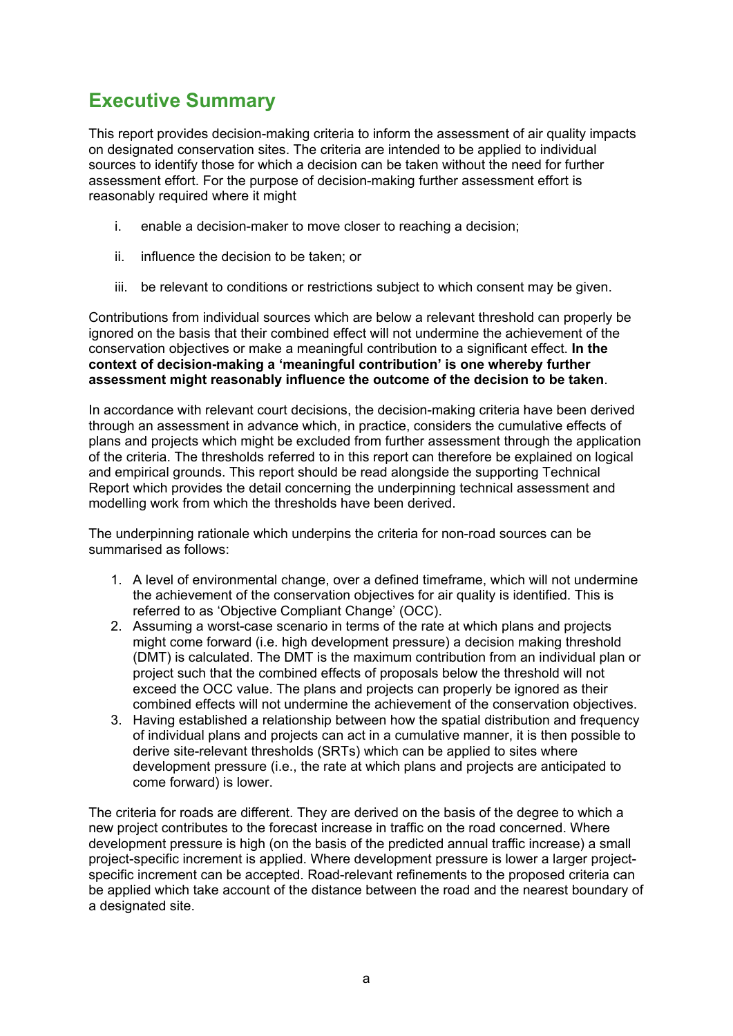## Executive Summary

This report provides decision-making criteria to inform the assessment of air quality impacts on designated conservation sites. The criteria are intended to be applied to individual sources to identify those for which a decision can be taken without the need for further assessment effort. For the purpose of decision-making further assessment effort is reasonably required where it might

i. enable a decision-maker to move closer to reaching a decision;

ii. influence the decision to be taken; or

iii. be relevant to conditions or restrictions subject to which consent may be given.

Contributions from individual sources which are below a relevant threshold can properly be ignored on the basis that their combined effect will not undermine the achievement of the conservation objectives or make a meaningful contribution to a significant effect. **In the context of decision-making a 'meaningful contribution' is one whereby further assessment might reasonably influence the outcome of the decision to be taken**.

In accordance with relevant court decisions, the decision-making criteria have been derived through an assessment in advance which, in practice, considers the cumulative effects of plans and projects which might be excluded from further assessment through the application of the criteria. The thresholds referred to in this report can therefore be explained on logical and empirical grounds. This report should be read alongside the supporting Technical Report which provides the detail concerning the underpinning technical assessment and modelling work from which the thresholds have been derived.

The underpinning rationale which underpins the criteria for non-road sources can be summarised as follows:

1. A level of environmental change, over a defined timeframe, which will not undermine the achievement of the conservation objectives for air quality is identified. This is referred to as 'Objective Compliant Change' (OCC).
2. Assuming a worst-case scenario in terms of the rate at which plans and projects might come forward (i.e. high development pressure) a decision making threshold (DMT) is calculated. The DMT is the maximum contribution from an individual plan or project such that the combined effects of proposals below the threshold will not exceed the OCC value. The plans and projects can properly be ignored as their combined effects will not undermine the achievement of the conservation objectives.
3. Having established a relationship between how the spatial distribution and frequency of individual plans and projects can act in a cumulative manner, it is then possible to derive site-relevant thresholds (SRTs) which can be applied to sites where development pressure (i.e., the rate at which plans and projects are anticipated to come forward) is lower.

The criteria for roads are different. They are derived on the basis of the degree to which a new project contributes to the forecast increase in traffic on the road concerned. Where development pressure is high (on the basis of the predicted annual traffic increase) a small project-specific increment is applied. Where development pressure is lower a larger project-specific increment can be accepted. Road-relevant refinements to the proposed criteria can be applied which take account of the distance between the road and the nearest boundary of a designated site.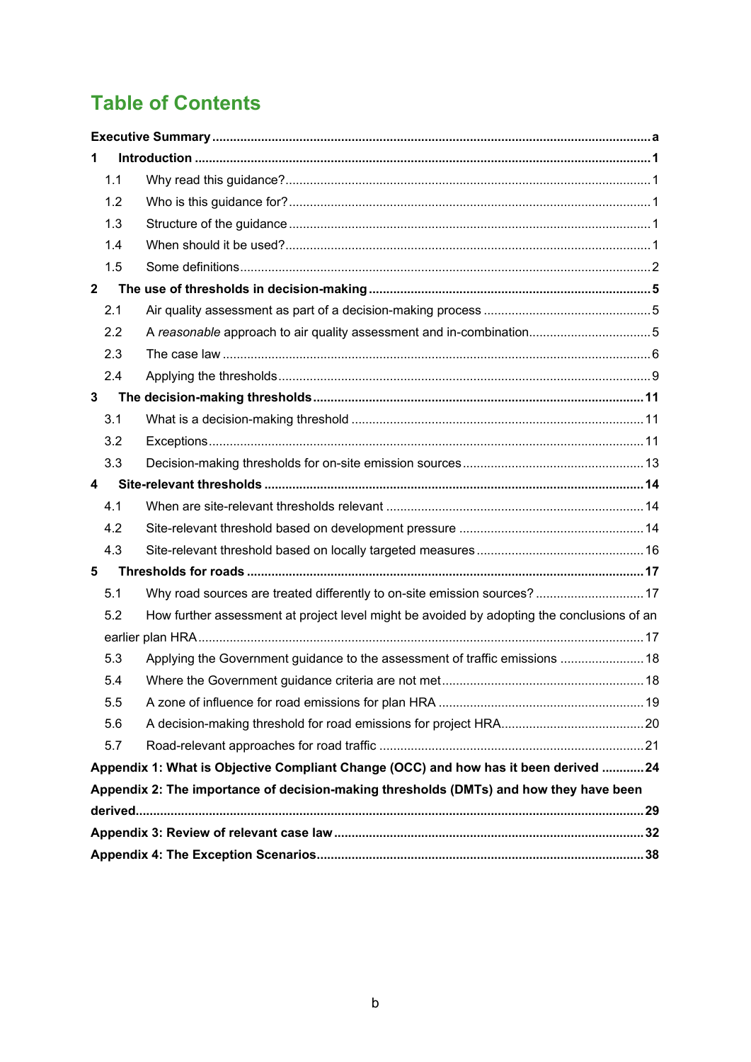# Table of Contents

**Executive Summary** ... **a**

**1 Introduction** ... **1**

- 1.1 Why read this guidance? ... 1
- 1.2 Who is this guidance for? ... 1
- 1.3 Structure of the guidance ... 1
- 1.4 When should it be used? ... 1
- 1.5 Some definitions ... 2

**2 The use of thresholds in decision-making** ... **5**

- 2.1 Air quality assessment as part of a decision-making process ... 5
- 2.2 A *reasonable* approach to air quality assessment and in-combination ... 5
- 2.3 The case law ... 6
- 2.4 Applying the thresholds ... 9

**3 The decision-making thresholds** ... **11**

- 3.1 What is a decision-making threshold ... 11
- 3.2 Exceptions ... 11
- 3.3 Decision-making thresholds for on-site emission sources ... 13

**4 Site-relevant thresholds** ... **14**

- 4.1 When are site-relevant thresholds relevant ... 14
- 4.2 Site-relevant threshold based on development pressure ... 14
- 4.3 Site-relevant threshold based on locally targeted measures ... 16

**5 Thresholds for roads** ... **17**

- 5.1 Why road sources are treated differently to on-site emission sources? ... 17
- 5.2 How further assessment at project level might be avoided by adopting the conclusions of an earlier plan HRA ... 17
- 5.3 Applying the Government guidance to the assessment of traffic emissions ... 18
- 5.4 Where the Government guidance criteria are not met ... 18
- 5.5 A zone of influence for road emissions for plan HRA ... 19
- 5.6 A decision-making threshold for road emissions for project HRA ... 20
- 5.7 Road-relevant approaches for road traffic ... 21

**Appendix 1: What is Objective Compliant Change (OCC) and how has it been derived** ... **24**

**Appendix 2: The importance of decision-making thresholds (DMTs) and how they have been derived** ... **29**

**Appendix 3: Review of relevant case law** ... **32**

**Appendix 4: The Exception Scenarios** ... **38**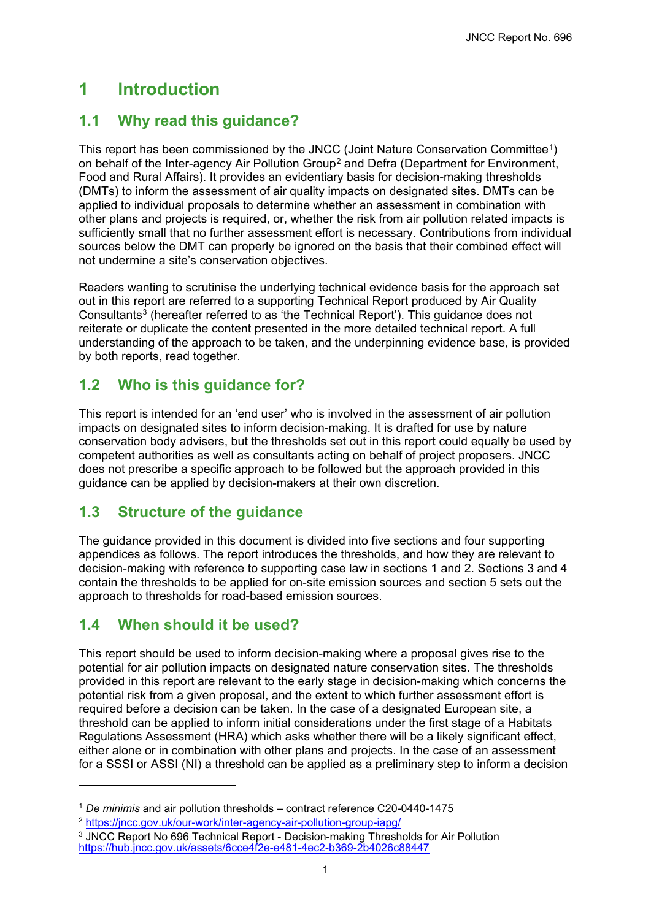# 1 Introduction

## 1.1 Why read this guidance?

This report has been commissioned by the JNCC (Joint Nature Conservation Committee[1]) on behalf of the Inter-agency Air Pollution Group[2] and Defra (Department for Environment, Food and Rural Affairs). It provides an evidentiary basis for decision-making thresholds (DMTs) to inform the assessment of air quality impacts on designated sites. DMTs can be applied to individual proposals to determine whether an assessment in combination with other plans and projects is required, or, whether the risk from air pollution related impacts is sufficiently small that no further assessment effort is necessary. Contributions from individual sources below the DMT can properly be ignored on the basis that their combined effect will not undermine a site's conservation objectives.

Readers wanting to scrutinise the underlying technical evidence basis for the approach set out in this report are referred to a supporting Technical Report produced by Air Quality Consultants[3] (hereafter referred to as 'the Technical Report'). This guidance does not reiterate or duplicate the content presented in the more detailed technical report. A full understanding of the approach to be taken, and the underpinning evidence base, is provided by both reports, read together.

## 1.2 Who is this guidance for?

This report is intended for an 'end user' who is involved in the assessment of air pollution impacts on designated sites to inform decision-making. It is drafted for use by nature conservation body advisers, but the thresholds set out in this report could equally be used by competent authorities as well as consultants acting on behalf of project proposers. JNCC does not prescribe a specific approach to be followed but the approach provided in this guidance can be applied by decision-makers at their own discretion.

## 1.3 Structure of the guidance

The guidance provided in this document is divided into five sections and four supporting appendices as follows. The report introduces the thresholds, and how they are relevant to decision-making with reference to supporting case law in sections 1 and 2. Sections 3 and 4 contain the thresholds to be applied for on-site emission sources and section 5 sets out the approach to thresholds for road-based emission sources.

## 1.4 When should it be used?

This report should be used to inform decision-making where a proposal gives rise to the potential for air pollution impacts on designated nature conservation sites. The thresholds provided in this report are relevant to the early stage in decision-making which concerns the potential risk from a given proposal, and the extent to which further assessment effort is required before a decision can be taken. In the case of a designated European site, a threshold can be applied to inform initial considerations under the first stage of a Habitats Regulations Assessment (HRA) which asks whether there will be a likely significant effect, either alone or in combination with other plans and projects. In the case of an assessment for a SSSI or ASSI (NI) a threshold can be applied as a preliminary step to inform a decision

---

[1] *De minimis* and air pollution thresholds – contract reference C20-0440-1475

[2] https://jncc.gov.uk/our-work/inter-agency-air-pollution-group-iapg/

[3] JNCC Report No 696 Technical Report - Decision-making Thresholds for Air Pollution https://hub.jncc.gov.uk/assets/6cce4f2e-e481-4ec2-b369-2b4026c88447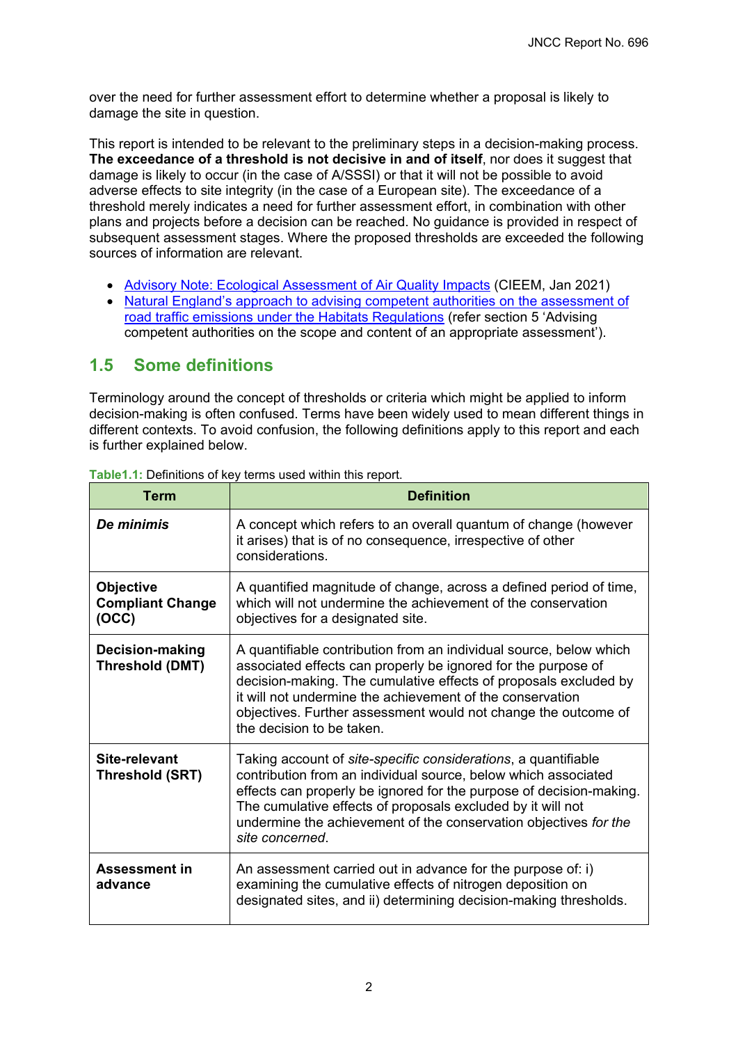over the need for further assessment effort to determine whether a proposal is likely to damage the site in question.

This report is intended to be relevant to the preliminary steps in a decision-making process. **The exceedance of a threshold is not decisive in and of itself**, nor does it suggest that damage is likely to occur (in the case of A/SSSI) or that it will not be possible to avoid adverse effects to site integrity (in the case of a European site). The exceedance of a threshold merely indicates a need for further assessment effort, in combination with other plans and projects before a decision can be reached. No guidance is provided in respect of subsequent assessment stages. Where the proposed thresholds are exceeded the following sources of information are relevant.

- Advisory Note: Ecological Assessment of Air Quality Impacts (CIEEM, Jan 2021)
- Natural England's approach to advising competent authorities on the assessment of road traffic emissions under the Habitats Regulations (refer section 5 'Advising competent authorities on the scope and content of an appropriate assessment').

## 1.5 Some definitions

Terminology around the concept of thresholds or criteria which might be applied to inform decision-making is often confused. Terms have been widely used to mean different things in different contexts. To avoid confusion, the following definitions apply to this report and each is further explained below.

**Table1.1:** Definitions of key terms used within this report.

| Term | Definition |
|---|---|
| ***De minimis*** | A concept which refers to an overall quantum of change (however it arises) that is of no consequence, irrespective of other considerations. |
| **Objective Compliant Change (OCC)** | A quantified magnitude of change, across a defined period of time, which will not undermine the achievement of the conservation objectives for a designated site. |
| **Decision-making Threshold (DMT)** | A quantifiable contribution from an individual source, below which associated effects can properly be ignored for the purpose of decision-making. The cumulative effects of proposals excluded by it will not undermine the achievement of the conservation objectives. Further assessment would not change the outcome of the decision to be taken. |
| **Site-relevant Threshold (SRT)** | Taking account of *site-specific considerations*, a quantifiable contribution from an individual source, below which associated effects can properly be ignored for the purpose of decision-making. The cumulative effects of proposals excluded by it will not undermine the achievement of the conservation objectives *for the site concerned*. |
| **Assessment in advance** | An assessment carried out in advance for the purpose of: i) examining the cumulative effects of nitrogen deposition on designated sites, and ii) determining decision-making thresholds. |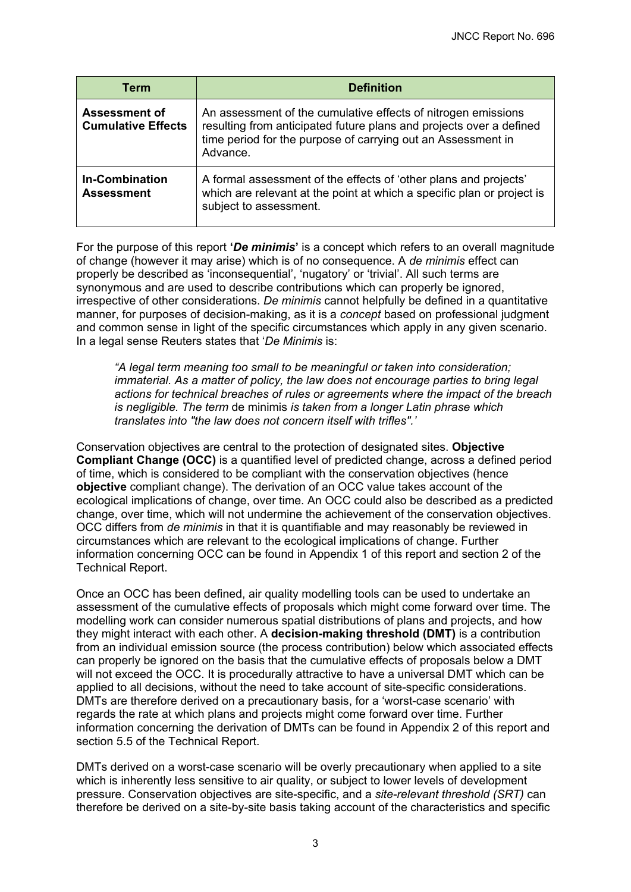| Term | Definition |
|---|---|
| **Assessment of Cumulative Effects** | An assessment of the cumulative effects of nitrogen emissions resulting from anticipated future plans and projects over a defined time period for the purpose of carrying out an Assessment in Advance. |
| **In-Combination Assessment** | A formal assessment of the effects of 'other plans and projects' which are relevant at the point at which a specific plan or project is subject to assessment. |

For the purpose of this report **'*De minimis*'** is a concept which refers to an overall magnitude of change (however it may arise) which is of no consequence. A *de minimis* effect can properly be described as 'inconsequential', 'nugatory' or 'trivial'. All such terms are synonymous and are used to describe contributions which can properly be ignored, irrespective of other considerations. *De minimis* cannot helpfully be defined in a quantitative manner, for purposes of decision-making, as it is a *concept* based on professional judgment and common sense in light of the specific circumstances which apply in any given scenario. In a legal sense Reuters states that '*De Minimis* is:

> *"A legal term meaning too small to be meaningful or taken into consideration; immaterial. As a matter of policy, the law does not encourage parties to bring legal actions for technical breaches of rules or agreements where the impact of the breach is negligible. The term* de minimis *is taken from a longer Latin phrase which translates into "the law does not concern itself with trifles".'*

Conservation objectives are central to the protection of designated sites. **Objective Compliant Change (OCC)** is a quantified level of predicted change, across a defined period of time, which is considered to be compliant with the conservation objectives (hence **objective** compliant change). The derivation of an OCC value takes account of the ecological implications of change, over time. An OCC could also be described as a predicted change, over time, which will not undermine the achievement of the conservation objectives. OCC differs from *de minimis* in that it is quantifiable and may reasonably be reviewed in circumstances which are relevant to the ecological implications of change. Further information concerning OCC can be found in Appendix 1 of this report and section 2 of the Technical Report.

Once an OCC has been defined, air quality modelling tools can be used to undertake an assessment of the cumulative effects of proposals which might come forward over time. The modelling work can consider numerous spatial distributions of plans and projects, and how they might interact with each other. A **decision-making threshold (DMT)** is a contribution from an individual emission source (the process contribution) below which associated effects can properly be ignored on the basis that the cumulative effects of proposals below a DMT will not exceed the OCC. It is procedurally attractive to have a universal DMT which can be applied to all decisions, without the need to take account of site-specific considerations. DMTs are therefore derived on a precautionary basis, for a 'worst-case scenario' with regards the rate at which plans and projects might come forward over time. Further information concerning the derivation of DMTs can be found in Appendix 2 of this report and section 5.5 of the Technical Report.

DMTs derived on a worst-case scenario will be overly precautionary when applied to a site which is inherently less sensitive to air quality, or subject to lower levels of development pressure. Conservation objectives are site-specific, and a *site-relevant threshold (SRT)* can therefore be derived on a site-by-site basis taking account of the characteristics and specific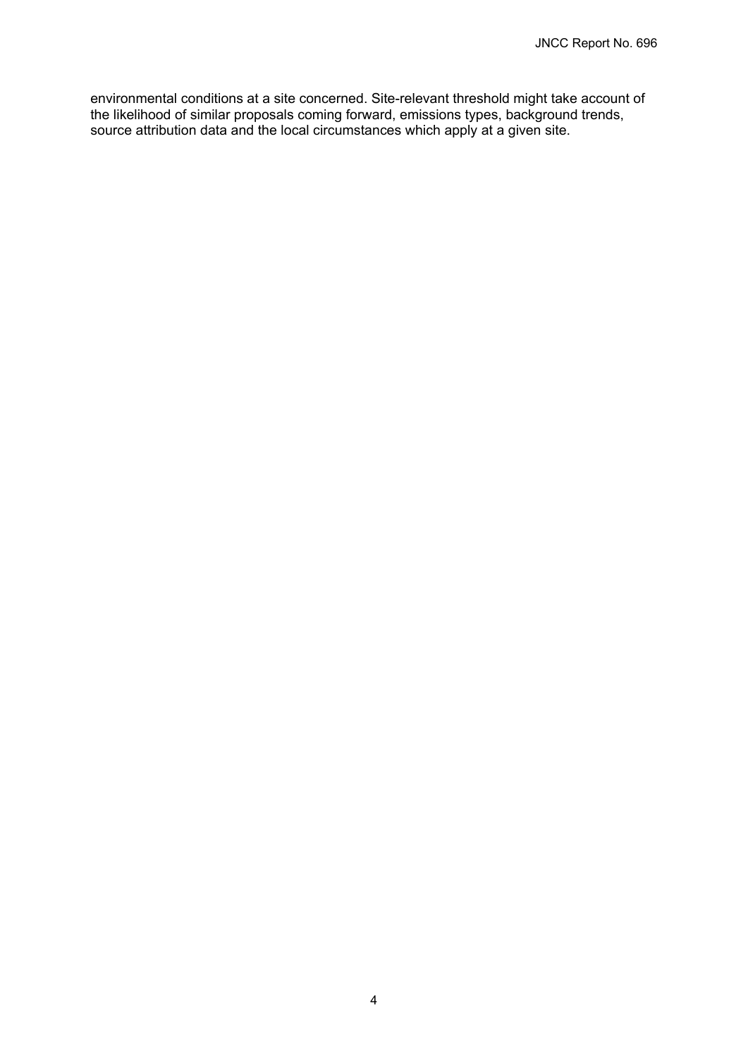environmental conditions at a site concerned. Site-relevant threshold might take account of the likelihood of similar proposals coming forward, emissions types, background trends, source attribution data and the local circumstances which apply at a given site.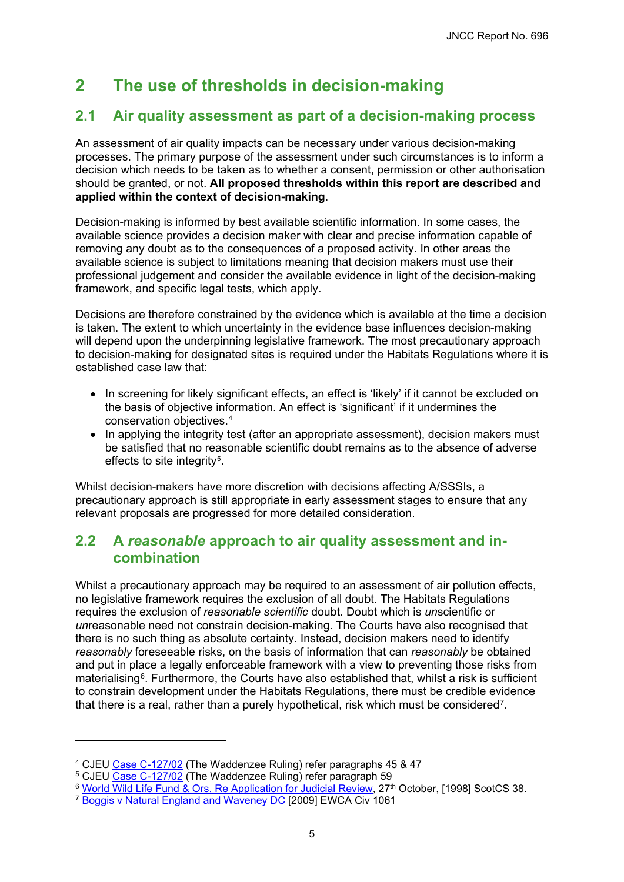# 2 The use of thresholds in decision-making

## 2.1 Air quality assessment as part of a decision-making process

An assessment of air quality impacts can be necessary under various decision-making processes. The primary purpose of the assessment under such circumstances is to inform a decision which needs to be taken as to whether a consent, permission or other authorisation should be granted, or not. **All proposed thresholds within this report are described and applied within the context of decision-making**.

Decision-making is informed by best available scientific information. In some cases, the available science provides a decision maker with clear and precise information capable of removing any doubt as to the consequences of a proposed activity. In other areas the available science is subject to limitations meaning that decision makers must use their professional judgement and consider the available evidence in light of the decision-making framework, and specific legal tests, which apply.

Decisions are therefore constrained by the evidence which is available at the time a decision is taken. The extent to which uncertainty in the evidence base influences decision-making will depend upon the underpinning legislative framework. The most precautionary approach to decision-making for designated sites is required under the Habitats Regulations where it is established case law that:

- In screening for likely significant effects, an effect is 'likely' if it cannot be excluded on the basis of objective information. An effect is 'significant' if it undermines the conservation objectives.[4]
- In applying the integrity test (after an appropriate assessment), decision makers must be satisfied that no reasonable scientific doubt remains as to the absence of adverse effects to site integrity[5].

Whilst decision-makers have more discretion with decisions affecting A/SSSIs, a precautionary approach is still appropriate in early assessment stages to ensure that any relevant proposals are progressed for more detailed consideration.

## 2.2 A *reasonable* approach to air quality assessment and in-combination

Whilst a precautionary approach may be required to an assessment of air pollution effects, no legislative framework requires the exclusion of all doubt. The Habitats Regulations requires the exclusion of *reasonable scientific* doubt. Doubt which is *un*scientific or *un*reasonable need not constrain decision-making. The Courts have also recognised that there is no such thing as absolute certainty. Instead, decision makers need to identify *reasonably* foreseeable risks, on the basis of information that can *reasonably* be obtained and put in place a legally enforceable framework with a view to preventing those risks from materialising[6]. Furthermore, the Courts have also established that, whilst a risk is sufficient to constrain development under the Habitats Regulations, there must be credible evidence that there is a real, rather than a purely hypothetical, risk which must be considered[7].

---

[4] CJEU Case C-127/02 (The Waddenzee Ruling) refer paragraphs 45 & 47

[5] CJEU Case C-127/02 (The Waddenzee Ruling) refer paragraph 59

[6] World Wild Life Fund & Ors, Re Application for Judicial Review, 27th October, [1998] ScotCS 38.

[7] Boggis v Natural England and Waveney DC [2009] EWCA Civ 1061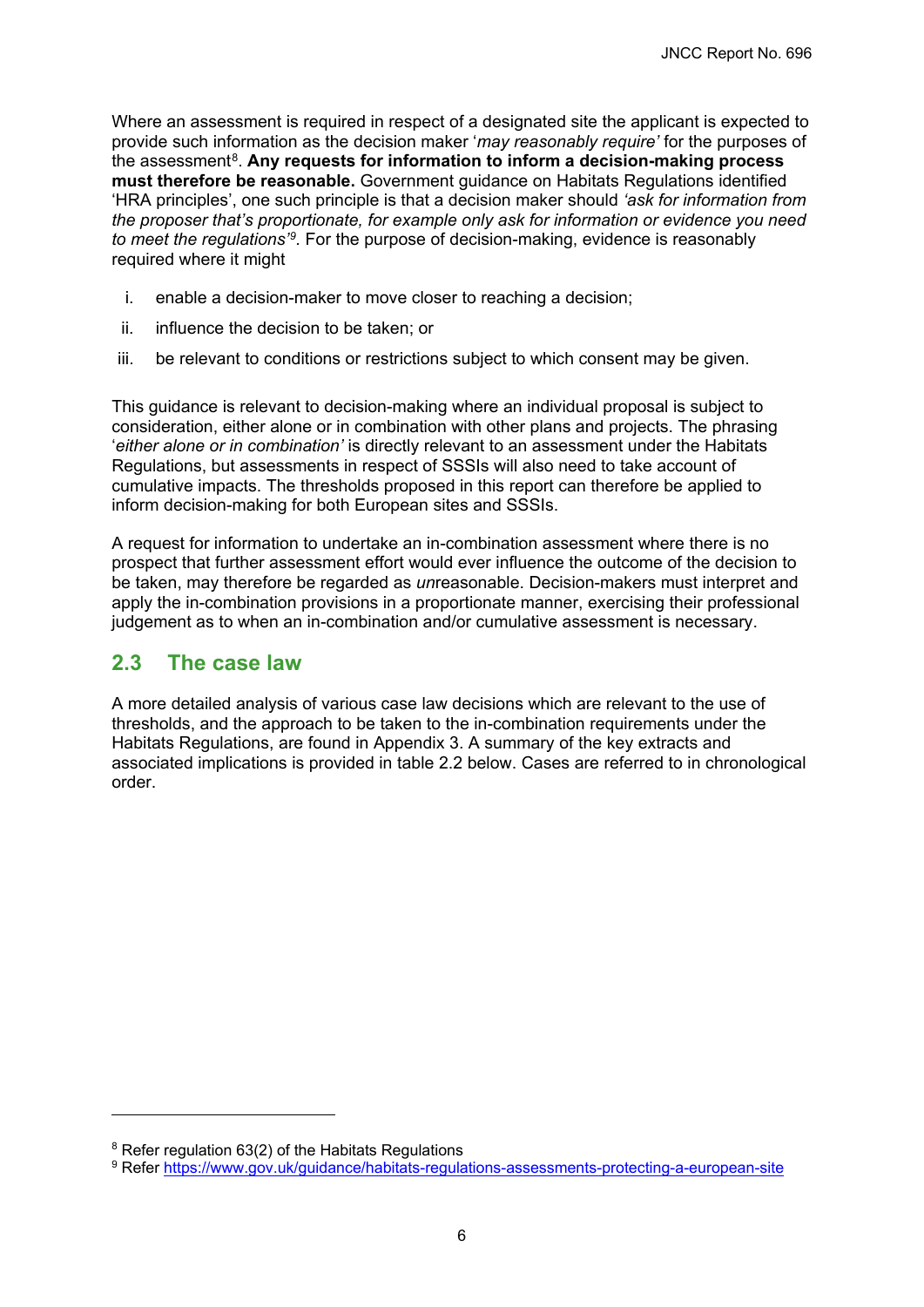Where an assessment is required in respect of a designated site the applicant is expected to provide such information as the decision maker '*may reasonably require'* for the purposes of the assessment[8]. **Any requests for information to inform a decision-making process must therefore be reasonable.** Government guidance on Habitats Regulations identified 'HRA principles', one such principle is that a decision maker should *'ask for information from the proposer that's proportionate, for example only ask for information or evidence you need to meet the regulations'*[9]*.* For the purpose of decision-making, evidence is reasonably required where it might

i. enable a decision-maker to move closer to reaching a decision;

ii. influence the decision to be taken; or

iii. be relevant to conditions or restrictions subject to which consent may be given.

This guidance is relevant to decision-making where an individual proposal is subject to consideration, either alone or in combination with other plans and projects. The phrasing '*either alone or in combination'* is directly relevant to an assessment under the Habitats Regulations, but assessments in respect of SSSIs will also need to take account of cumulative impacts. The thresholds proposed in this report can therefore be applied to inform decision-making for both European sites and SSSIs.

A request for information to undertake an in-combination assessment where there is no prospect that further assessment effort would ever influence the outcome of the decision to be taken, may therefore be regarded as *un*reasonable. Decision-makers must interpret and apply the in-combination provisions in a proportionate manner, exercising their professional judgement as to when an in-combination and/or cumulative assessment is necessary.

## 2.3 The case law

A more detailed analysis of various case law decisions which are relevant to the use of thresholds, and the approach to be taken to the in-combination requirements under the Habitats Regulations, are found in Appendix 3. A summary of the key extracts and associated implications is provided in table 2.2 below. Cases are referred to in chronological order.

---

[8] Refer regulation 63(2) of the Habitats Regulations

[9] Refer https://www.gov.uk/guidance/habitats-regulations-assessments-protecting-a-european-site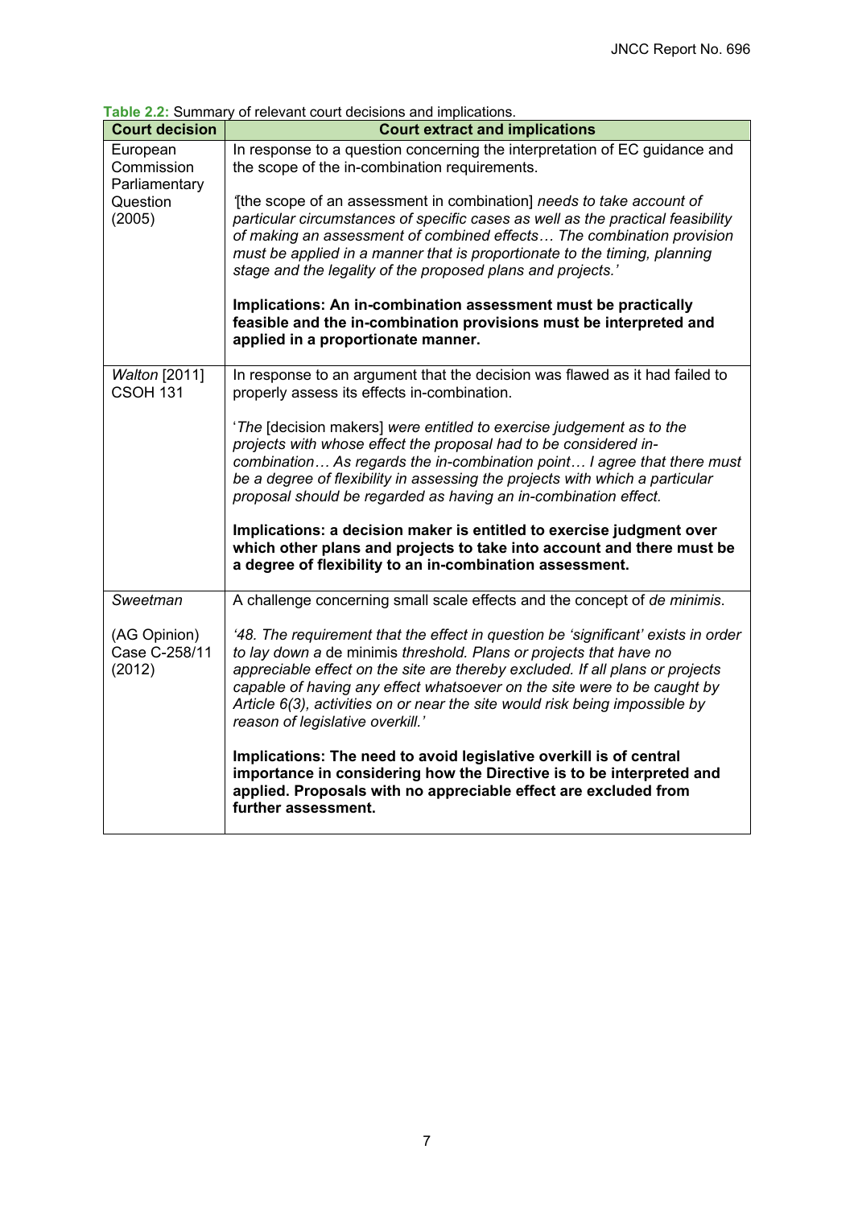**Table 2.2:** Summary of relevant court decisions and implications.

| Court decision | Court extract and implications |
|---|---|
| European Commission Parliamentary Question (2005) | In response to a question concerning the interpretation of EC guidance and the scope of the in-combination requirements.<br><br>'[the scope of an assessment in combination] *needs to take account of particular circumstances of specific cases as well as the practical feasibility of making an assessment of combined effects… The combination provision must be applied in a manner that is proportionate to the timing, planning stage and the legality of the proposed plans and projects.'*<br><br>**Implications: An in-combination assessment must be practically feasible and the in-combination provisions must be interpreted and applied in a proportionate manner.** |
| *Walton* [2011] CSOH 131 | In response to an argument that the decision was flawed as it had failed to properly assess its effects in-combination.<br><br>'*The* [decision makers] *were entitled to exercise judgement as to the projects with whose effect the proposal had to be considered in-combination… As regards the in-combination point… I agree that there must be a degree of flexibility in assessing the projects with which a particular proposal should be regarded as having an in-combination effect.*<br><br>**Implications: a decision maker is entitled to exercise judgment over which other plans and projects to take into account and there must be a degree of flexibility to an in-combination assessment.** |
| *Sweetman*<br><br>(AG Opinion) Case C-258/11 (2012) | A challenge concerning small scale effects and the concept of *de minimis*.<br><br>*'48. The requirement that the effect in question be 'significant' exists in order to lay down a* de minimis *threshold. Plans or projects that have no appreciable effect on the site are thereby excluded. If all plans or projects capable of having any effect whatsoever on the site were to be caught by Article 6(3), activities on or near the site would risk being impossible by reason of legislative overkill.'*<br><br>**Implications: The need to avoid legislative overkill is of central importance in considering how the Directive is to be interpreted and applied. Proposals with no appreciable effect are excluded from further assessment.** |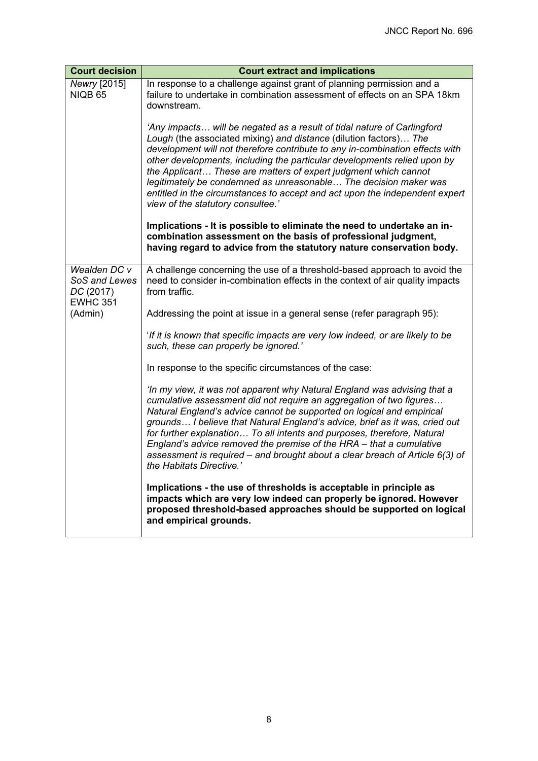| Court decision | Court extract and implications |
|---|---|
| *Newry* [2015] NIQB 65 | In response to a challenge against grant of planning permission and a failure to undertake in combination assessment of effects on an SPA 18km downstream.<br><br>*'Any impacts… will be negated as a result of tidal nature of Carlingford Lough* (the associated mixing) *and distance* (dilution factors)*… The development will not therefore contribute to any in-combination effects with other developments, including the particular developments relied upon by the Applicant… These are matters of expert judgment which cannot legitimately be condemned as unreasonable… The decision maker was entitled in the circumstances to accept and act upon the independent expert view of the statutory consultee.'*<br><br>**Implications - It is possible to eliminate the need to undertake an in-combination assessment on the basis of professional judgment, having regard to advice from the statutory nature conservation body.** |
| *Wealden DC v SoS and Lewes DC* (2017) EWHC 351 (Admin) | A challenge concerning the use of a threshold-based approach to avoid the need to consider in-combination effects in the context of air quality impacts from traffic.<br><br>Addressing the point at issue in a general sense (refer paragraph 95):<br><br>'*If it is known that specific impacts are very low indeed, or are likely to be such, these can properly be ignored.'*<br><br>In response to the specific circumstances of the case:<br><br>*'In my view, it was not apparent why Natural England was advising that a cumulative assessment did not require an aggregation of two figures… Natural England's advice cannot be supported on logical and empirical grounds… I believe that Natural England's advice, brief as it was, cried out for further explanation… To all intents and purposes, therefore, Natural England's advice removed the premise of the HRA – that a cumulative assessment is required – and brought about a clear breach of Article 6(3) of the Habitats Directive.'*<br><br>**Implications - the use of thresholds is acceptable in principle as impacts which are very low indeed can properly be ignored. However proposed threshold-based approaches should be supported on logical and empirical grounds.** |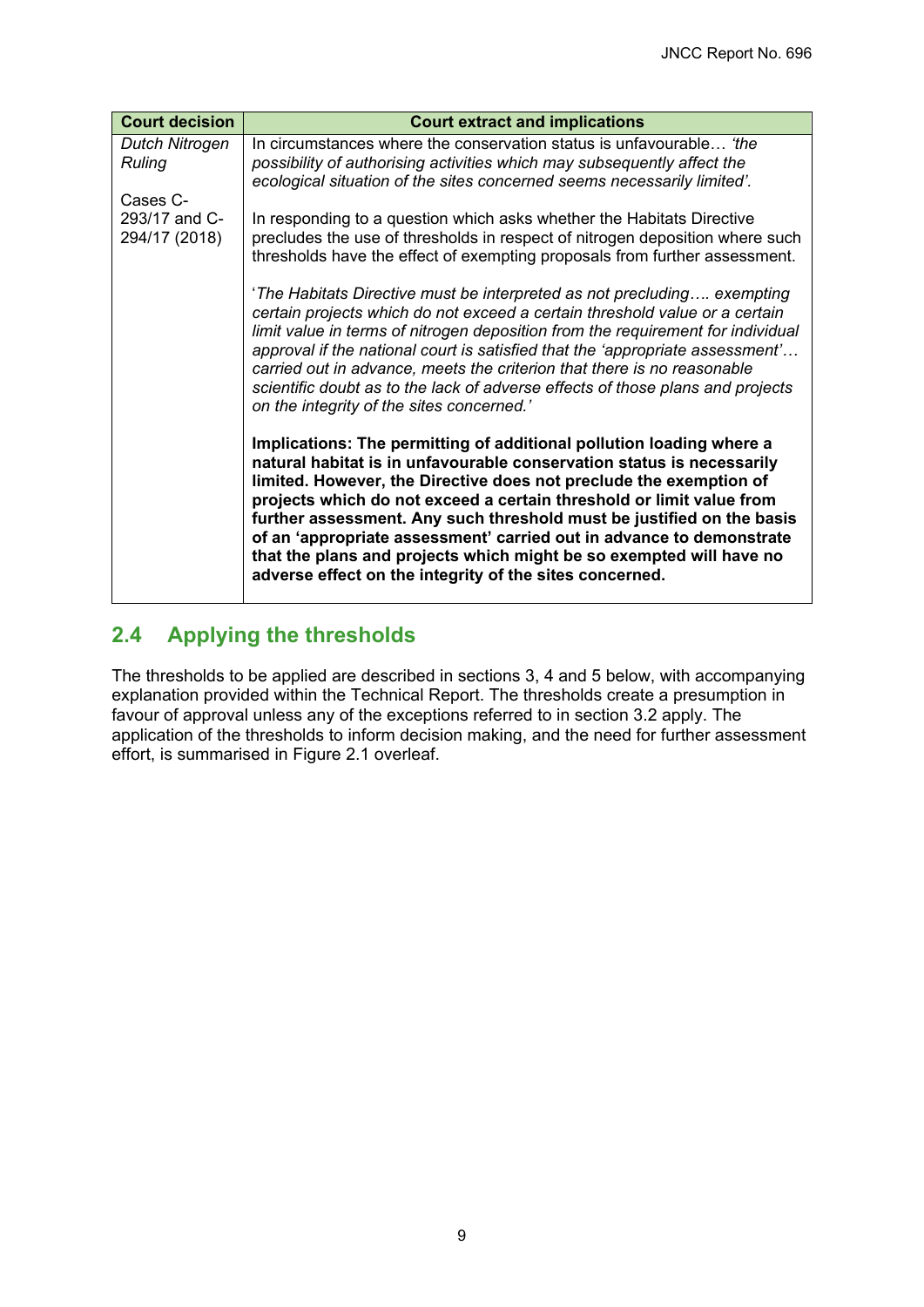| Court decision | Court extract and implications |
| --- | --- |
| *Dutch Nitrogen Ruling*<br><br>Cases C-293/17 and C-294/17 (2018) | In circumstances where the conservation status is unfavourable… *'the possibility of authorising activities which may subsequently affect the ecological situation of the sites concerned seems necessarily limited'.*<br><br>In responding to a question which asks whether the Habitats Directive precludes the use of thresholds in respect of nitrogen deposition where such thresholds have the effect of exempting proposals from further assessment.<br><br>'*The Habitats Directive must be interpreted as not precluding…. exempting certain projects which do not exceed a certain threshold value or a certain limit value in terms of nitrogen deposition from the requirement for individual approval if the national court is satisfied that the 'appropriate assessment'… carried out in advance, meets the criterion that there is no reasonable scientific doubt as to the lack of adverse effects of those plans and projects on the integrity of the sites concerned.'*<br><br>**Implications: The permitting of additional pollution loading where a natural habitat is in unfavourable conservation status is necessarily limited. However, the Directive does not preclude the exemption of projects which do not exceed a certain threshold or limit value from further assessment. Any such threshold must be justified on the basis of an 'appropriate assessment' carried out in advance to demonstrate that the plans and projects which might be so exempted will have no adverse effect on the integrity of the sites concerned.** |

## 2.4 Applying the thresholds

The thresholds to be applied are described in sections 3, 4 and 5 below, with accompanying explanation provided within the Technical Report. The thresholds create a presumption in favour of approval unless any of the exceptions referred to in section 3.2 apply. The application of the thresholds to inform decision making, and the need for further assessment effort, is summarised in Figure 2.1 overleaf.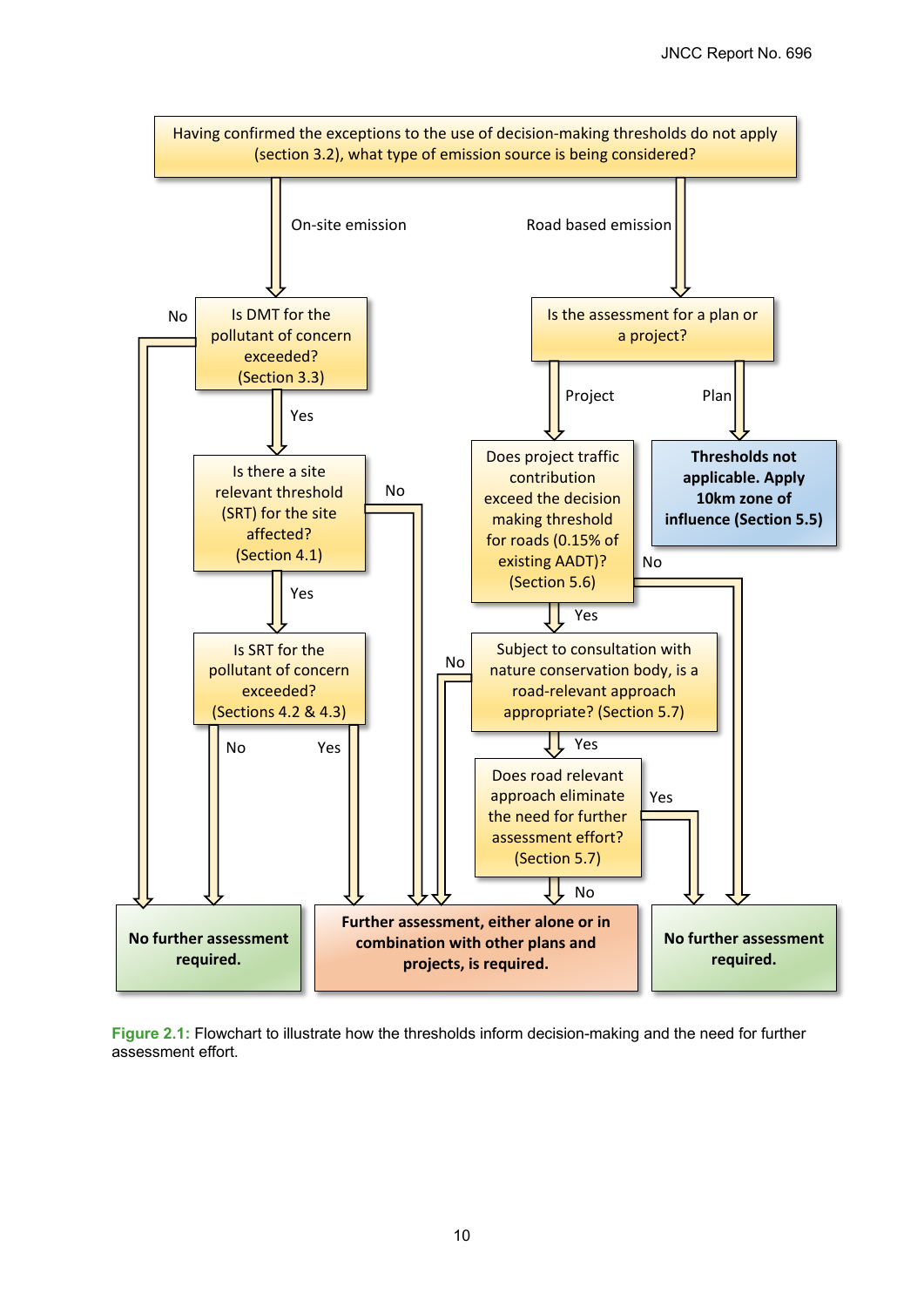**Having confirmed the exceptions to the use of decision-making thresholds do not apply (section 3.2), what type of emission source is being considered?**

- **On-site emission** → Is DMT for the pollutant of concern exceeded? (Section 3.3)
  - No → **No further assessment required.**
  - Yes → Is there a site relevant threshold (SRT) for the site affected? (Section 4.1)
    - No → **Further assessment, either alone or in combination with other plans and projects, is required.**
    - Yes → Is SRT for the pollutant of concern exceeded? (Sections 4.2 & 4.3)
      - No → **No further assessment required.**
      - Yes → **Further assessment, either alone or in combination with other plans and projects, is required.**
- **Road based emission** → Is the assessment for a plan or a project?
  - Plan → **Thresholds not applicable. Apply 10km zone of influence (Section 5.5)**
  - Project → Does project traffic contribution exceed the decision making threshold for roads (0.15% of existing AADT)? (Section 5.6)
    - No → **No further assessment required.**
    - Yes → Subject to consultation with nature conservation body, is a road-relevant approach appropriate? (Section 5.7)
      - No → **Further assessment, either alone or in combination with other plans and projects, is required.**
      - Yes → Does road relevant approach eliminate the need for further assessment effort? (Section 5.7)
        - Yes → **No further assessment required.**
        - No → **Further assessment, either alone or in combination with other plans and projects, is required.**

**Figure 2.1:** Flowchart to illustrate how the thresholds inform decision-making and the need for further assessment effort.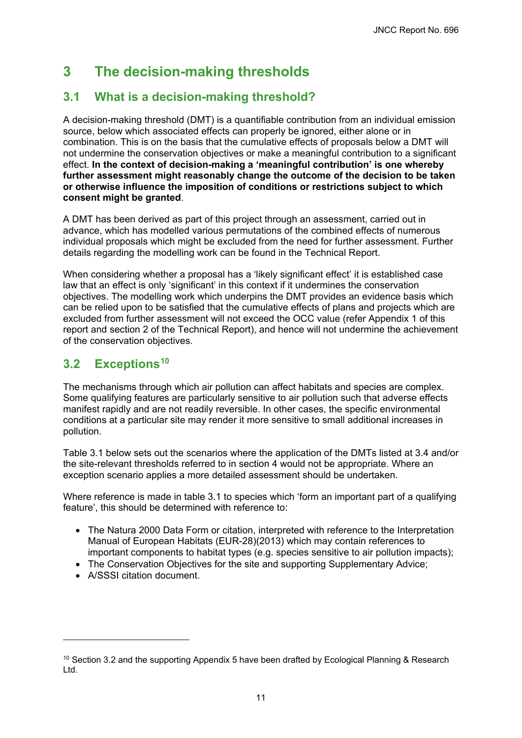# 3 The decision-making thresholds

## 3.1 What is a decision-making threshold?

A decision-making threshold (DMT) is a quantifiable contribution from an individual emission source, below which associated effects can properly be ignored, either alone or in combination. This is on the basis that the cumulative effects of proposals below a DMT will not undermine the conservation objectives or make a meaningful contribution to a significant effect. **In the context of decision-making a 'meaningful contribution' is one whereby further assessment might reasonably change the outcome of the decision to be taken or otherwise influence the imposition of conditions or restrictions subject to which consent might be granted**.

A DMT has been derived as part of this project through an assessment, carried out in advance, which has modelled various permutations of the combined effects of numerous individual proposals which might be excluded from the need for further assessment. Further details regarding the modelling work can be found in the Technical Report.

When considering whether a proposal has a 'likely significant effect' it is established case law that an effect is only 'significant' in this context if it undermines the conservation objectives. The modelling work which underpins the DMT provides an evidence basis which can be relied upon to be satisfied that the cumulative effects of plans and projects which are excluded from further assessment will not exceed the OCC value (refer Appendix 1 of this report and section 2 of the Technical Report), and hence will not undermine the achievement of the conservation objectives.

## 3.2 Exceptions[10]

The mechanisms through which air pollution can affect habitats and species are complex. Some qualifying features are particularly sensitive to air pollution such that adverse effects manifest rapidly and are not readily reversible. In other cases, the specific environmental conditions at a particular site may render it more sensitive to small additional increases in pollution.

Table 3.1 below sets out the scenarios where the application of the DMTs listed at 3.4 and/or the site-relevant thresholds referred to in section 4 would not be appropriate. Where an exception scenario applies a more detailed assessment should be undertaken.

Where reference is made in table 3.1 to species which 'form an important part of a qualifying feature', this should be determined with reference to:

- The Natura 2000 Data Form or citation, interpreted with reference to the Interpretation Manual of European Habitats (EUR-28)(2013) which may contain references to important components to habitat types (e.g. species sensitive to air pollution impacts);
- The Conservation Objectives for the site and supporting Supplementary Advice;
- A/SSSI citation document.

[10] Section 3.2 and the supporting Appendix 5 have been drafted by Ecological Planning & Research Ltd.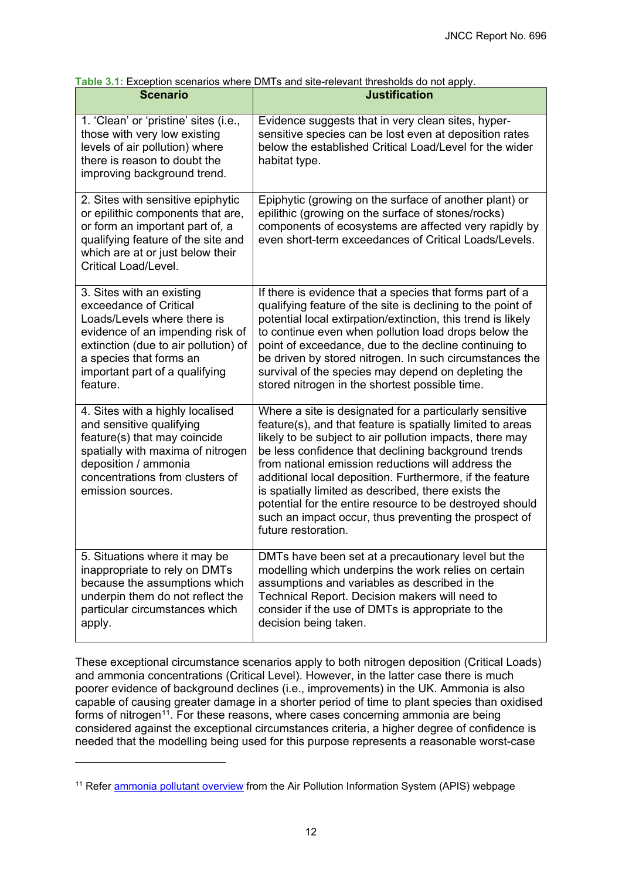**Table 3.1:** Exception scenarios where DMTs and site-relevant thresholds do not apply.

| Scenario | Justification |
| --- | --- |
| 1. 'Clean' or 'pristine' sites (i.e., those with very low existing levels of air pollution) where there is reason to doubt the improving background trend. | Evidence suggests that in very clean sites, hyper-sensitive species can be lost even at deposition rates below the established Critical Load/Level for the wider habitat type. |
| 2. Sites with sensitive epiphytic or epilithic components that are, or form an important part of, a qualifying feature of the site and which are at or just below their Critical Load/Level. | Epiphytic (growing on the surface of another plant) or epilithic (growing on the surface of stones/rocks) components of ecosystems are affected very rapidly by even short-term exceedances of Critical Loads/Levels. |
| 3. Sites with an existing exceedance of Critical Loads/Levels where there is evidence of an impending risk of extinction (due to air pollution) of a species that forms an important part of a qualifying feature. | If there is evidence that a species that forms part of a qualifying feature of the site is declining to the point of potential local extirpation/extinction, this trend is likely to continue even when pollution load drops below the point of exceedance, due to the decline continuing to be driven by stored nitrogen. In such circumstances the survival of the species may depend on depleting the stored nitrogen in the shortest possible time. |
| 4. Sites with a highly localised and sensitive qualifying feature(s) that may coincide spatially with maxima of nitrogen deposition / ammonia concentrations from clusters of emission sources. | Where a site is designated for a particularly sensitive feature(s), and that feature is spatially limited to areas likely to be subject to air pollution impacts, there may be less confidence that declining background trends from national emission reductions will address the additional local deposition. Furthermore, if the feature is spatially limited as described, there exists the potential for the entire resource to be destroyed should such an impact occur, thus preventing the prospect of future restoration. |
| 5. Situations where it may be inappropriate to rely on DMTs because the assumptions which underpin them do not reflect the particular circumstances which apply. | DMTs have been set at a precautionary level but the modelling which underpins the work relies on certain assumptions and variables as described in the Technical Report. Decision makers will need to consider if the use of DMTs is appropriate to the decision being taken. |

These exceptional circumstance scenarios apply to both nitrogen deposition (Critical Loads) and ammonia concentrations (Critical Level). However, in the latter case there is much poorer evidence of background declines (i.e., improvements) in the UK. Ammonia is also capable of causing greater damage in a shorter period of time to plant species than oxidised forms of nitrogen[11]. For these reasons, where cases concerning ammonia are being considered against the exceptional circumstances criteria, a higher degree of confidence is needed that the modelling being used for this purpose represents a reasonable worst-case

[11] Refer ammonia pollutant overview from the Air Pollution Information System (APIS) webpage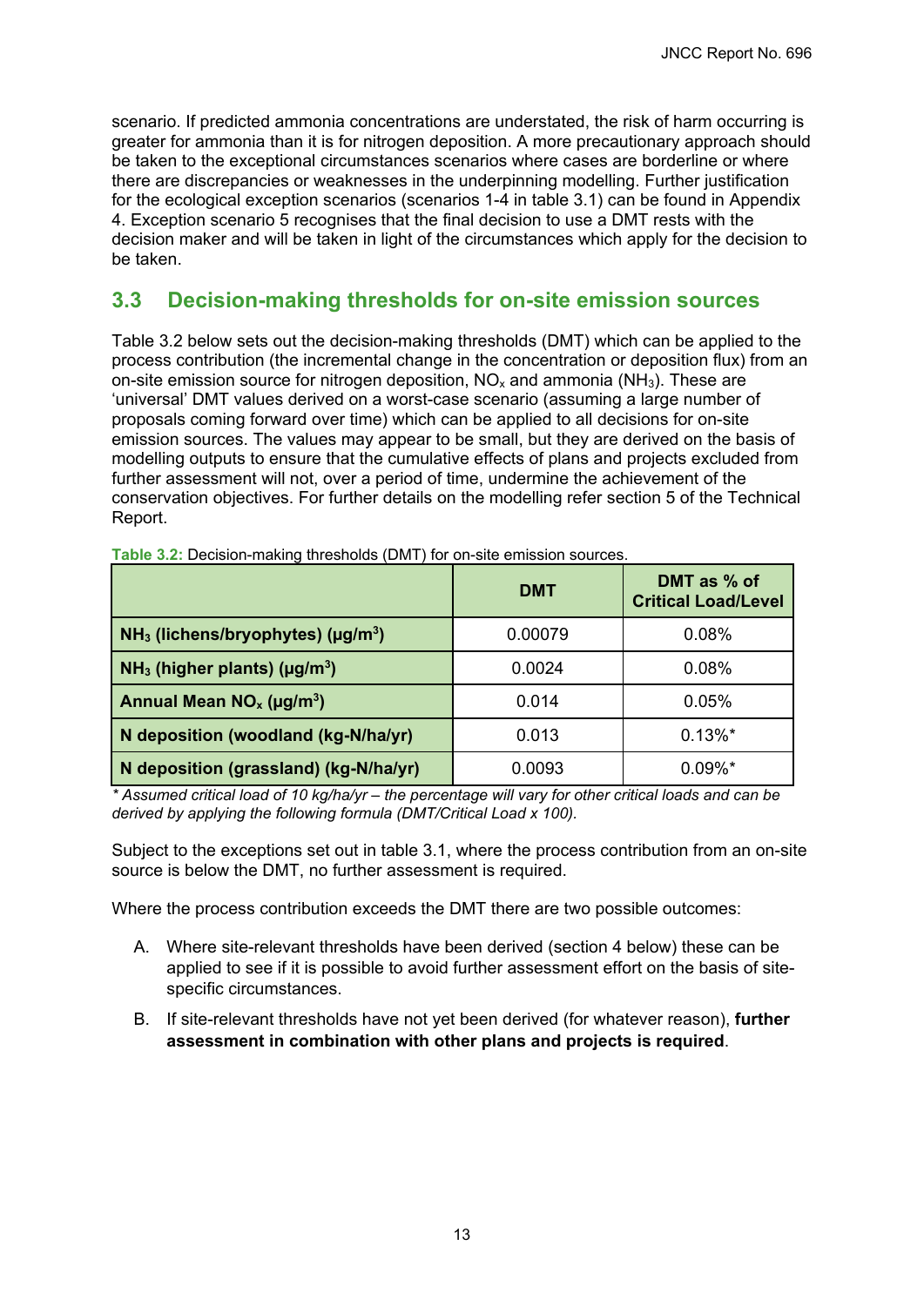scenario. If predicted ammonia concentrations are understated, the risk of harm occurring is greater for ammonia than it is for nitrogen deposition. A more precautionary approach should be taken to the exceptional circumstances scenarios where cases are borderline or where there are discrepancies or weaknesses in the underpinning modelling. Further justification for the ecological exception scenarios (scenarios 1-4 in table 3.1) can be found in Appendix 4. Exception scenario 5 recognises that the final decision to use a DMT rests with the decision maker and will be taken in light of the circumstances which apply for the decision to be taken.

## 3.3 Decision-making thresholds for on-site emission sources

Table 3.2 below sets out the decision-making thresholds (DMT) which can be applied to the process contribution (the incremental change in the concentration or deposition flux) from an on-site emission source for nitrogen deposition, $NO_x$ and ammonia ($NH_3$). These are 'universal' DMT values derived on a worst-case scenario (assuming a large number of proposals coming forward over time) which can be applied to all decisions for on-site emission sources. The values may appear to be small, but they are derived on the basis of modelling outputs to ensure that the cumulative effects of plans and projects excluded from further assessment will not, over a period of time, undermine the achievement of the conservation objectives. For further details on the modelling refer section 5 of the Technical Report.

**Table 3.2:** Decision-making thresholds (DMT) for on-site emission sources.

| | DMT | DMT as % of Critical Load/Level |
|---|---|---|
| **$NH_3$ (lichens/bryophytes) ($\mu g/m^3$)** | 0.00079 | 0.08% |
| **$NH_3$ (higher plants) ($\mu g/m^3$)** | 0.0024 | 0.08% |
| **Annual Mean $NO_x$ ($\mu g/m^3$)** | 0.014 | 0.05% |
| **N deposition (woodland (kg-N/ha/yr)** | 0.013 | 0.13%* |
| **N deposition (grassland) (kg-N/ha/yr)** | 0.0093 | 0.09%* |

*\* Assumed critical load of 10 kg/ha/yr – the percentage will vary for other critical loads and can be derived by applying the following formula (DMT/Critical Load x 100).*

Subject to the exceptions set out in table 3.1, where the process contribution from an on-site source is below the DMT, no further assessment is required.

Where the process contribution exceeds the DMT there are two possible outcomes:

A. Where site-relevant thresholds have been derived (section 4 below) these can be applied to see if it is possible to avoid further assessment effort on the basis of site-specific circumstances.

B. If site-relevant thresholds have not yet been derived (for whatever reason), **further assessment in combination with other plans and projects is required**.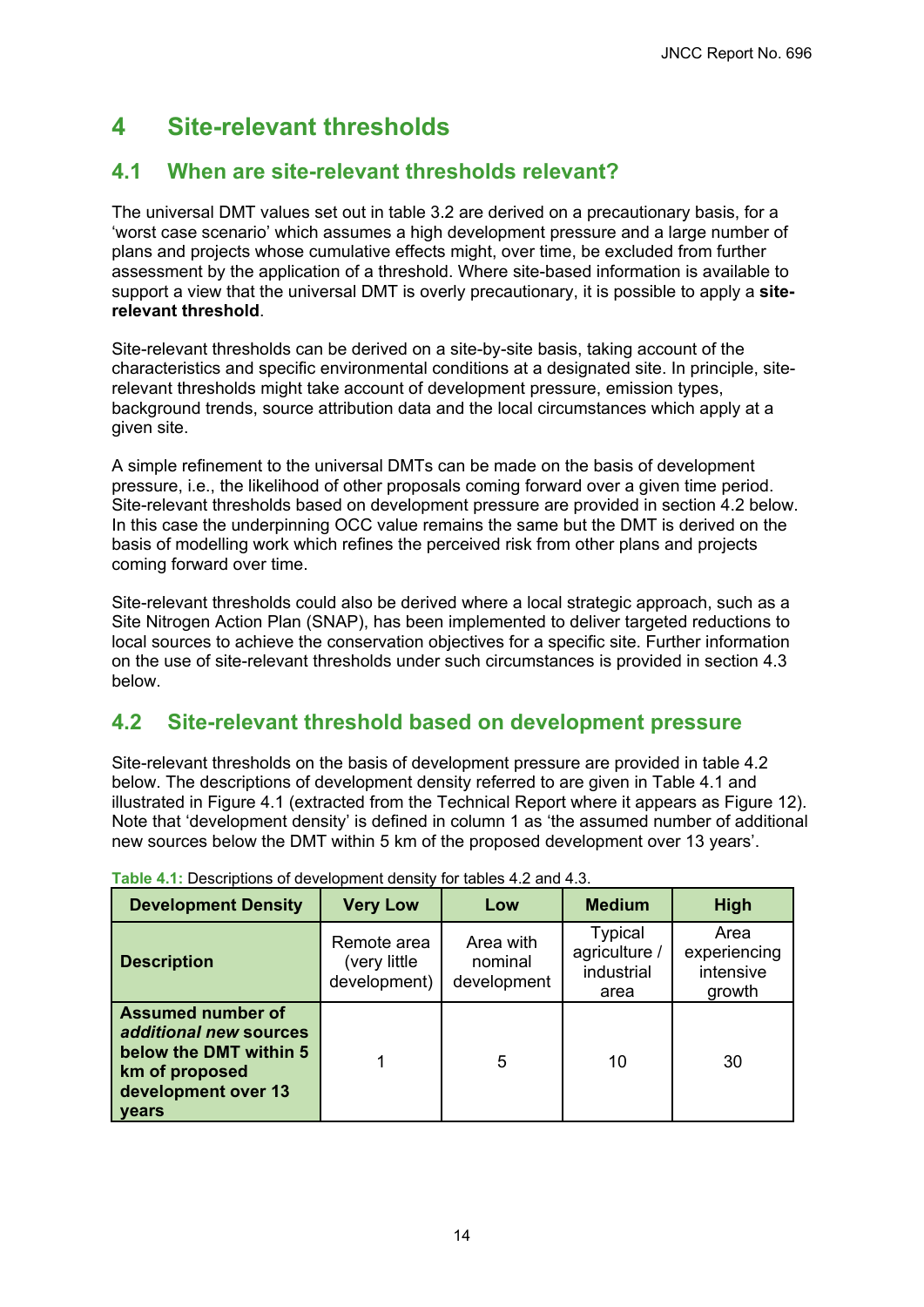# 4 Site-relevant thresholds

## 4.1 When are site-relevant thresholds relevant?

The universal DMT values set out in table 3.2 are derived on a precautionary basis, for a 'worst case scenario' which assumes a high development pressure and a large number of plans and projects whose cumulative effects might, over time, be excluded from further assessment by the application of a threshold. Where site-based information is available to support a view that the universal DMT is overly precautionary, it is possible to apply a **site-relevant threshold**.

Site-relevant thresholds can be derived on a site-by-site basis, taking account of the characteristics and specific environmental conditions at a designated site. In principle, site-relevant thresholds might take account of development pressure, emission types, background trends, source attribution data and the local circumstances which apply at a given site.

A simple refinement to the universal DMTs can be made on the basis of development pressure, i.e., the likelihood of other proposals coming forward over a given time period. Site-relevant thresholds based on development pressure are provided in section 4.2 below. In this case the underpinning OCC value remains the same but the DMT is derived on the basis of modelling work which refines the perceived risk from other plans and projects coming forward over time.

Site-relevant thresholds could also be derived where a local strategic approach, such as a Site Nitrogen Action Plan (SNAP), has been implemented to deliver targeted reductions to local sources to achieve the conservation objectives for a specific site. Further information on the use of site-relevant thresholds under such circumstances is provided in section 4.3 below.

## 4.2 Site-relevant threshold based on development pressure

Site-relevant thresholds on the basis of development pressure are provided in table 4.2 below. The descriptions of development density referred to are given in Table 4.1 and illustrated in Figure 4.1 (extracted from the Technical Report where it appears as Figure 12). Note that 'development density' is defined in column 1 as 'the assumed number of additional new sources below the DMT within 5 km of the proposed development over 13 years'.

**Table 4.1:** Descriptions of development density for tables 4.2 and 4.3.

| Development Density | Very Low | Low | Medium | High |
|---|---|---|---|---|
| **Description** | Remote area (very little development) | Area with nominal development | Typical agriculture / industrial area | Area experiencing intensive growth |
| **Assumed number of *additional new* sources below the DMT within 5 km of proposed development over 13 years** | 1 | 5 | 10 | 30 |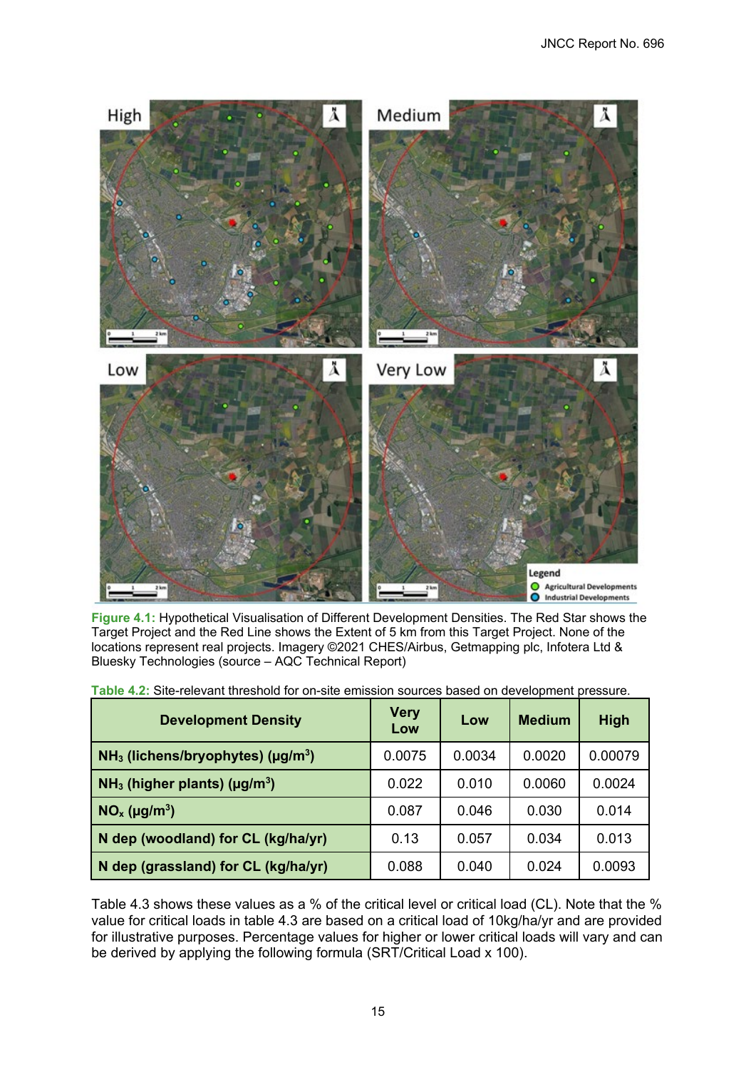**Figure 4.1:** Hypothetical Visualisation of Different Development Densities. The Red Star shows the Target Project and the Red Line shows the Extent of 5 km from this Target Project. None of the locations represent real projects. Imagery ©2021 CHES/Airbus, Getmapping plc, Infotera Ltd & Bluesky Technologies (source – AQC Technical Report)

**Table 4.2:** Site-relevant threshold for on-site emission sources based on development pressure.

| Development Density | Very Low | Low | Medium | High |
|---|---|---|---|---|
| $NH_3$ (lichens/bryophytes) ($\mu g/m^3$) | 0.0075 | 0.0034 | 0.0020 | 0.00079 |
| $NH_3$ (higher plants) ($\mu g/m^3$) | 0.022 | 0.010 | 0.0060 | 0.0024 |
| $NO_x$ ($\mu g/m^3$) | 0.087 | 0.046 | 0.030 | 0.014 |
| N dep (woodland) for CL (kg/ha/yr) | 0.13 | 0.057 | 0.034 | 0.013 |
| N dep (grassland) for CL (kg/ha/yr) | 0.088 | 0.040 | 0.024 | 0.0093 |

Table 4.3 shows these values as a % of the critical level or critical load (CL). Note that the % value for critical loads in table 4.3 are based on a critical load of 10kg/ha/yr and are provided for illustrative purposes. Percentage values for higher or lower critical loads will vary and can be derived by applying the following formula (SRT/Critical Load x 100).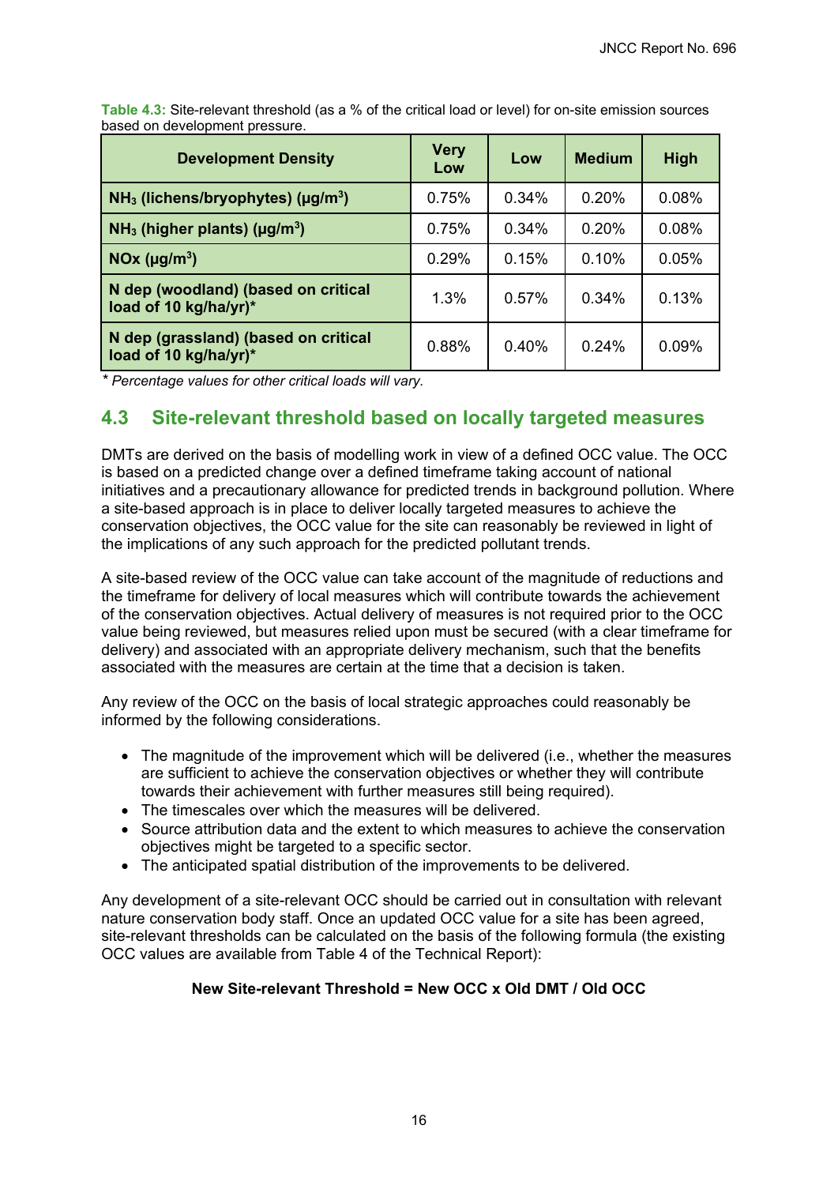**Table 4.3:** Site-relevant threshold (as a % of the critical load or level) for on-site emission sources based on development pressure.

| Development Density | Very Low | Low | Medium | High |
|---|---|---|---|---|
| **$NH_3$ (lichens/bryophytes) ($\mu g/m^3$)** | 0.75% | 0.34% | 0.20% | 0.08% |
| **$NH_3$ (higher plants) ($\mu g/m^3$)** | 0.75% | 0.34% | 0.20% | 0.08% |
| **NOx ($\mu g/m^3$)** | 0.29% | 0.15% | 0.10% | 0.05% |
| **N dep (woodland) (based on critical load of 10 kg/ha/yr)*** | 1.3% | 0.57% | 0.34% | 0.13% |
| **N dep (grassland) (based on critical load of 10 kg/ha/yr)*** | 0.88% | 0.40% | 0.24% | 0.09% |

\* *Percentage values for other critical loads will vary.*

## 4.3 Site-relevant threshold based on locally targeted measures

DMTs are derived on the basis of modelling work in view of a defined OCC value. The OCC is based on a predicted change over a defined timeframe taking account of national initiatives and a precautionary allowance for predicted trends in background pollution. Where a site-based approach is in place to deliver locally targeted measures to achieve the conservation objectives, the OCC value for the site can reasonably be reviewed in light of the implications of any such approach for the predicted pollutant trends.

A site-based review of the OCC value can take account of the magnitude of reductions and the timeframe for delivery of local measures which will contribute towards the achievement of the conservation objectives. Actual delivery of measures is not required prior to the OCC value being reviewed, but measures relied upon must be secured (with a clear timeframe for delivery) and associated with an appropriate delivery mechanism, such that the benefits associated with the measures are certain at the time that a decision is taken.

Any review of the OCC on the basis of local strategic approaches could reasonably be informed by the following considerations.

- The magnitude of the improvement which will be delivered (i.e., whether the measures are sufficient to achieve the conservation objectives or whether they will contribute towards their achievement with further measures still being required).
- The timescales over which the measures will be delivered.
- Source attribution data and the extent to which measures to achieve the conservation objectives might be targeted to a specific sector.
- The anticipated spatial distribution of the improvements to be delivered.

Any development of a site-relevant OCC should be carried out in consultation with relevant nature conservation body staff. Once an updated OCC value for a site has been agreed, site-relevant thresholds can be calculated on the basis of the following formula (the existing OCC values are available from Table 4 of the Technical Report):

**New Site-relevant Threshold = New OCC x Old DMT / Old OCC**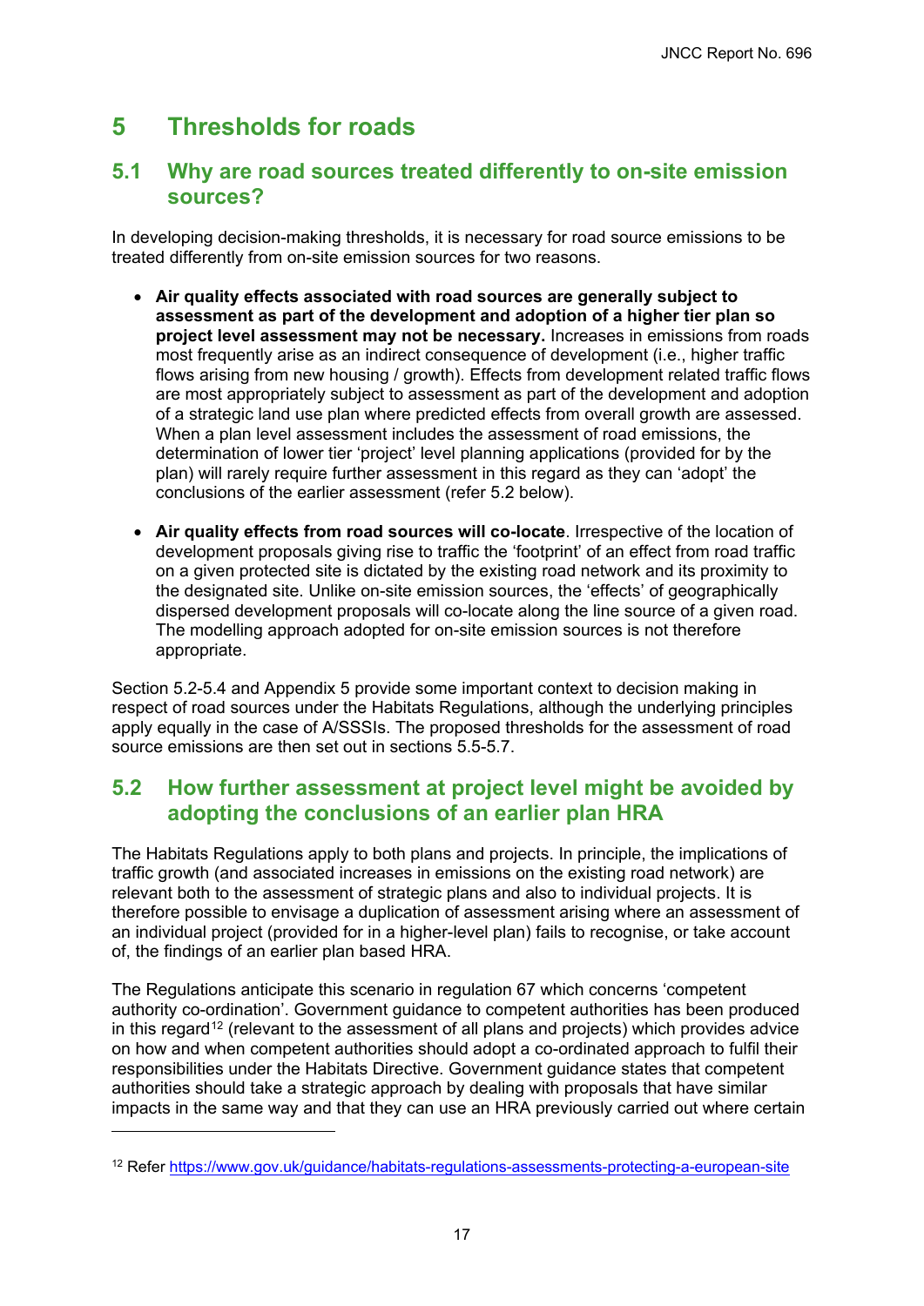# 5 Thresholds for roads

## 5.1 Why are road sources treated differently to on-site emission sources?

In developing decision-making thresholds, it is necessary for road source emissions to be treated differently from on-site emission sources for two reasons.

- **Air quality effects associated with road sources are generally subject to assessment as part of the development and adoption of a higher tier plan so project level assessment may not be necessary.** Increases in emissions from roads most frequently arise as an indirect consequence of development (i.e., higher traffic flows arising from new housing / growth). Effects from development related traffic flows are most appropriately subject to assessment as part of the development and adoption of a strategic land use plan where predicted effects from overall growth are assessed. When a plan level assessment includes the assessment of road emissions, the determination of lower tier 'project' level planning applications (provided for by the plan) will rarely require further assessment in this regard as they can 'adopt' the conclusions of the earlier assessment (refer 5.2 below).
- **Air quality effects from road sources will co-locate**. Irrespective of the location of development proposals giving rise to traffic the 'footprint' of an effect from road traffic on a given protected site is dictated by the existing road network and its proximity to the designated site. Unlike on-site emission sources, the 'effects' of geographically dispersed development proposals will co-locate along the line source of a given road. The modelling approach adopted for on-site emission sources is not therefore appropriate.

Section 5.2-5.4 and Appendix 5 provide some important context to decision making in respect of road sources under the Habitats Regulations, although the underlying principles apply equally in the case of A/SSSIs. The proposed thresholds for the assessment of road source emissions are then set out in sections 5.5-5.7.

## 5.2 How further assessment at project level might be avoided by adopting the conclusions of an earlier plan HRA

The Habitats Regulations apply to both plans and projects. In principle, the implications of traffic growth (and associated increases in emissions on the existing road network) are relevant both to the assessment of strategic plans and also to individual projects. It is therefore possible to envisage a duplication of assessment arising where an assessment of an individual project (provided for in a higher-level plan) fails to recognise, or take account of, the findings of an earlier plan based HRA.

The Regulations anticipate this scenario in regulation 67 which concerns 'competent authority co-ordination'. Government guidance to competent authorities has been produced in this regard[12] (relevant to the assessment of all plans and projects) which provides advice on how and when competent authorities should adopt a co-ordinated approach to fulfil their responsibilities under the Habitats Directive. Government guidance states that competent authorities should take a strategic approach by dealing with proposals that have similar impacts in the same way and that they can use an HRA previously carried out where certain

[12] Refer https://www.gov.uk/guidance/habitats-regulations-assessments-protecting-a-european-site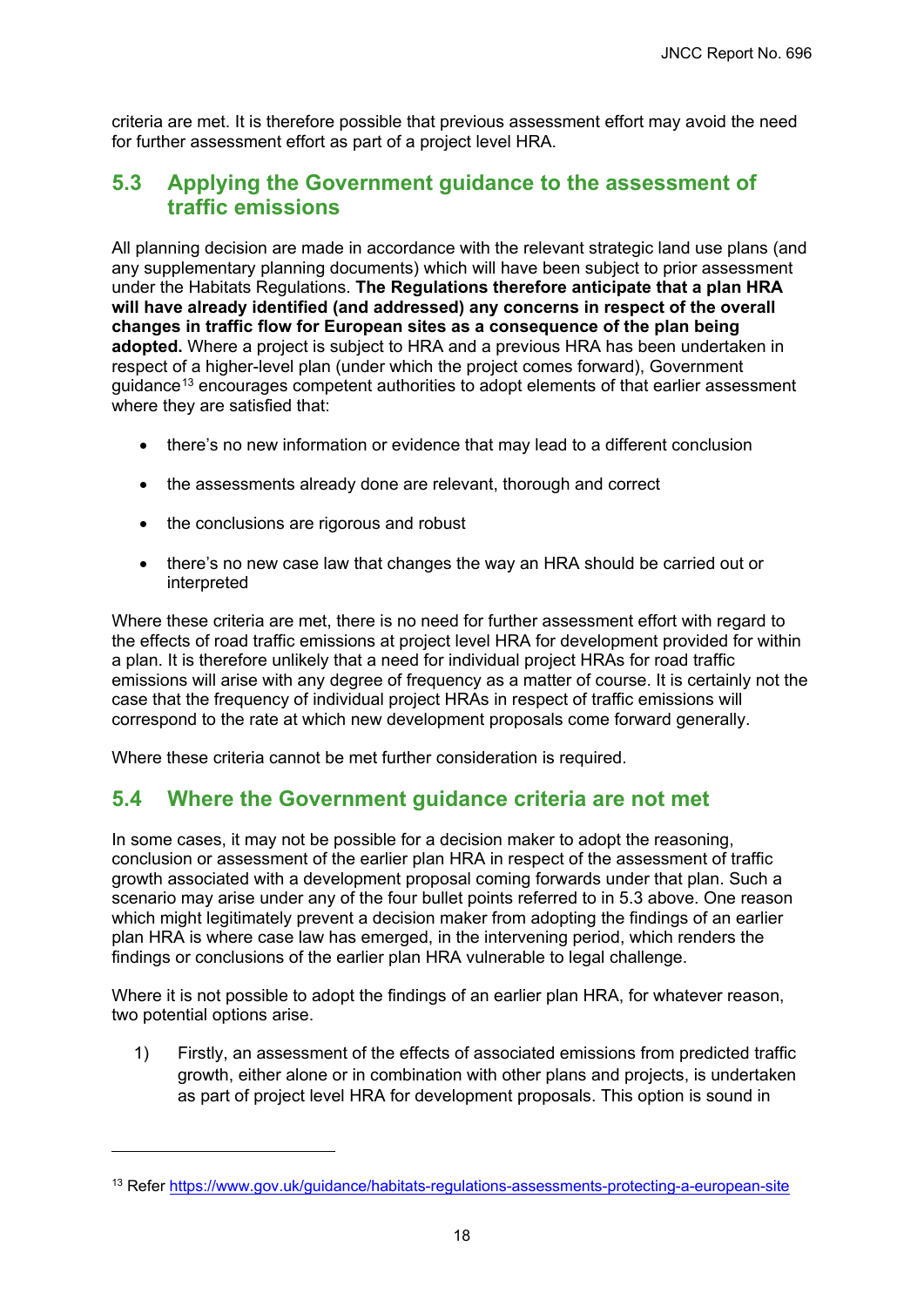criteria are met. It is therefore possible that previous assessment effort may avoid the need for further assessment effort as part of a project level HRA.

## 5.3 Applying the Government guidance to the assessment of traffic emissions

All planning decision are made in accordance with the relevant strategic land use plans (and any supplementary planning documents) which will have been subject to prior assessment under the Habitats Regulations. **The Regulations therefore anticipate that a plan HRA will have already identified (and addressed) any concerns in respect of the overall changes in traffic flow for European sites as a consequence of the plan being adopted.** Where a project is subject to HRA and a previous HRA has been undertaken in respect of a higher-level plan (under which the project comes forward), Government guidance[13] encourages competent authorities to adopt elements of that earlier assessment where they are satisfied that:

- there's no new information or evidence that may lead to a different conclusion
- the assessments already done are relevant, thorough and correct
- the conclusions are rigorous and robust
- there's no new case law that changes the way an HRA should be carried out or interpreted

Where these criteria are met, there is no need for further assessment effort with regard to the effects of road traffic emissions at project level HRA for development provided for within a plan. It is therefore unlikely that a need for individual project HRAs for road traffic emissions will arise with any degree of frequency as a matter of course. It is certainly not the case that the frequency of individual project HRAs in respect of traffic emissions will correspond to the rate at which new development proposals come forward generally.

Where these criteria cannot be met further consideration is required.

## 5.4 Where the Government guidance criteria are not met

In some cases, it may not be possible for a decision maker to adopt the reasoning, conclusion or assessment of the earlier plan HRA in respect of the assessment of traffic growth associated with a development proposal coming forwards under that plan. Such a scenario may arise under any of the four bullet points referred to in 5.3 above. One reason which might legitimately prevent a decision maker from adopting the findings of an earlier plan HRA is where case law has emerged, in the intervening period, which renders the findings or conclusions of the earlier plan HRA vulnerable to legal challenge.

Where it is not possible to adopt the findings of an earlier plan HRA, for whatever reason, two potential options arise.

1) Firstly, an assessment of the effects of associated emissions from predicted traffic growth, either alone or in combination with other plans and projects, is undertaken as part of project level HRA for development proposals. This option is sound in

[13] Refer https://www.gov.uk/guidance/habitats-regulations-assessments-protecting-a-european-site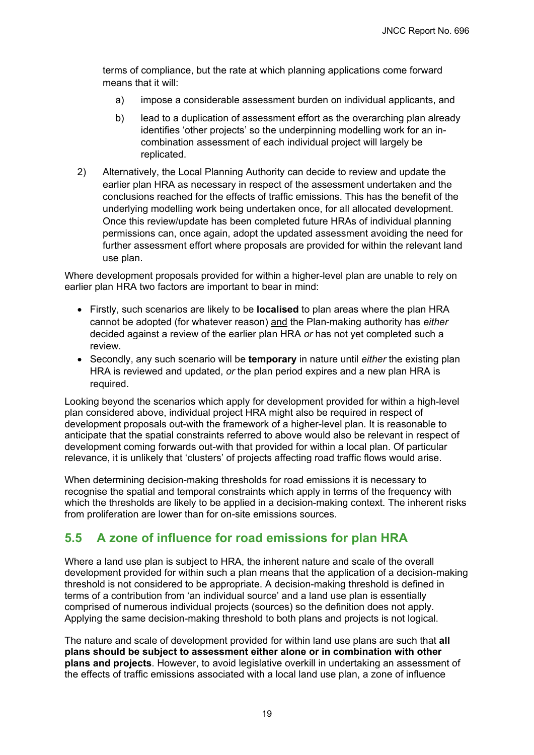terms of compliance, but the rate at which planning applications come forward means that it will:

   a) impose a considerable assessment burden on individual applicants, and

   b) lead to a duplication of assessment effort as the overarching plan already identifies 'other projects' so the underpinning modelling work for an in-combination assessment of each individual project will largely be replicated.

2) Alternatively, the Local Planning Authority can decide to review and update the earlier plan HRA as necessary in respect of the assessment undertaken and the conclusions reached for the effects of traffic emissions. This has the benefit of the underlying modelling work being undertaken once, for all allocated development. Once this review/update has been completed future HRAs of individual planning permissions can, once again, adopt the updated assessment avoiding the need for further assessment effort where proposals are provided for within the relevant land use plan.

Where development proposals provided for within a higher-level plan are unable to rely on earlier plan HRA two factors are important to bear in mind:

- Firstly, such scenarios are likely to be **localised** to plan areas where the plan HRA cannot be adopted (for whatever reason) <u>and</u> the Plan-making authority has *either* decided against a review of the earlier plan HRA *or* has not yet completed such a review.
- Secondly, any such scenario will be **temporary** in nature until *either* the existing plan HRA is reviewed and updated, *or* the plan period expires and a new plan HRA is required.

Looking beyond the scenarios which apply for development provided for within a high-level plan considered above, individual project HRA might also be required in respect of development proposals out-with the framework of a higher-level plan. It is reasonable to anticipate that the spatial constraints referred to above would also be relevant in respect of development coming forwards out-with that provided for within a local plan. Of particular relevance, it is unlikely that 'clusters' of projects affecting road traffic flows would arise.

When determining decision-making thresholds for road emissions it is necessary to recognise the spatial and temporal constraints which apply in terms of the frequency with which the thresholds are likely to be applied in a decision-making context. The inherent risks from proliferation are lower than for on-site emissions sources.

## 5.5 A zone of influence for road emissions for plan HRA

Where a land use plan is subject to HRA, the inherent nature and scale of the overall development provided for within such a plan means that the application of a decision-making threshold is not considered to be appropriate. A decision-making threshold is defined in terms of a contribution from 'an individual source' and a land use plan is essentially comprised of numerous individual projects (sources) so the definition does not apply. Applying the same decision-making threshold to both plans and projects is not logical.

The nature and scale of development provided for within land use plans are such that **all plans should be subject to assessment either alone or in combination with other plans and projects**. However, to avoid legislative overkill in undertaking an assessment of the effects of traffic emissions associated with a local land use plan, a zone of influence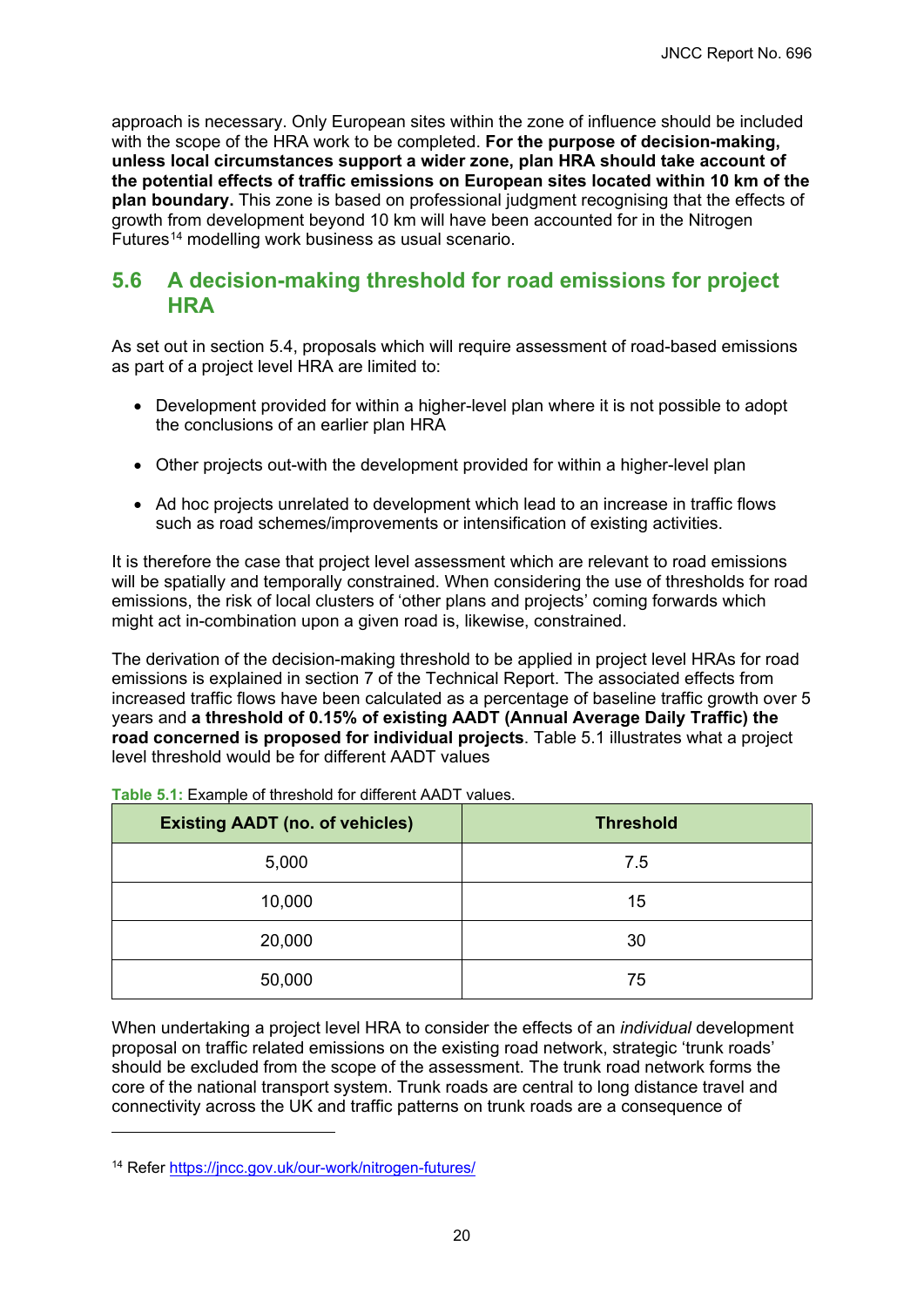approach is necessary. Only European sites within the zone of influence should be included with the scope of the HRA work to be completed. **For the purpose of decision-making, unless local circumstances support a wider zone, plan HRA should take account of the potential effects of traffic emissions on European sites located within 10 km of the plan boundary.** This zone is based on professional judgment recognising that the effects of growth from development beyond 10 km will have been accounted for in the Nitrogen Futures[14] modelling work business as usual scenario.

## 5.6 A decision-making threshold for road emissions for project HRA

As set out in section 5.4, proposals which will require assessment of road-based emissions as part of a project level HRA are limited to:

- Development provided for within a higher-level plan where it is not possible to adopt the conclusions of an earlier plan HRA
- Other projects out-with the development provided for within a higher-level plan
- Ad hoc projects unrelated to development which lead to an increase in traffic flows such as road schemes/improvements or intensification of existing activities.

It is therefore the case that project level assessment which are relevant to road emissions will be spatially and temporally constrained. When considering the use of thresholds for road emissions, the risk of local clusters of 'other plans and projects' coming forwards which might act in-combination upon a given road is, likewise, constrained.

The derivation of the decision-making threshold to be applied in project level HRAs for road emissions is explained in section 7 of the Technical Report. The associated effects from increased traffic flows have been calculated as a percentage of baseline traffic growth over 5 years and **a threshold of 0.15% of existing AADT (Annual Average Daily Traffic) the road concerned is proposed for individual projects**. Table 5.1 illustrates what a project level threshold would be for different AADT values

**Table 5.1:** Example of threshold for different AADT values.

| Existing AADT (no. of vehicles) | Threshold |
|---|---|
| 5,000 | 7.5 |
| 10,000 | 15 |
| 20,000 | 30 |
| 50,000 | 75 |

When undertaking a project level HRA to consider the effects of an *individual* development proposal on traffic related emissions on the existing road network, strategic 'trunk roads' should be excluded from the scope of the assessment. The trunk road network forms the core of the national transport system. Trunk roads are central to long distance travel and connectivity across the UK and traffic patterns on trunk roads are a consequence of

[14] Refer https://jncc.gov.uk/our-work/nitrogen-futures/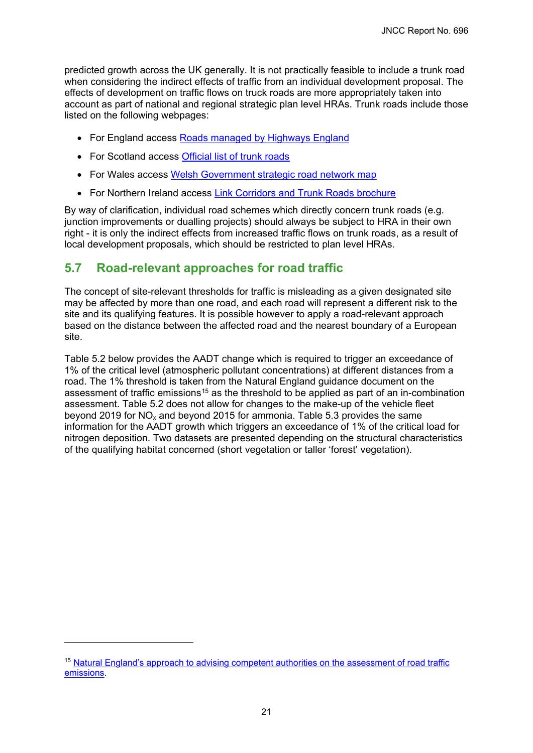predicted growth across the UK generally. It is not practically feasible to include a trunk road when considering the indirect effects of traffic from an individual development proposal. The effects of development on traffic flows on truck roads are more appropriately taken into account as part of national and regional strategic plan level HRAs. Trunk roads include those listed on the following webpages:

- For England access [Roads managed by Highways England]
- For Scotland access [Official list of trunk roads]
- For Wales access [Welsh Government strategic road network map]
- For Northern Ireland access [Link Corridors and Trunk Roads brochure]

By way of clarification, individual road schemes which directly concern trunk roads (e.g. junction improvements or dualling projects) should always be subject to HRA in their own right - it is only the indirect effects from increased traffic flows on trunk roads, as a result of local development proposals, which should be restricted to plan level HRAs.

## 5.7 Road-relevant approaches for road traffic

The concept of site-relevant thresholds for traffic is misleading as a given designated site may be affected by more than one road, and each road will represent a different risk to the site and its qualifying features. It is possible however to apply a road-relevant approach based on the distance between the affected road and the nearest boundary of a European site.

Table 5.2 below provides the AADT change which is required to trigger an exceedance of 1% of the critical level (atmospheric pollutant concentrations) at different distances from a road. The 1% threshold is taken from the Natural England guidance document on the assessment of traffic emissions[15] as the threshold to be applied as part of an in-combination assessment. Table 5.2 does not allow for changes to the make-up of the vehicle fleet beyond 2019 for $NO_x$ and beyond 2015 for ammonia. Table 5.3 provides the same information for the AADT growth which triggers an exceedance of 1% of the critical load for nitrogen deposition. Two datasets are presented depending on the structural characteristics of the qualifying habitat concerned (short vegetation or taller 'forest' vegetation).

---

[15] Natural England's approach to advising competent authorities on the assessment of road traffic emissions.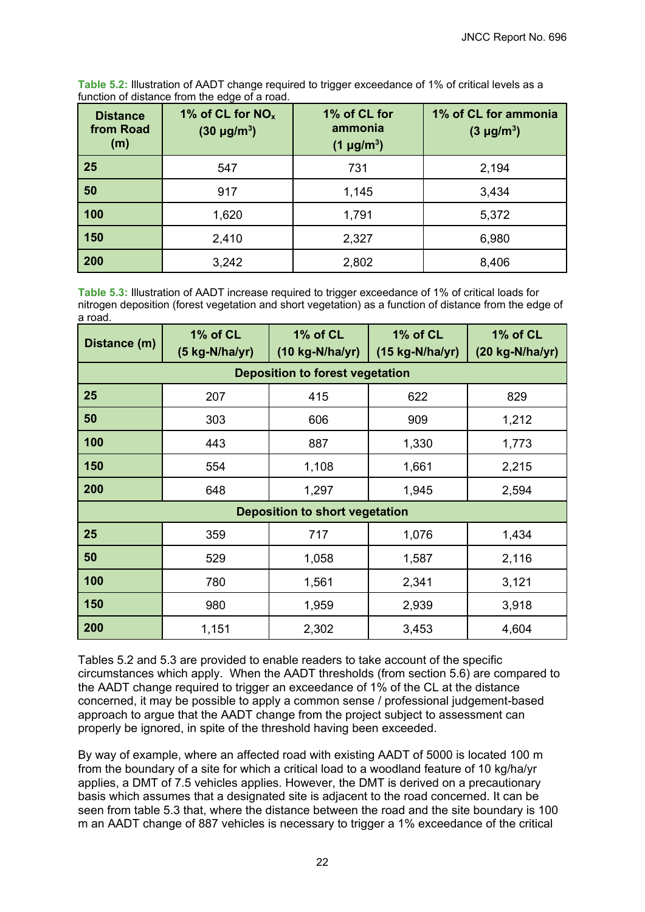**Table 5.2:** Illustration of AADT change required to trigger exceedance of 1% of critical levels as a function of distance from the edge of a road.

| Distance from Road (m) | 1% of CL for $NO_x$ (30 μg/m$^3$) | 1% of CL for ammonia (1 μg/m$^3$) | 1% of CL for ammonia (3 μg/m$^3$) |
|---|---|---|---|
| **25** | 547 | 731 | 2,194 |
| **50** | 917 | 1,145 | 3,434 |
| **100** | 1,620 | 1,791 | 5,372 |
| **150** | 2,410 | 2,327 | 6,980 |
| **200** | 3,242 | 2,802 | 8,406 |

**Table 5.3:** Illustration of AADT increase required to trigger exceedance of 1% of critical loads for nitrogen deposition (forest vegetation and short vegetation) as a function of distance from the edge of a road.

| Distance (m) | 1% of CL (5 kg-N/ha/yr) | 1% of CL (10 kg-N/ha/yr) | 1% of CL (15 kg-N/ha/yr) | 1% of CL (20 kg-N/ha/yr) |
|---|---|---|---|---|
| **Deposition to forest vegetation** | | | | |
| **25** | 207 | 415 | 622 | 829 |
| **50** | 303 | 606 | 909 | 1,212 |
| **100** | 443 | 887 | 1,330 | 1,773 |
| **150** | 554 | 1,108 | 1,661 | 2,215 |
| **200** | 648 | 1,297 | 1,945 | 2,594 |
| **Deposition to short vegetation** | | | | |
| **25** | 359 | 717 | 1,076 | 1,434 |
| **50** | 529 | 1,058 | 1,587 | 2,116 |
| **100** | 780 | 1,561 | 2,341 | 3,121 |
| **150** | 980 | 1,959 | 2,939 | 3,918 |
| **200** | 1,151 | 2,302 | 3,453 | 4,604 |

Tables 5.2 and 5.3 are provided to enable readers to take account of the specific circumstances which apply. When the AADT thresholds (from section 5.6) are compared to the AADT change required to trigger an exceedance of 1% of the CL at the distance concerned, it may be possible to apply a common sense / professional judgement-based approach to argue that the AADT change from the project subject to assessment can properly be ignored, in spite of the threshold having been exceeded.

By way of example, where an affected road with existing AADT of 5000 is located 100 m from the boundary of a site for which a critical load to a woodland feature of 10 kg/ha/yr applies, a DMT of 7.5 vehicles applies. However, the DMT is derived on a precautionary basis which assumes that a designated site is adjacent to the road concerned. It can be seen from table 5.3 that, where the distance between the road and the site boundary is 100 m an AADT change of 887 vehicles is necessary to trigger a 1% exceedance of the critical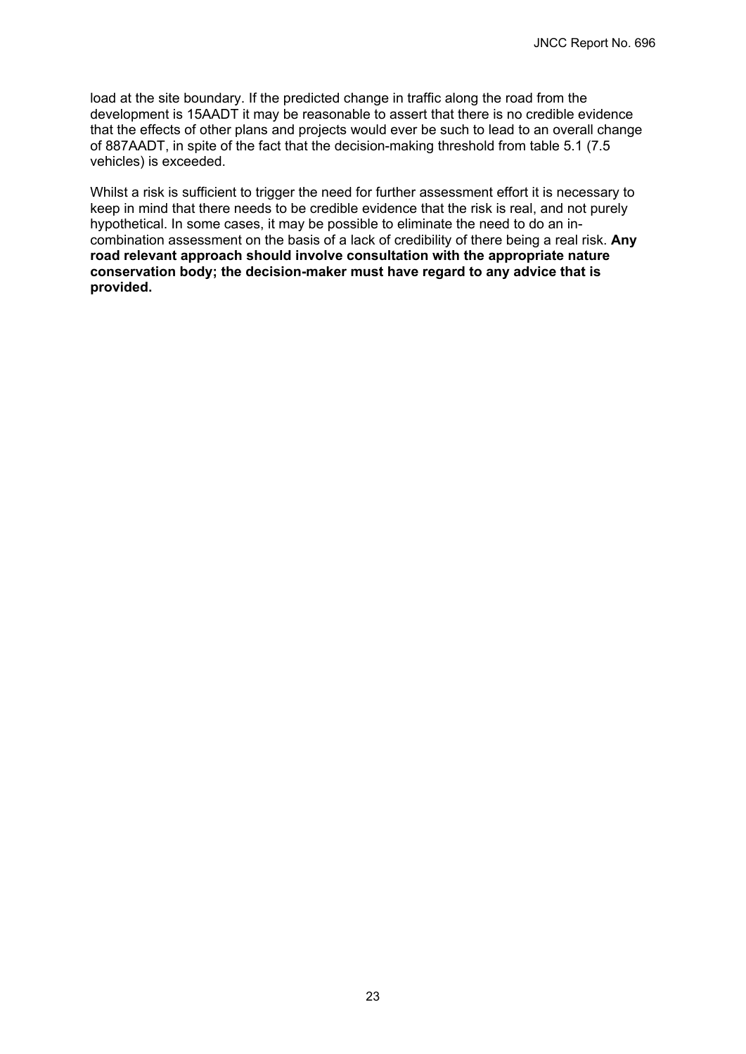load at the site boundary. If the predicted change in traffic along the road from the development is 15AADT it may be reasonable to assert that there is no credible evidence that the effects of other plans and projects would ever be such to lead to an overall change of 887AADT, in spite of the fact that the decision-making threshold from table 5.1 (7.5 vehicles) is exceeded.

Whilst a risk is sufficient to trigger the need for further assessment effort it is necessary to keep in mind that there needs to be credible evidence that the risk is real, and not purely hypothetical. In some cases, it may be possible to eliminate the need to do an in-combination assessment on the basis of a lack of credibility of there being a real risk. **Any road relevant approach should involve consultation with the appropriate nature conservation body; the decision-maker must have regard to any advice that is provided.**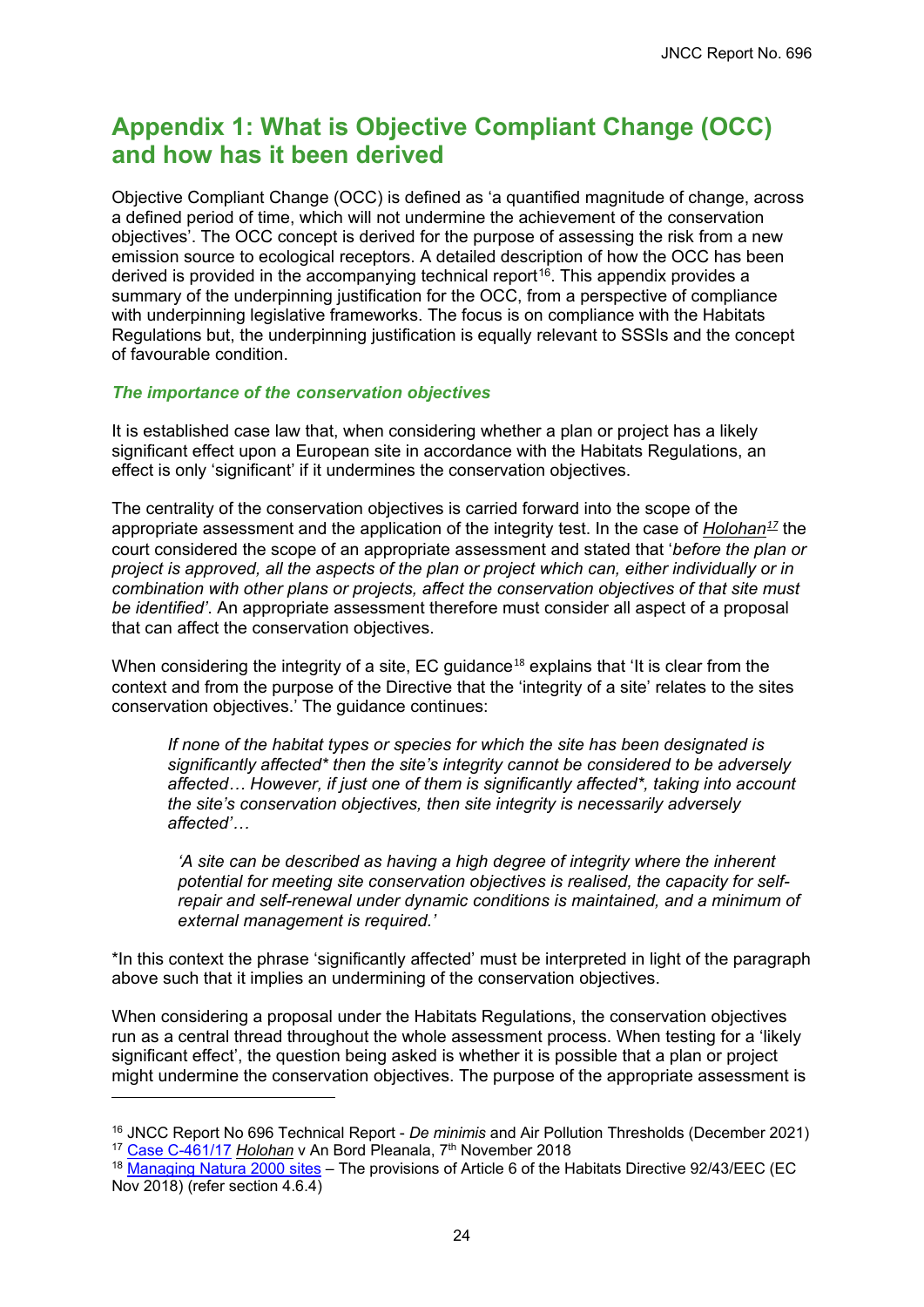## Appendix 1: What is Objective Compliant Change (OCC) and how has it been derived

Objective Compliant Change (OCC) is defined as 'a quantified magnitude of change, across a defined period of time, which will not undermine the achievement of the conservation objectives'. The OCC concept is derived for the purpose of assessing the risk from a new emission source to ecological receptors. A detailed description of how the OCC has been derived is provided in the accompanying technical report[16]. This appendix provides a summary of the underpinning justification for the OCC, from a perspective of compliance with underpinning legislative frameworks. The focus is on compliance with the Habitats Regulations but, the underpinning justification is equally relevant to SSSIs and the concept of favourable condition.

### *The importance of the conservation objectives*

It is established case law that, when considering whether a plan or project has a likely significant effect upon a European site in accordance with the Habitats Regulations, an effect is only 'significant' if it undermines the conservation objectives.

The centrality of the conservation objectives is carried forward into the scope of the appropriate assessment and the application of the integrity test. In the case of *Holohan*[17] the court considered the scope of an appropriate assessment and stated that '*before the plan or project is approved, all the aspects of the plan or project which can, either individually or in combination with other plans or projects, affect the conservation objectives of that site must be identified'*. An appropriate assessment therefore must consider all aspect of a proposal that can affect the conservation objectives.

When considering the integrity of a site, EC guidance[18] explains that 'It is clear from the context and from the purpose of the Directive that the 'integrity of a site' relates to the sites conservation objectives.' The guidance continues:

> *If none of the habitat types or species for which the site has been designated is significantly affected\* then the site's integrity cannot be considered to be adversely affected… However, if just one of them is significantly affected\*, taking into account the site's conservation objectives, then site integrity is necessarily adversely affected'…*
>
> *'A site can be described as having a high degree of integrity where the inherent potential for meeting site conservation objectives is realised, the capacity for self-repair and self-renewal under dynamic conditions is maintained, and a minimum of external management is required.'*

*In this context the phrase 'significantly affected' must be interpreted in light of the paragraph above such that it implies an undermining of the conservation objectives.

When considering a proposal under the Habitats Regulations, the conservation objectives run as a central thread throughout the whole assessment process. When testing for a 'likely significant effect', the question being asked is whether it is possible that a plan or project might undermine the conservation objectives. The purpose of the appropriate assessment is

---

[16] JNCC Report No 696 Technical Report - *De minimis* and Air Pollution Thresholds (December 2021)

[17] Case C-461/17 *Holohan* v An Bord Pleanala, 7th November 2018

[18] Managing Natura 2000 sites – The provisions of Article 6 of the Habitats Directive 92/43/EEC (EC Nov 2018) (refer section 4.6.4)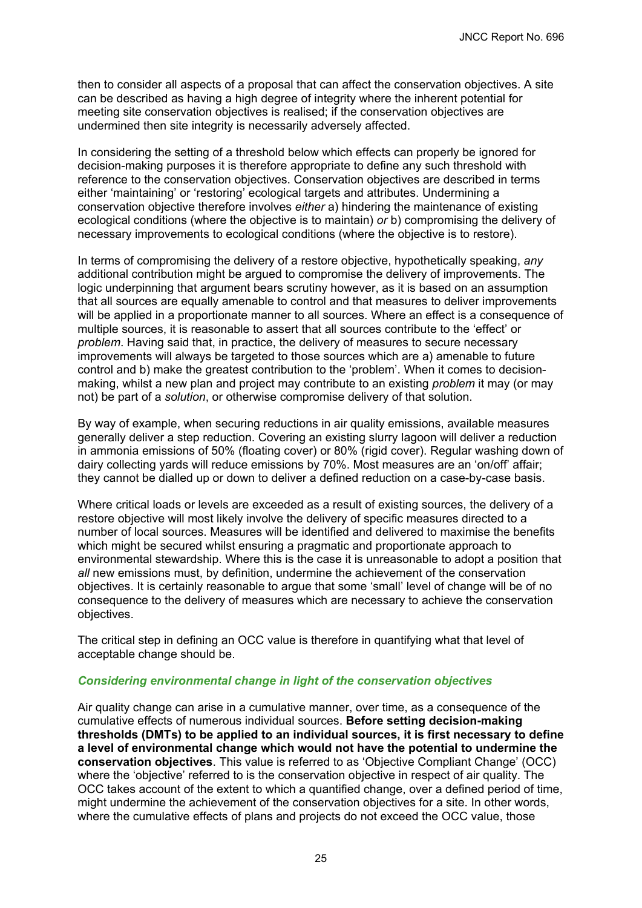then to consider all aspects of a proposal that can affect the conservation objectives. A site can be described as having a high degree of integrity where the inherent potential for meeting site conservation objectives is realised; if the conservation objectives are undermined then site integrity is necessarily adversely affected.

In considering the setting of a threshold below which effects can properly be ignored for decision-making purposes it is therefore appropriate to define any such threshold with reference to the conservation objectives. Conservation objectives are described in terms either 'maintaining' or 'restoring' ecological targets and attributes. Undermining a conservation objective therefore involves *either* a) hindering the maintenance of existing ecological conditions (where the objective is to maintain) *or* b) compromising the delivery of necessary improvements to ecological conditions (where the objective is to restore).

In terms of compromising the delivery of a restore objective, hypothetically speaking, *any* additional contribution might be argued to compromise the delivery of improvements. The logic underpinning that argument bears scrutiny however, as it is based on an assumption that all sources are equally amenable to control and that measures to deliver improvements will be applied in a proportionate manner to all sources. Where an effect is a consequence of multiple sources, it is reasonable to assert that all sources contribute to the 'effect' or *problem*. Having said that, in practice, the delivery of measures to secure necessary improvements will always be targeted to those sources which are a) amenable to future control and b) make the greatest contribution to the 'problem'. When it comes to decision-making, whilst a new plan and project may contribute to an existing *problem* it may (or may not) be part of a *solution*, or otherwise compromise delivery of that solution.

By way of example, when securing reductions in air quality emissions, available measures generally deliver a step reduction. Covering an existing slurry lagoon will deliver a reduction in ammonia emissions of 50% (floating cover) or 80% (rigid cover). Regular washing down of dairy collecting yards will reduce emissions by 70%. Most measures are an 'on/off' affair; they cannot be dialled up or down to deliver a defined reduction on a case-by-case basis.

Where critical loads or levels are exceeded as a result of existing sources, the delivery of a restore objective will most likely involve the delivery of specific measures directed to a number of local sources. Measures will be identified and delivered to maximise the benefits which might be secured whilst ensuring a pragmatic and proportionate approach to environmental stewardship. Where this is the case it is unreasonable to adopt a position that *all* new emissions must, by definition, undermine the achievement of the conservation objectives. It is certainly reasonable to argue that some 'small' level of change will be of no consequence to the delivery of measures which are necessary to achieve the conservation objectives.

The critical step in defining an OCC value is therefore in quantifying what that level of acceptable change should be.

### *Considering environmental change in light of the conservation objectives*

Air quality change can arise in a cumulative manner, over time, as a consequence of the cumulative effects of numerous individual sources. **Before setting decision-making thresholds (DMTs) to be applied to an individual sources, it is first necessary to define a level of environmental change which would not have the potential to undermine the conservation objectives**. This value is referred to as 'Objective Compliant Change' (OCC) where the 'objective' referred to is the conservation objective in respect of air quality. The OCC takes account of the extent to which a quantified change, over a defined period of time, might undermine the achievement of the conservation objectives for a site. In other words, where the cumulative effects of plans and projects do not exceed the OCC value, those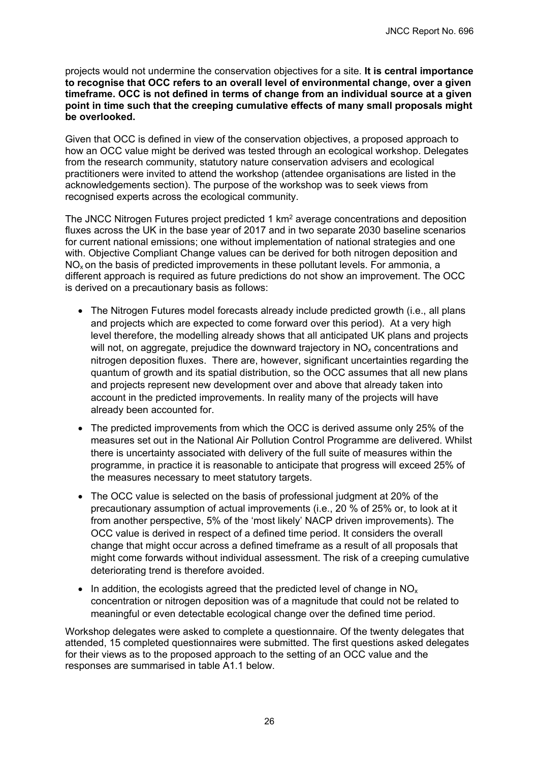projects would not undermine the conservation objectives for a site. **It is central importance to recognise that OCC refers to an overall level of environmental change, over a given timeframe. OCC is not defined in terms of change from an individual source at a given point in time such that the creeping cumulative effects of many small proposals might be overlooked.**

Given that OCC is defined in view of the conservation objectives, a proposed approach to how an OCC value might be derived was tested through an ecological workshop. Delegates from the research community, statutory nature conservation advisers and ecological practitioners were invited to attend the workshop (attendee organisations are listed in the acknowledgements section). The purpose of the workshop was to seek views from recognised experts across the ecological community.

The JNCC Nitrogen Futures project predicted 1 $km^2$ average concentrations and deposition fluxes across the UK in the base year of 2017 and in two separate 2030 baseline scenarios for current national emissions; one without implementation of national strategies and one with. Objective Compliant Change values can be derived for both nitrogen deposition and $NO_x$ on the basis of predicted improvements in these pollutant levels. For ammonia, a different approach is required as future predictions do not show an improvement. The OCC is derived on a precautionary basis as follows:

- The Nitrogen Futures model forecasts already include predicted growth (i.e., all plans and projects which are expected to come forward over this period). At a very high level therefore, the modelling already shows that all anticipated UK plans and projects will not, on aggregate, prejudice the downward trajectory in $NO_x$ concentrations and nitrogen deposition fluxes. There are, however, significant uncertainties regarding the quantum of growth and its spatial distribution, so the OCC assumes that all new plans and projects represent new development over and above that already taken into account in the predicted improvements. In reality many of the projects will have already been accounted for.
- The predicted improvements from which the OCC is derived assume only 25% of the measures set out in the National Air Pollution Control Programme are delivered. Whilst there is uncertainty associated with delivery of the full suite of measures within the programme, in practice it is reasonable to anticipate that progress will exceed 25% of the measures necessary to meet statutory targets.
- The OCC value is selected on the basis of professional judgment at 20% of the precautionary assumption of actual improvements (i.e., 20 % of 25% or, to look at it from another perspective, 5% of the 'most likely' NACP driven improvements). The OCC value is derived in respect of a defined time period. It considers the overall change that might occur across a defined timeframe as a result of all proposals that might come forwards without individual assessment. The risk of a creeping cumulative deteriorating trend is therefore avoided.
- In addition, the ecologists agreed that the predicted level of change in $NO_x$ concentration or nitrogen deposition was of a magnitude that could not be related to meaningful or even detectable ecological change over the defined time period.

Workshop delegates were asked to complete a questionnaire. Of the twenty delegates that attended, 15 completed questionnaires were submitted. The first questions asked delegates for their views as to the proposed approach to the setting of an OCC value and the responses are summarised in table A1.1 below.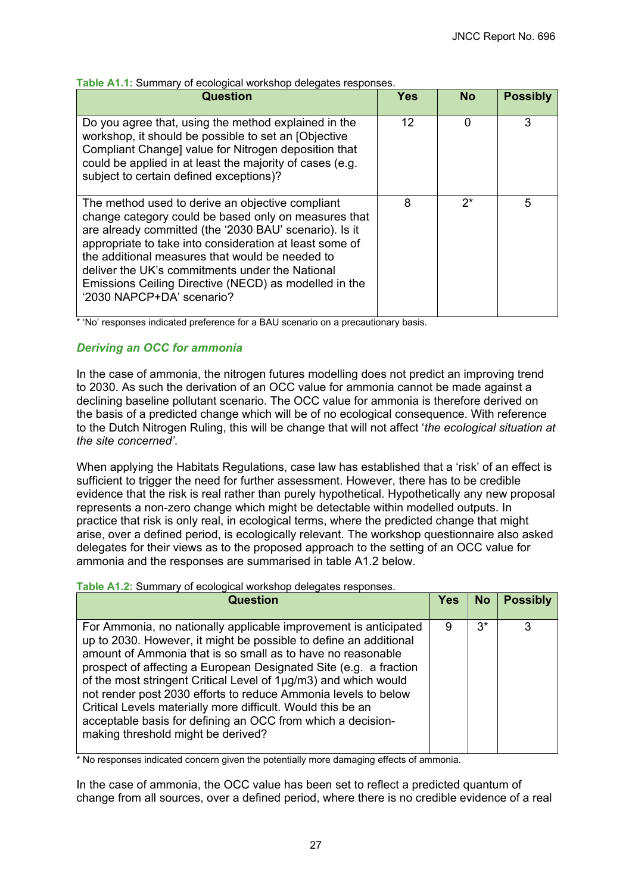**Table A1.1:** Summary of ecological workshop delegates responses.

| Question | Yes | No | Possibly |
|---|---|---|---|
| Do you agree that, using the method explained in the workshop, it should be possible to set an [Objective Compliant Change] value for Nitrogen deposition that could be applied in at least the majority of cases (e.g. subject to certain defined exceptions)? | 12 | 0 | 3 |
| The method used to derive an objective compliant change category could be based only on measures that are already committed (the '2030 BAU' scenario). Is it appropriate to take into consideration at least some of the additional measures that would be needed to deliver the UK's commitments under the National Emissions Ceiling Directive (NECD) as modelled in the '2030 NAPCP+DA' scenario? | 8 | 2* | 5 |

\* 'No' responses indicated preference for a BAU scenario on a precautionary basis.

### *Deriving an OCC for ammonia*

In the case of ammonia, the nitrogen futures modelling does not predict an improving trend to 2030. As such the derivation of an OCC value for ammonia cannot be made against a declining baseline pollutant scenario. The OCC value for ammonia is therefore derived on the basis of a predicted change which will be of no ecological consequence. With reference to the Dutch Nitrogen Ruling, this will be change that will not affect '*the ecological situation at the site concerned'*.

When applying the Habitats Regulations, case law has established that a 'risk' of an effect is sufficient to trigger the need for further assessment. However, there has to be credible evidence that the risk is real rather than purely hypothetical. Hypothetically any new proposal represents a non-zero change which might be detectable within modelled outputs. In practice that risk is only real, in ecological terms, where the predicted change that might arise, over a defined period, is ecologically relevant. The workshop questionnaire also asked delegates for their views as to the proposed approach to the setting of an OCC value for ammonia and the responses are summarised in table A1.2 below.

**Table A1.2:** Summary of ecological workshop delegates responses.

| Question | Yes | No | Possibly |
|---|---|---|---|
| For Ammonia, no nationally applicable improvement is anticipated up to 2030. However, it might be possible to define an additional amount of Ammonia that is so small as to have no reasonable prospect of affecting a European Designated Site (e.g. a fraction of the most stringent Critical Level of 1µg/m3) and which would not render post 2030 efforts to reduce Ammonia levels to below Critical Levels materially more difficult. Would this be an acceptable basis for defining an OCC from which a decision-making threshold might be derived? | 9 | 3* | 3 |

\* No responses indicated concern given the potentially more damaging effects of ammonia.

In the case of ammonia, the OCC value has been set to reflect a predicted quantum of change from all sources, over a defined period, where there is no credible evidence of a real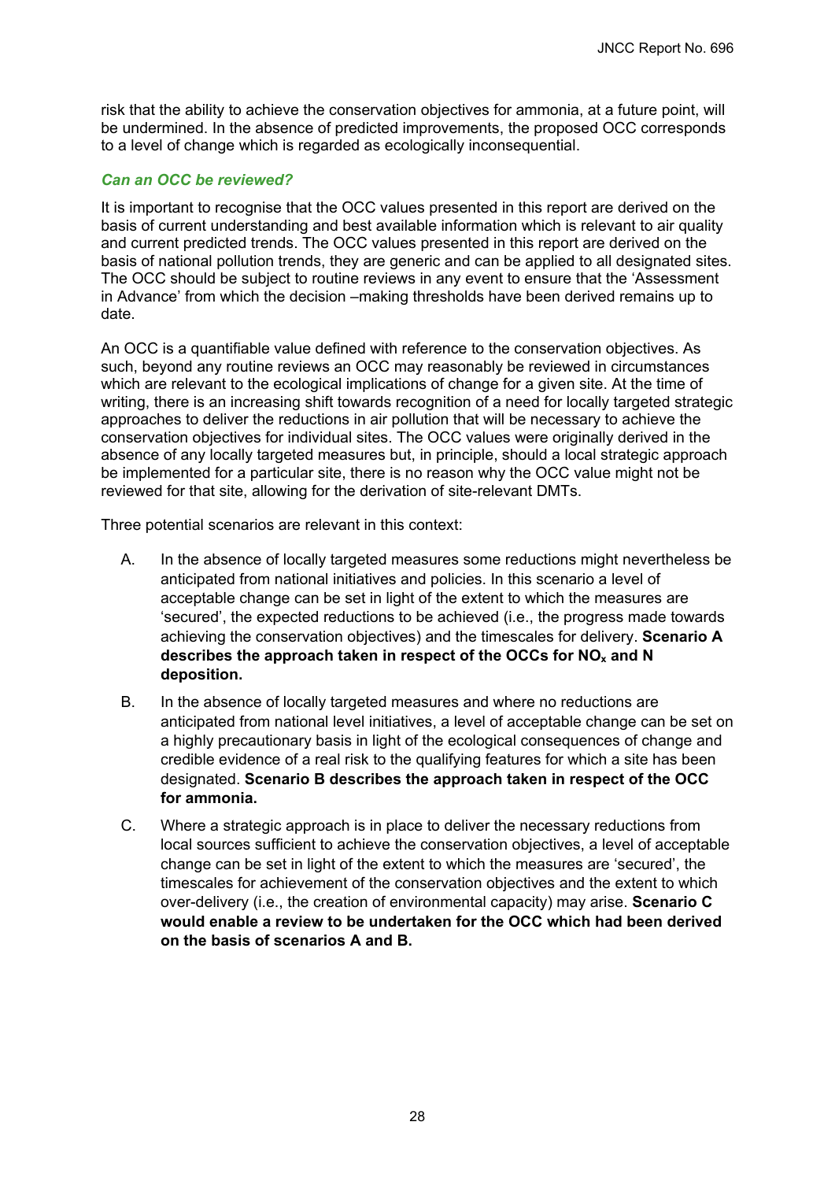risk that the ability to achieve the conservation objectives for ammonia, at a future point, will be undermined. In the absence of predicted improvements, the proposed OCC corresponds to a level of change which is regarded as ecologically inconsequential.

### *Can an OCC be reviewed?*

It is important to recognise that the OCC values presented in this report are derived on the basis of current understanding and best available information which is relevant to air quality and current predicted trends. The OCC values presented in this report are derived on the basis of national pollution trends, they are generic and can be applied to all designated sites. The OCC should be subject to routine reviews in any event to ensure that the 'Assessment in Advance' from which the decision –making thresholds have been derived remains up to date.

An OCC is a quantifiable value defined with reference to the conservation objectives. As such, beyond any routine reviews an OCC may reasonably be reviewed in circumstances which are relevant to the ecological implications of change for a given site. At the time of writing, there is an increasing shift towards recognition of a need for locally targeted strategic approaches to deliver the reductions in air pollution that will be necessary to achieve the conservation objectives for individual sites. The OCC values were originally derived in the absence of any locally targeted measures but, in principle, should a local strategic approach be implemented for a particular site, there is no reason why the OCC value might not be reviewed for that site, allowing for the derivation of site-relevant DMTs.

Three potential scenarios are relevant in this context:

A. In the absence of locally targeted measures some reductions might nevertheless be anticipated from national initiatives and policies. In this scenario a level of acceptable change can be set in light of the extent to which the measures are 'secured', the expected reductions to be achieved (i.e., the progress made towards achieving the conservation objectives) and the timescales for delivery. **Scenario A describes the approach taken in respect of the OCCs for $NO_x$ and N deposition.**

B. In the absence of locally targeted measures and where no reductions are anticipated from national level initiatives, a level of acceptable change can be set on a highly precautionary basis in light of the ecological consequences of change and credible evidence of a real risk to the qualifying features for which a site has been designated. **Scenario B describes the approach taken in respect of the OCC for ammonia.**

C. Where a strategic approach is in place to deliver the necessary reductions from local sources sufficient to achieve the conservation objectives, a level of acceptable change can be set in light of the extent to which the measures are 'secured', the timescales for achievement of the conservation objectives and the extent to which over-delivery (i.e., the creation of environmental capacity) may arise. **Scenario C would enable a review to be undertaken for the OCC which had been derived on the basis of scenarios A and B.**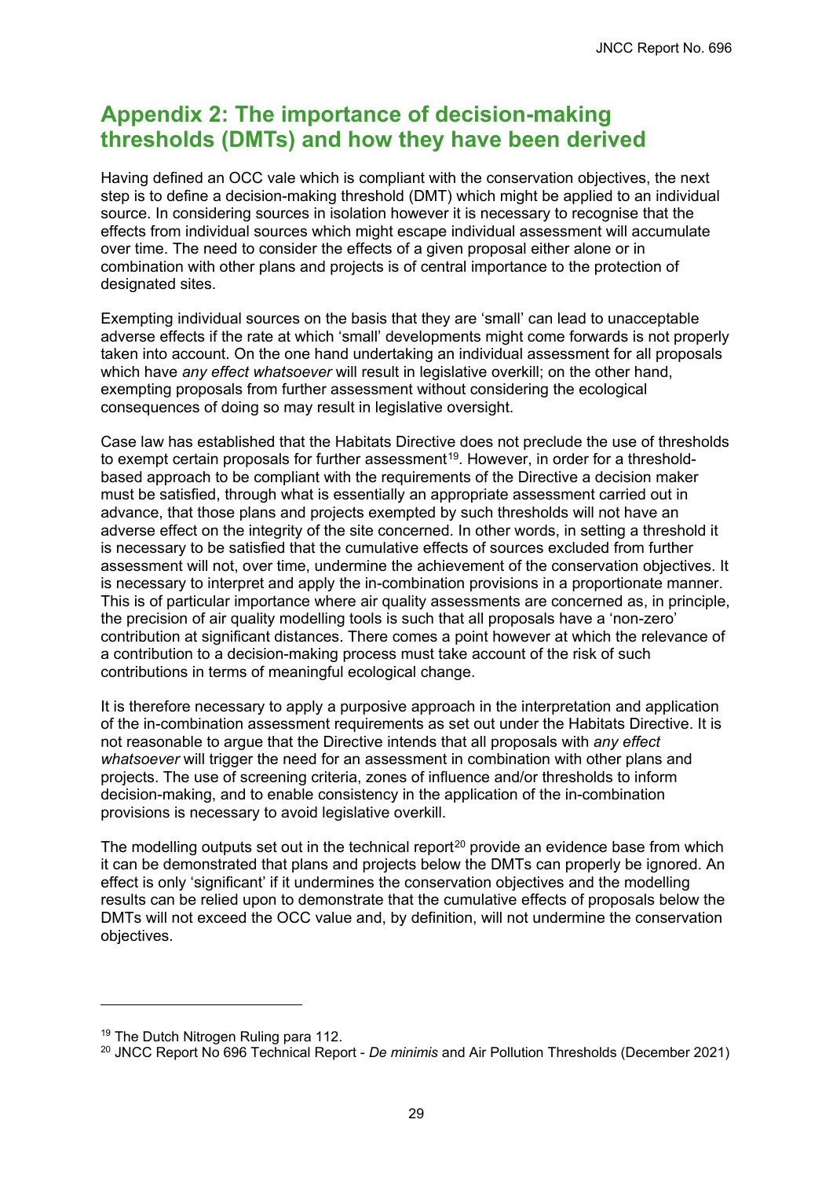# Appendix 2: The importance of decision-making thresholds (DMTs) and how they have been derived

Having defined an OCC vale which is compliant with the conservation objectives, the next step is to define a decision-making threshold (DMT) which might be applied to an individual source. In considering sources in isolation however it is necessary to recognise that the effects from individual sources which might escape individual assessment will accumulate over time. The need to consider the effects of a given proposal either alone or in combination with other plans and projects is of central importance to the protection of designated sites.

Exempting individual sources on the basis that they are 'small' can lead to unacceptable adverse effects if the rate at which 'small' developments might come forwards is not properly taken into account. On the one hand undertaking an individual assessment for all proposals which have *any effect whatsoever* will result in legislative overkill; on the other hand, exempting proposals from further assessment without considering the ecological consequences of doing so may result in legislative oversight.

Case law has established that the Habitats Directive does not preclude the use of thresholds to exempt certain proposals for further assessment[19]. However, in order for a threshold-based approach to be compliant with the requirements of the Directive a decision maker must be satisfied, through what is essentially an appropriate assessment carried out in advance, that those plans and projects exempted by such thresholds will not have an adverse effect on the integrity of the site concerned. In other words, in setting a threshold it is necessary to be satisfied that the cumulative effects of sources excluded from further assessment will not, over time, undermine the achievement of the conservation objectives. It is necessary to interpret and apply the in-combination provisions in a proportionate manner. This is of particular importance where air quality assessments are concerned as, in principle, the precision of air quality modelling tools is such that all proposals have a 'non-zero' contribution at significant distances. There comes a point however at which the relevance of a contribution to a decision-making process must take account of the risk of such contributions in terms of meaningful ecological change.

It is therefore necessary to apply a purposive approach in the interpretation and application of the in-combination assessment requirements as set out under the Habitats Directive. It is not reasonable to argue that the Directive intends that all proposals with *any effect whatsoever* will trigger the need for an assessment in combination with other plans and projects. The use of screening criteria, zones of influence and/or thresholds to inform decision-making, and to enable consistency in the application of the in-combination provisions is necessary to avoid legislative overkill.

The modelling outputs set out in the technical report[20] provide an evidence base from which it can be demonstrated that plans and projects below the DMTs can properly be ignored. An effect is only 'significant' if it undermines the conservation objectives and the modelling results can be relied upon to demonstrate that the cumulative effects of proposals below the DMTs will not exceed the OCC value and, by definition, will not undermine the conservation objectives.

---

[19] The Dutch Nitrogen Ruling para 112.

[20] JNCC Report No 696 Technical Report - *De minimis* and Air Pollution Thresholds (December 2021)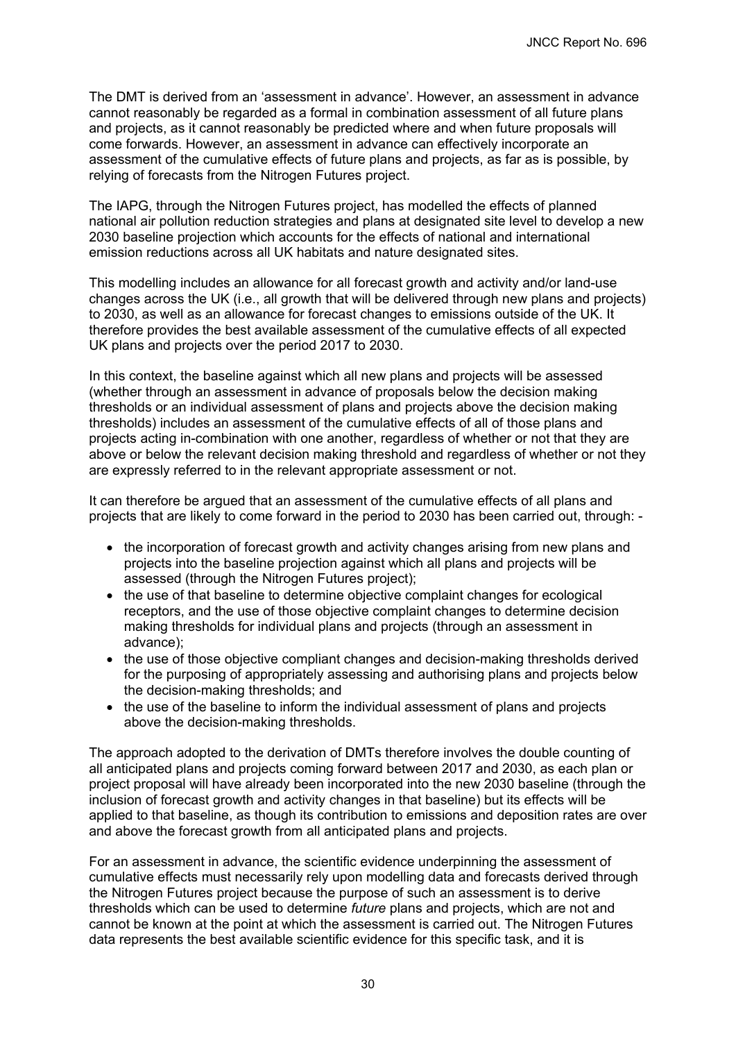The DMT is derived from an 'assessment in advance'. However, an assessment in advance cannot reasonably be regarded as a formal in combination assessment of all future plans and projects, as it cannot reasonably be predicted where and when future proposals will come forwards. However, an assessment in advance can effectively incorporate an assessment of the cumulative effects of future plans and projects, as far as is possible, by relying of forecasts from the Nitrogen Futures project.

The IAPG, through the Nitrogen Futures project, has modelled the effects of planned national air pollution reduction strategies and plans at designated site level to develop a new 2030 baseline projection which accounts for the effects of national and international emission reductions across all UK habitats and nature designated sites.

This modelling includes an allowance for all forecast growth and activity and/or land-use changes across the UK (i.e., all growth that will be delivered through new plans and projects) to 2030, as well as an allowance for forecast changes to emissions outside of the UK. It therefore provides the best available assessment of the cumulative effects of all expected UK plans and projects over the period 2017 to 2030.

In this context, the baseline against which all new plans and projects will be assessed (whether through an assessment in advance of proposals below the decision making thresholds or an individual assessment of plans and projects above the decision making thresholds) includes an assessment of the cumulative effects of all of those plans and projects acting in-combination with one another, regardless of whether or not that they are above or below the relevant decision making threshold and regardless of whether or not they are expressly referred to in the relevant appropriate assessment or not.

It can therefore be argued that an assessment of the cumulative effects of all plans and projects that are likely to come forward in the period to 2030 has been carried out, through: -

- the incorporation of forecast growth and activity changes arising from new plans and projects into the baseline projection against which all plans and projects will be assessed (through the Nitrogen Futures project);
- the use of that baseline to determine objective complaint changes for ecological receptors, and the use of those objective complaint changes to determine decision making thresholds for individual plans and projects (through an assessment in advance);
- the use of those objective compliant changes and decision-making thresholds derived for the purposing of appropriately assessing and authorising plans and projects below the decision-making thresholds; and
- the use of the baseline to inform the individual assessment of plans and projects above the decision-making thresholds.

The approach adopted to the derivation of DMTs therefore involves the double counting of all anticipated plans and projects coming forward between 2017 and 2030, as each plan or project proposal will have already been incorporated into the new 2030 baseline (through the inclusion of forecast growth and activity changes in that baseline) but its effects will be applied to that baseline, as though its contribution to emissions and deposition rates are over and above the forecast growth from all anticipated plans and projects.

For an assessment in advance, the scientific evidence underpinning the assessment of cumulative effects must necessarily rely upon modelling data and forecasts derived through the Nitrogen Futures project because the purpose of such an assessment is to derive thresholds which can be used to determine *future* plans and projects, which are not and cannot be known at the point at which the assessment is carried out. The Nitrogen Futures data represents the best available scientific evidence for this specific task, and it is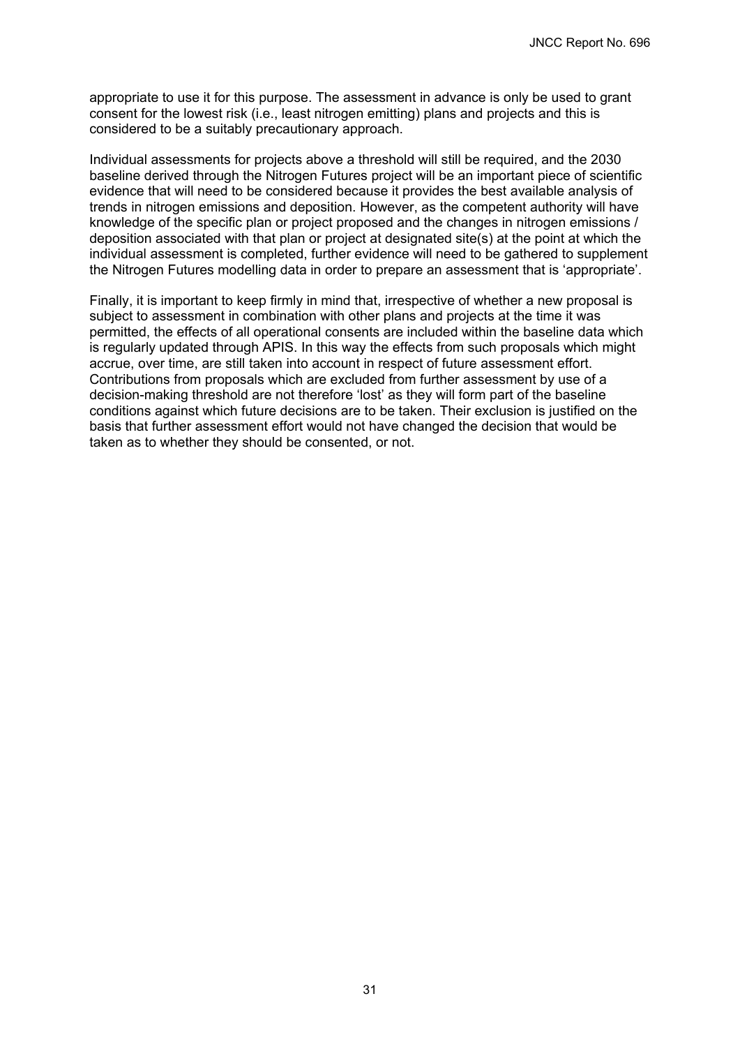appropriate to use it for this purpose. The assessment in advance is only be used to grant consent for the lowest risk (i.e., least nitrogen emitting) plans and projects and this is considered to be a suitably precautionary approach.

Individual assessments for projects above a threshold will still be required, and the 2030 baseline derived through the Nitrogen Futures project will be an important piece of scientific evidence that will need to be considered because it provides the best available analysis of trends in nitrogen emissions and deposition. However, as the competent authority will have knowledge of the specific plan or project proposed and the changes in nitrogen emissions / deposition associated with that plan or project at designated site(s) at the point at which the individual assessment is completed, further evidence will need to be gathered to supplement the Nitrogen Futures modelling data in order to prepare an assessment that is 'appropriate'.

Finally, it is important to keep firmly in mind that, irrespective of whether a new proposal is subject to assessment in combination with other plans and projects at the time it was permitted, the effects of all operational consents are included within the baseline data which is regularly updated through APIS. In this way the effects from such proposals which might accrue, over time, are still taken into account in respect of future assessment effort. Contributions from proposals which are excluded from further assessment by use of a decision-making threshold are not therefore 'lost' as they will form part of the baseline conditions against which future decisions are to be taken. Their exclusion is justified on the basis that further assessment effort would not have changed the decision that would be taken as to whether they should be consented, or not.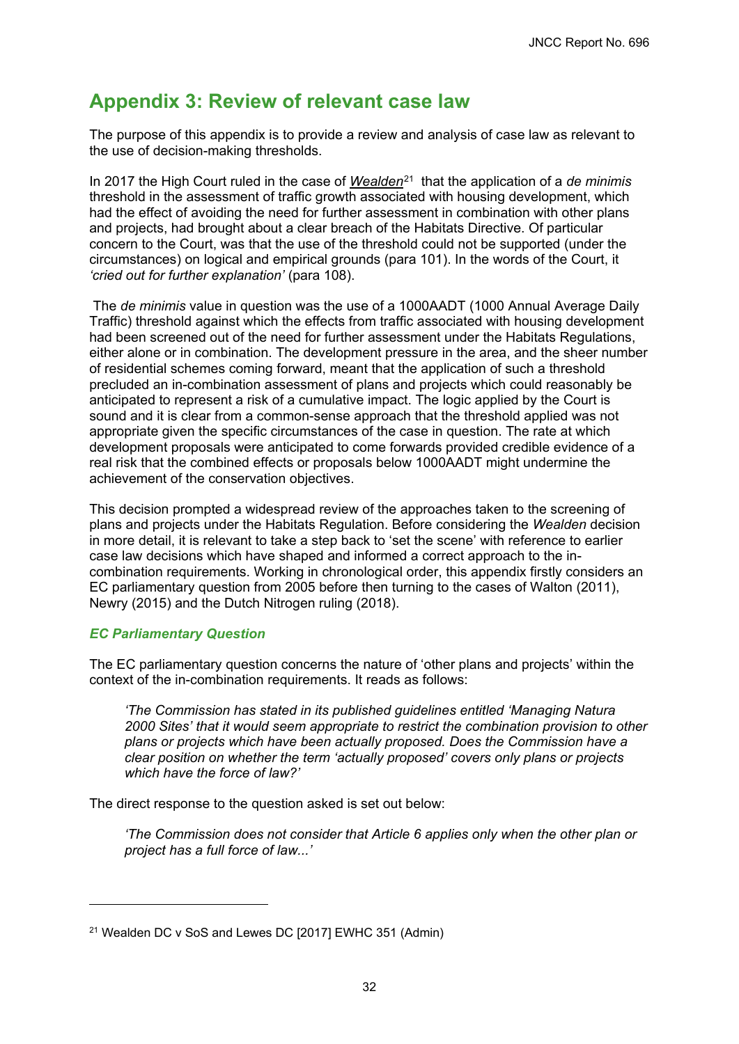## Appendix 3: Review of relevant case law

The purpose of this appendix is to provide a review and analysis of case law as relevant to the use of decision-making thresholds.

In 2017 the High Court ruled in the case of *Wealden*[21] that the application of a *de minimis* threshold in the assessment of traffic growth associated with housing development, which had the effect of avoiding the need for further assessment in combination with other plans and projects, had brought about a clear breach of the Habitats Directive. Of particular concern to the Court, was that the use of the threshold could not be supported (under the circumstances) on logical and empirical grounds (para 101). In the words of the Court, it *'cried out for further explanation'* (para 108).

The *de minimis* value in question was the use of a 1000AADT (1000 Annual Average Daily Traffic) threshold against which the effects from traffic associated with housing development had been screened out of the need for further assessment under the Habitats Regulations, either alone or in combination. The development pressure in the area, and the sheer number of residential schemes coming forward, meant that the application of such a threshold precluded an in-combination assessment of plans and projects which could reasonably be anticipated to represent a risk of a cumulative impact. The logic applied by the Court is sound and it is clear from a common-sense approach that the threshold applied was not appropriate given the specific circumstances of the case in question. The rate at which development proposals were anticipated to come forwards provided credible evidence of a real risk that the combined effects or proposals below 1000AADT might undermine the achievement of the conservation objectives.

This decision prompted a widespread review of the approaches taken to the screening of plans and projects under the Habitats Regulation. Before considering the *Wealden* decision in more detail, it is relevant to take a step back to 'set the scene' with reference to earlier case law decisions which have shaped and informed a correct approach to the in-combination requirements. Working in chronological order, this appendix firstly considers an EC parliamentary question from 2005 before then turning to the cases of Walton (2011), Newry (2015) and the Dutch Nitrogen ruling (2018).

### *EC Parliamentary Question*

The EC parliamentary question concerns the nature of 'other plans and projects' within the context of the in-combination requirements. It reads as follows:

> *'The Commission has stated in its published guidelines entitled 'Managing Natura 2000 Sites' that it would seem appropriate to restrict the combination provision to other plans or projects which have been actually proposed. Does the Commission have a clear position on whether the term 'actually proposed' covers only plans or projects which have the force of law?'*

The direct response to the question asked is set out below:

> *'The Commission does not consider that Article 6 applies only when the other plan or project has a full force of law...'*

---

[21] Wealden DC v SoS and Lewes DC [2017] EWHC 351 (Admin)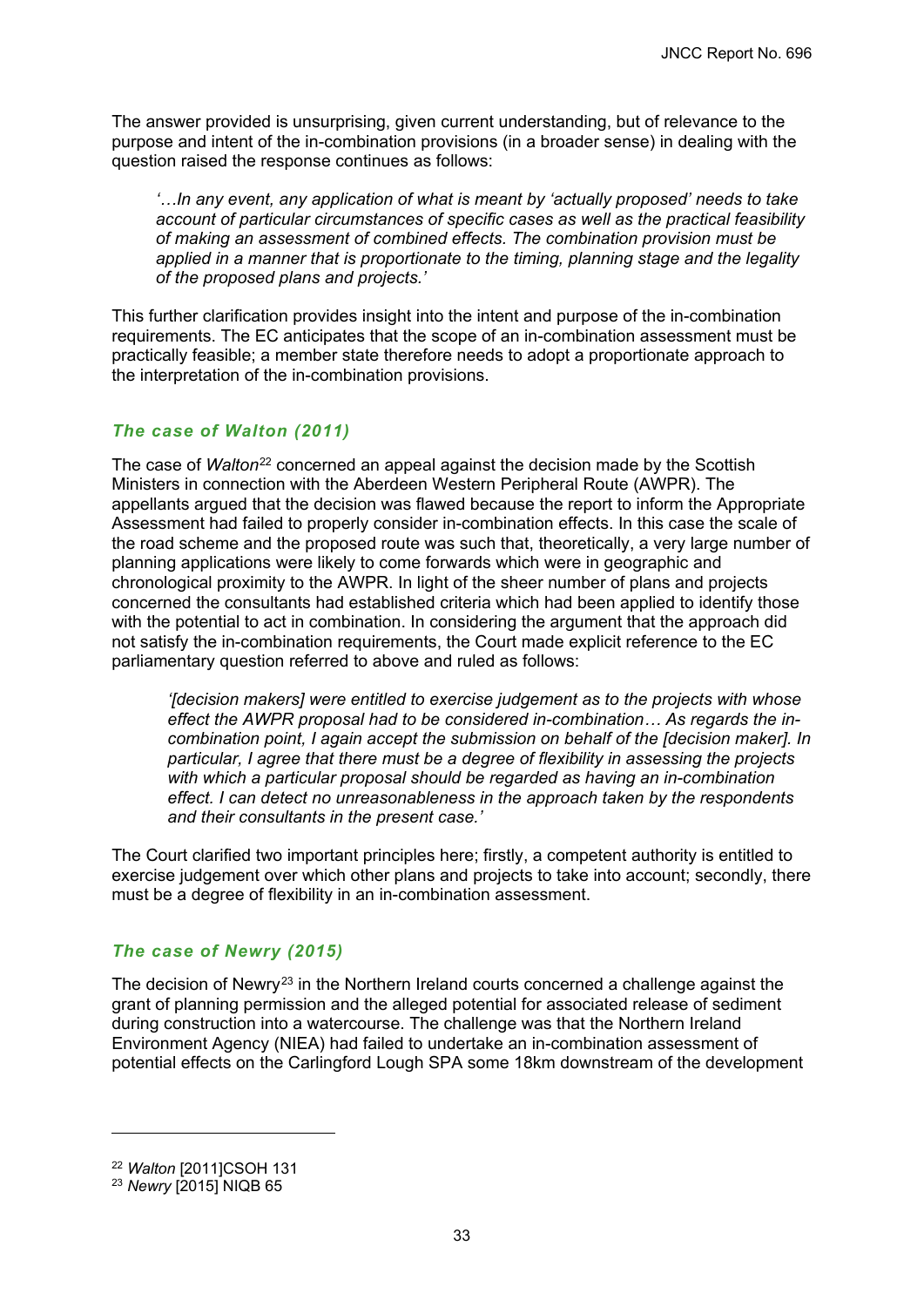The answer provided is unsurprising, given current understanding, but of relevance to the purpose and intent of the in-combination provisions (in a broader sense) in dealing with the question raised the response continues as follows:

> *'…In any event, any application of what is meant by 'actually proposed' needs to take account of particular circumstances of specific cases as well as the practical feasibility of making an assessment of combined effects. The combination provision must be applied in a manner that is proportionate to the timing, planning stage and the legality of the proposed plans and projects.'*

This further clarification provides insight into the intent and purpose of the in-combination requirements. The EC anticipates that the scope of an in-combination assessment must be practically feasible; a member state therefore needs to adopt a proportionate approach to the interpretation of the in-combination provisions.

### *The case of Walton (2011)*

The case of *Walton*[22] concerned an appeal against the decision made by the Scottish Ministers in connection with the Aberdeen Western Peripheral Route (AWPR). The appellants argued that the decision was flawed because the report to inform the Appropriate Assessment had failed to properly consider in-combination effects. In this case the scale of the road scheme and the proposed route was such that, theoretically, a very large number of planning applications were likely to come forwards which were in geographic and chronological proximity to the AWPR. In light of the sheer number of plans and projects concerned the consultants had established criteria which had been applied to identify those with the potential to act in combination. In considering the argument that the approach did not satisfy the in-combination requirements, the Court made explicit reference to the EC parliamentary question referred to above and ruled as follows:

> *'[decision makers] were entitled to exercise judgement as to the projects with whose effect the AWPR proposal had to be considered in-combination… As regards the in-combination point, I again accept the submission on behalf of the [decision maker]. In particular, I agree that there must be a degree of flexibility in assessing the projects with which a particular proposal should be regarded as having an in-combination effect. I can detect no unreasonableness in the approach taken by the respondents and their consultants in the present case.'*

The Court clarified two important principles here; firstly, a competent authority is entitled to exercise judgement over which other plans and projects to take into account; secondly, there must be a degree of flexibility in an in-combination assessment.

### *The case of Newry (2015)*

The decision of Newry[23] in the Northern Ireland courts concerned a challenge against the grant of planning permission and the alleged potential for associated release of sediment during construction into a watercourse. The challenge was that the Northern Ireland Environment Agency (NIEA) had failed to undertake an in-combination assessment of potential effects on the Carlingford Lough SPA some 18km downstream of the development

---

[22] *Walton* [2011]CSOH 131

[23] *Newry* [2015] NIQB 65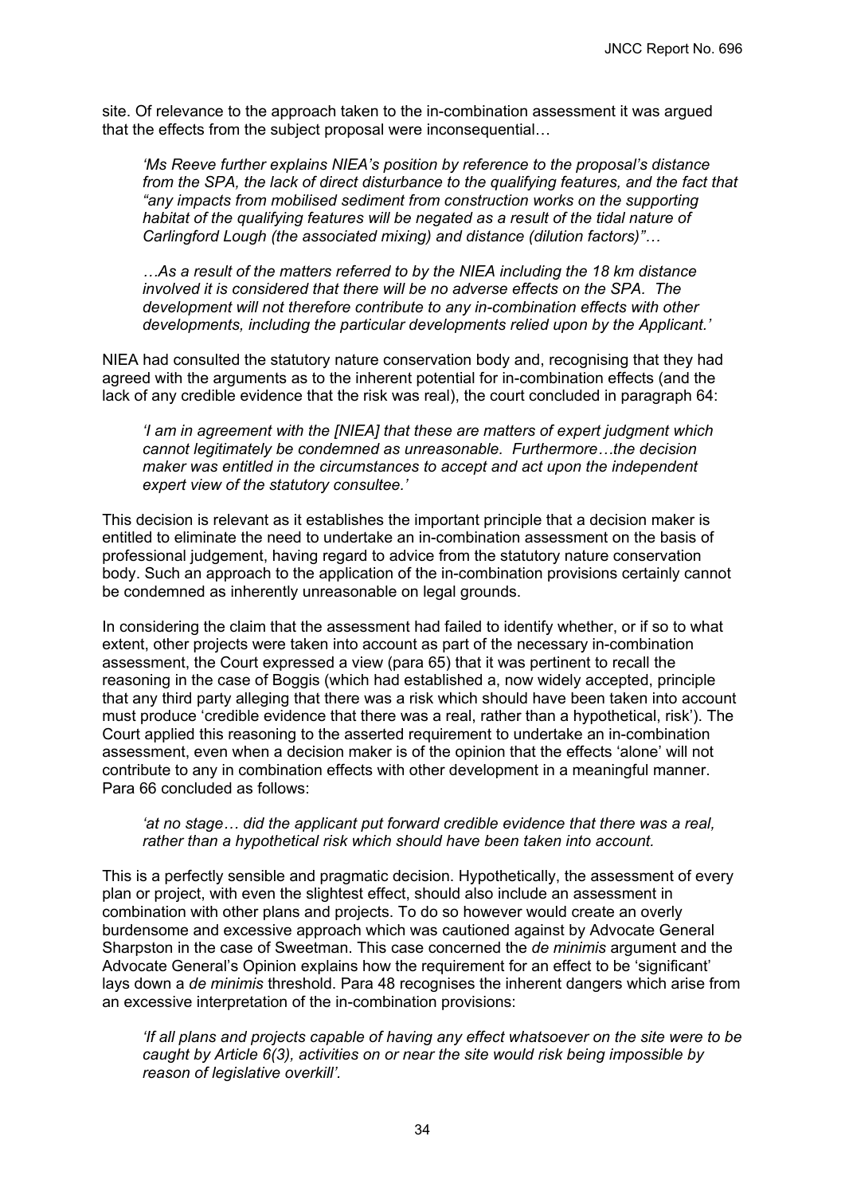site. Of relevance to the approach taken to the in-combination assessment it was argued that the effects from the subject proposal were inconsequential…

> *'Ms Reeve further explains NIEA's position by reference to the proposal's distance from the SPA, the lack of direct disturbance to the qualifying features, and the fact that "any impacts from mobilised sediment from construction works on the supporting habitat of the qualifying features will be negated as a result of the tidal nature of Carlingford Lough (the associated mixing) and distance (dilution factors)"…*
>
> *…As a result of the matters referred to by the NIEA including the 18 km distance involved it is considered that there will be no adverse effects on the SPA. The development will not therefore contribute to any in-combination effects with other developments, including the particular developments relied upon by the Applicant.'*

NIEA had consulted the statutory nature conservation body and, recognising that they had agreed with the arguments as to the inherent potential for in-combination effects (and the lack of any credible evidence that the risk was real), the court concluded in paragraph 64:

> *'I am in agreement with the [NIEA] that these are matters of expert judgment which cannot legitimately be condemned as unreasonable. Furthermore…the decision maker was entitled in the circumstances to accept and act upon the independent expert view of the statutory consultee.'*

This decision is relevant as it establishes the important principle that a decision maker is entitled to eliminate the need to undertake an in-combination assessment on the basis of professional judgement, having regard to advice from the statutory nature conservation body. Such an approach to the application of the in-combination provisions certainly cannot be condemned as inherently unreasonable on legal grounds.

In considering the claim that the assessment had failed to identify whether, or if so to what extent, other projects were taken into account as part of the necessary in-combination assessment, the Court expressed a view (para 65) that it was pertinent to recall the reasoning in the case of Boggis (which had established a, now widely accepted, principle that any third party alleging that there was a risk which should have been taken into account must produce 'credible evidence that there was a real, rather than a hypothetical, risk'). The Court applied this reasoning to the asserted requirement to undertake an in-combination assessment, even when a decision maker is of the opinion that the effects 'alone' will not contribute to any in combination effects with other development in a meaningful manner. Para 66 concluded as follows:

> *'at no stage… did the applicant put forward credible evidence that there was a real, rather than a hypothetical risk which should have been taken into account.*

This is a perfectly sensible and pragmatic decision. Hypothetically, the assessment of every plan or project, with even the slightest effect, should also include an assessment in combination with other plans and projects. To do so however would create an overly burdensome and excessive approach which was cautioned against by Advocate General Sharpston in the case of Sweetman. This case concerned the *de minimis* argument and the Advocate General's Opinion explains how the requirement for an effect to be 'significant' lays down a *de minimis* threshold. Para 48 recognises the inherent dangers which arise from an excessive interpretation of the in-combination provisions:

> *'If all plans and projects capable of having any effect whatsoever on the site were to be caught by Article 6(3), activities on or near the site would risk being impossible by reason of legislative overkill'.*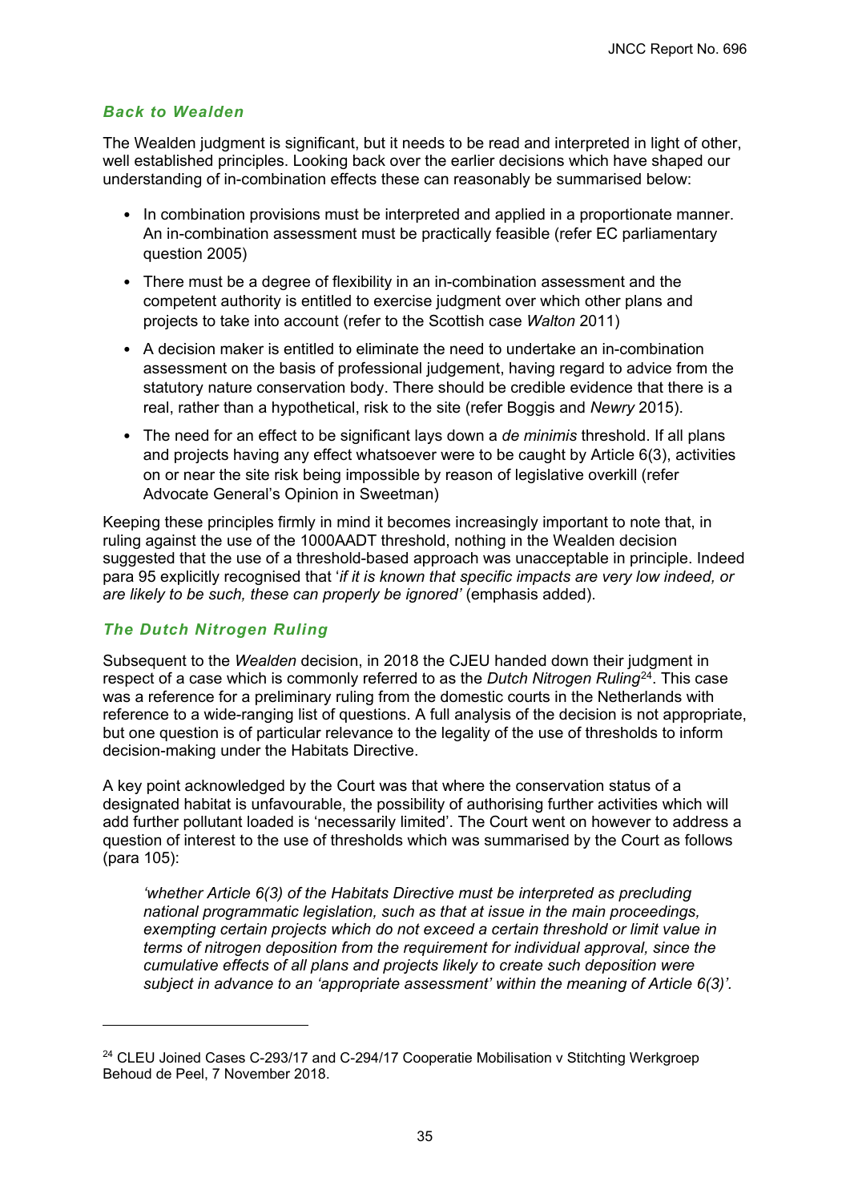### *Back to Wealden*

The Wealden judgment is significant, but it needs to be read and interpreted in light of other, well established principles. Looking back over the earlier decisions which have shaped our understanding of in-combination effects these can reasonably be summarised below:

- In combination provisions must be interpreted and applied in a proportionate manner. An in-combination assessment must be practically feasible (refer EC parliamentary question 2005)
- There must be a degree of flexibility in an in-combination assessment and the competent authority is entitled to exercise judgment over which other plans and projects to take into account (refer to the Scottish case *Walton* 2011)
- A decision maker is entitled to eliminate the need to undertake an in-combination assessment on the basis of professional judgement, having regard to advice from the statutory nature conservation body. There should be credible evidence that there is a real, rather than a hypothetical, risk to the site (refer Boggis and *Newry* 2015).
- The need for an effect to be significant lays down a *de minimis* threshold. If all plans and projects having any effect whatsoever were to be caught by Article 6(3), activities on or near the site risk being impossible by reason of legislative overkill (refer Advocate General's Opinion in Sweetman)

Keeping these principles firmly in mind it becomes increasingly important to note that, in ruling against the use of the 1000AADT threshold, nothing in the Wealden decision suggested that the use of a threshold-based approach was unacceptable in principle. Indeed para 95 explicitly recognised that '*if it is known that specific impacts are very low indeed, or are likely to be such, these can properly be ignored'* (emphasis added).

### *The Dutch Nitrogen Ruling*

Subsequent to the *Wealden* decision, in 2018 the CJEU handed down their judgment in respect of a case which is commonly referred to as the *Dutch Nitrogen Ruling*[24]. This case was a reference for a preliminary ruling from the domestic courts in the Netherlands with reference to a wide-ranging list of questions. A full analysis of the decision is not appropriate, but one question is of particular relevance to the legality of the use of thresholds to inform decision-making under the Habitats Directive.

A key point acknowledged by the Court was that where the conservation status of a designated habitat is unfavourable, the possibility of authorising further activities which will add further pollutant loaded is 'necessarily limited'. The Court went on however to address a question of interest to the use of thresholds which was summarised by the Court as follows (para 105):

> *'whether Article 6(3) of the Habitats Directive must be interpreted as precluding national programmatic legislation, such as that at issue in the main proceedings, exempting certain projects which do not exceed a certain threshold or limit value in terms of nitrogen deposition from the requirement for individual approval, since the cumulative effects of all plans and projects likely to create such deposition were subject in advance to an 'appropriate assessment' within the meaning of Article 6(3)'.*

---

[24] CLEU Joined Cases C-293/17 and C-294/17 Cooperatie Mobilisation v Stitchting Werkgroep Behoud de Peel, 7 November 2018.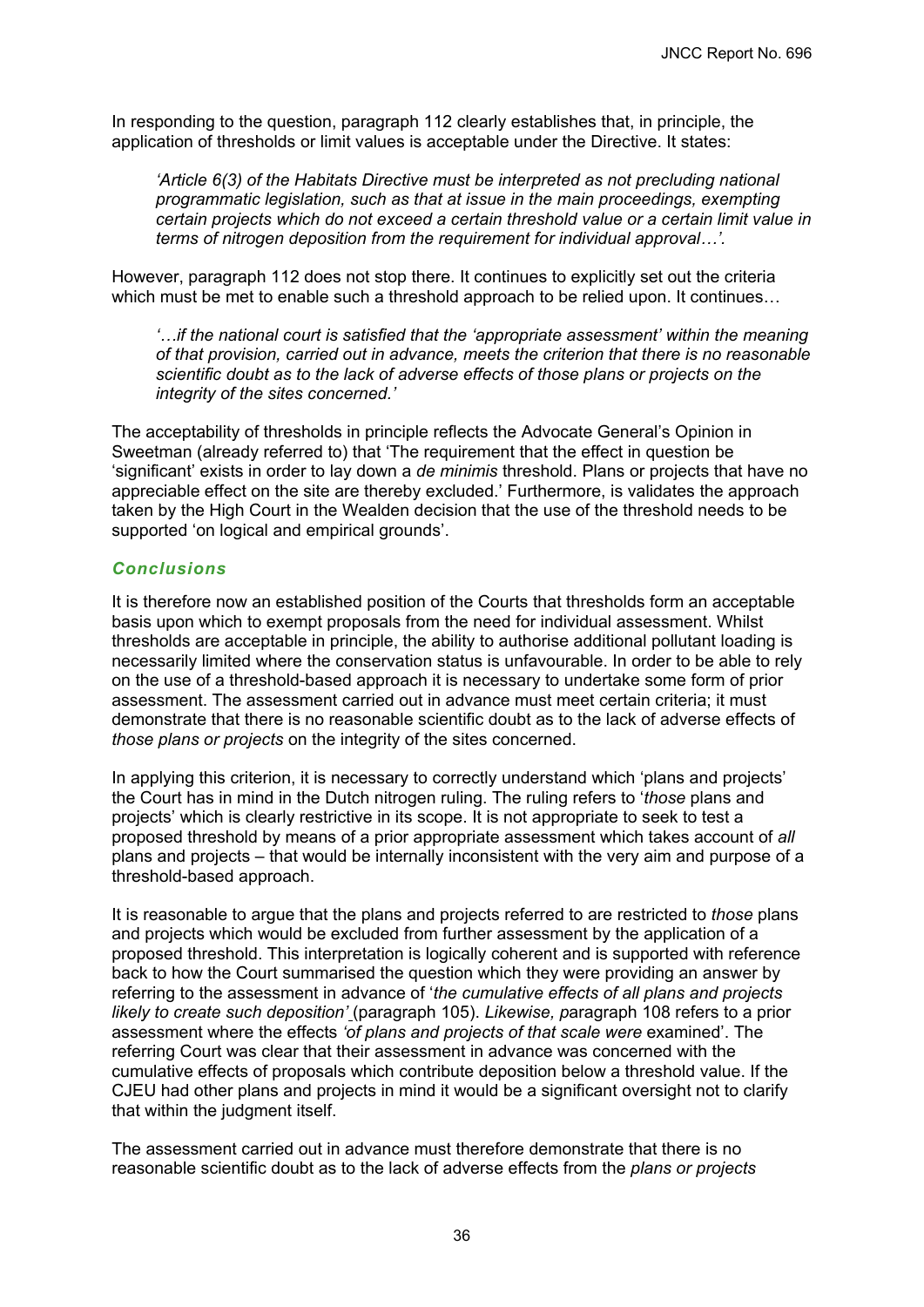In responding to the question, paragraph 112 clearly establishes that, in principle, the application of thresholds or limit values is acceptable under the Directive. It states:

> *'Article 6(3) of the Habitats Directive must be interpreted as not precluding national programmatic legislation, such as that at issue in the main proceedings, exempting certain projects which do not exceed a certain threshold value or a certain limit value in terms of nitrogen deposition from the requirement for individual approval…'.*

However, paragraph 112 does not stop there. It continues to explicitly set out the criteria which must be met to enable such a threshold approach to be relied upon. It continues…

> *'…if the national court is satisfied that the 'appropriate assessment' within the meaning of that provision, carried out in advance, meets the criterion that there is no reasonable scientific doubt as to the lack of adverse effects of those plans or projects on the integrity of the sites concerned.'*

The acceptability of thresholds in principle reflects the Advocate General's Opinion in Sweetman (already referred to) that 'The requirement that the effect in question be 'significant' exists in order to lay down a *de minimis* threshold. Plans or projects that have no appreciable effect on the site are thereby excluded.' Furthermore, is validates the approach taken by the High Court in the Wealden decision that the use of the threshold needs to be supported 'on logical and empirical grounds'.

### *Conclusions*

It is therefore now an established position of the Courts that thresholds form an acceptable basis upon which to exempt proposals from the need for individual assessment. Whilst thresholds are acceptable in principle, the ability to authorise additional pollutant loading is necessarily limited where the conservation status is unfavourable. In order to be able to rely on the use of a threshold-based approach it is necessary to undertake some form of prior assessment. The assessment carried out in advance must meet certain criteria; it must demonstrate that there is no reasonable scientific doubt as to the lack of adverse effects of *those plans or projects* on the integrity of the sites concerned.

In applying this criterion, it is necessary to correctly understand which 'plans and projects' the Court has in mind in the Dutch nitrogen ruling. The ruling refers to '*those* plans and projects' which is clearly restrictive in its scope. It is not appropriate to seek to test a proposed threshold by means of a prior appropriate assessment which takes account of *all* plans and projects – that would be internally inconsistent with the very aim and purpose of a threshold-based approach.

It is reasonable to argue that the plans and projects referred to are restricted to *those* plans and projects which would be excluded from further assessment by the application of a proposed threshold. This interpretation is logically coherent and is supported with reference back to how the Court summarised the question which they were providing an answer by referring to the assessment in advance of '*the cumulative effects of all plans and projects likely to create such deposition'* (paragraph 105). *Likewise, p*aragraph 108 refers to a prior assessment where the effects *'of plans and projects of that scale were* examined'. The referring Court was clear that their assessment in advance was concerned with the cumulative effects of proposals which contribute deposition below a threshold value. If the CJEU had other plans and projects in mind it would be a significant oversight not to clarify that within the judgment itself.

The assessment carried out in advance must therefore demonstrate that there is no reasonable scientific doubt as to the lack of adverse effects from the *plans or projects*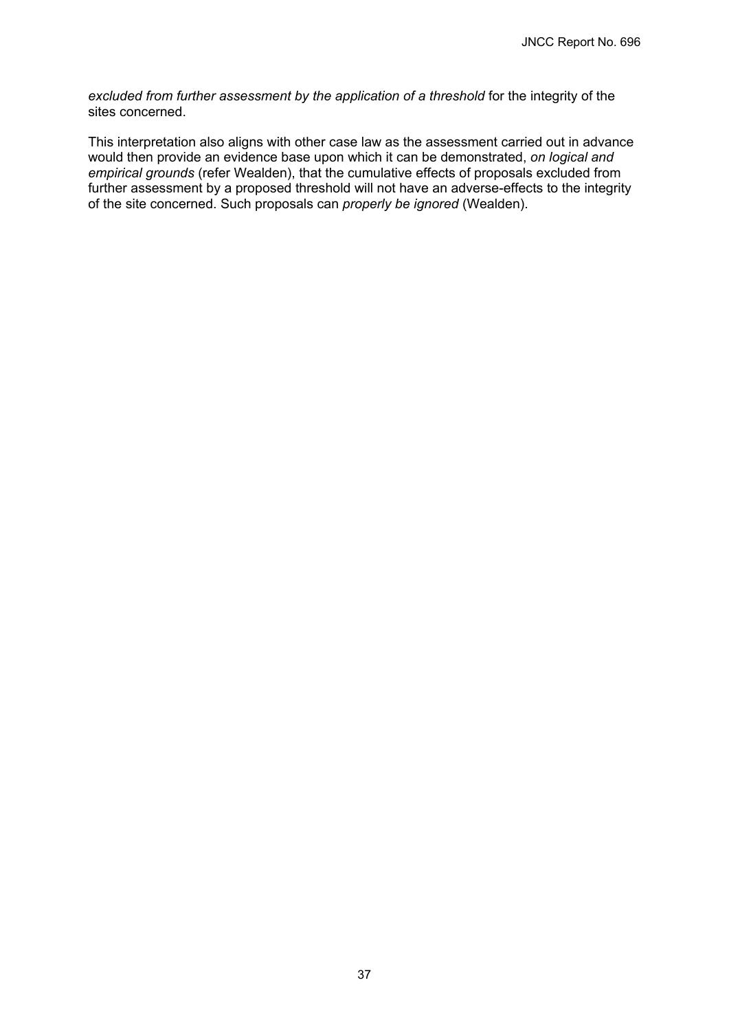*excluded from further assessment by the application of a threshold* for the integrity of the sites concerned.

This interpretation also aligns with other case law as the assessment carried out in advance would then provide an evidence base upon which it can be demonstrated, *on logical and empirical grounds* (refer Wealden), that the cumulative effects of proposals excluded from further assessment by a proposed threshold will not have an adverse-effects to the integrity of the site concerned. Such proposals can *properly be ignored* (Wealden).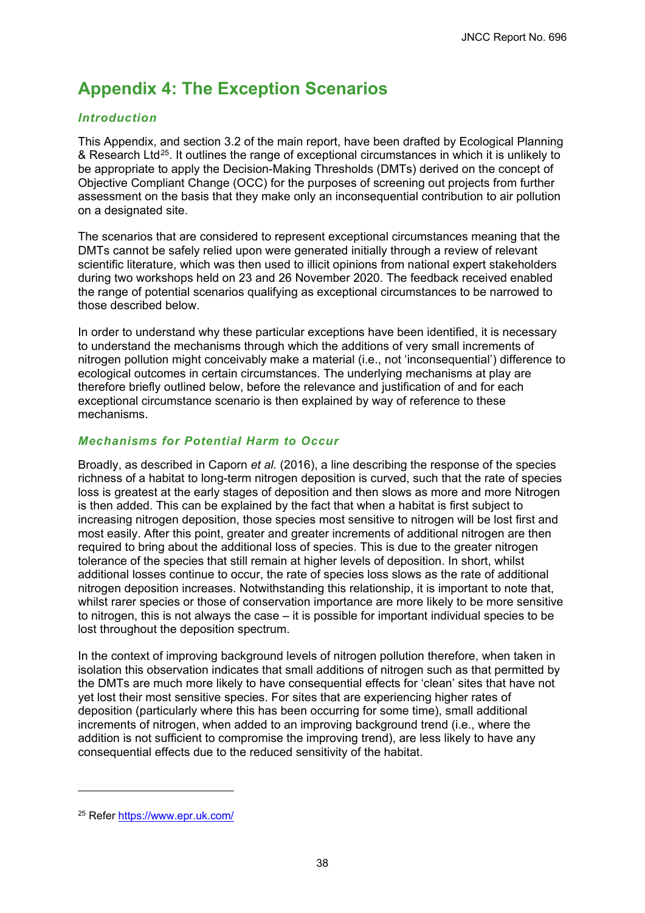# Appendix 4: The Exception Scenarios

### *Introduction*

This Appendix, and section 3.2 of the main report, have been drafted by Ecological Planning & Research Ltd[25]. It outlines the range of exceptional circumstances in which it is unlikely to be appropriate to apply the Decision-Making Thresholds (DMTs) derived on the concept of Objective Compliant Change (OCC) for the purposes of screening out projects from further assessment on the basis that they make only an inconsequential contribution to air pollution on a designated site.

The scenarios that are considered to represent exceptional circumstances meaning that the DMTs cannot be safely relied upon were generated initially through a review of relevant scientific literature, which was then used to illicit opinions from national expert stakeholders during two workshops held on 23 and 26 November 2020. The feedback received enabled the range of potential scenarios qualifying as exceptional circumstances to be narrowed to those described below.

In order to understand why these particular exceptions have been identified, it is necessary to understand the mechanisms through which the additions of very small increments of nitrogen pollution might conceivably make a material (i.e., not 'inconsequential') difference to ecological outcomes in certain circumstances. The underlying mechanisms at play are therefore briefly outlined below, before the relevance and justification of and for each exceptional circumstance scenario is then explained by way of reference to these mechanisms.

### *Mechanisms for Potential Harm to Occur*

Broadly, as described in Caporn *et al.* (2016), a line describing the response of the species richness of a habitat to long-term nitrogen deposition is curved, such that the rate of species loss is greatest at the early stages of deposition and then slows as more and more Nitrogen is then added. This can be explained by the fact that when a habitat is first subject to increasing nitrogen deposition, those species most sensitive to nitrogen will be lost first and most easily. After this point, greater and greater increments of additional nitrogen are then required to bring about the additional loss of species. This is due to the greater nitrogen tolerance of the species that still remain at higher levels of deposition. In short, whilst additional losses continue to occur, the rate of species loss slows as the rate of additional nitrogen deposition increases. Notwithstanding this relationship, it is important to note that, whilst rarer species or those of conservation importance are more likely to be more sensitive to nitrogen, this is not always the case – it is possible for important individual species to be lost throughout the deposition spectrum.

In the context of improving background levels of nitrogen pollution therefore, when taken in isolation this observation indicates that small additions of nitrogen such as that permitted by the DMTs are much more likely to have consequential effects for 'clean' sites that have not yet lost their most sensitive species. For sites that are experiencing higher rates of deposition (particularly where this has been occurring for some time), small additional increments of nitrogen, when added to an improving background trend (i.e., where the addition is not sufficient to compromise the improving trend), are less likely to have any consequential effects due to the reduced sensitivity of the habitat.

[25] Refer https://www.epr.uk.com/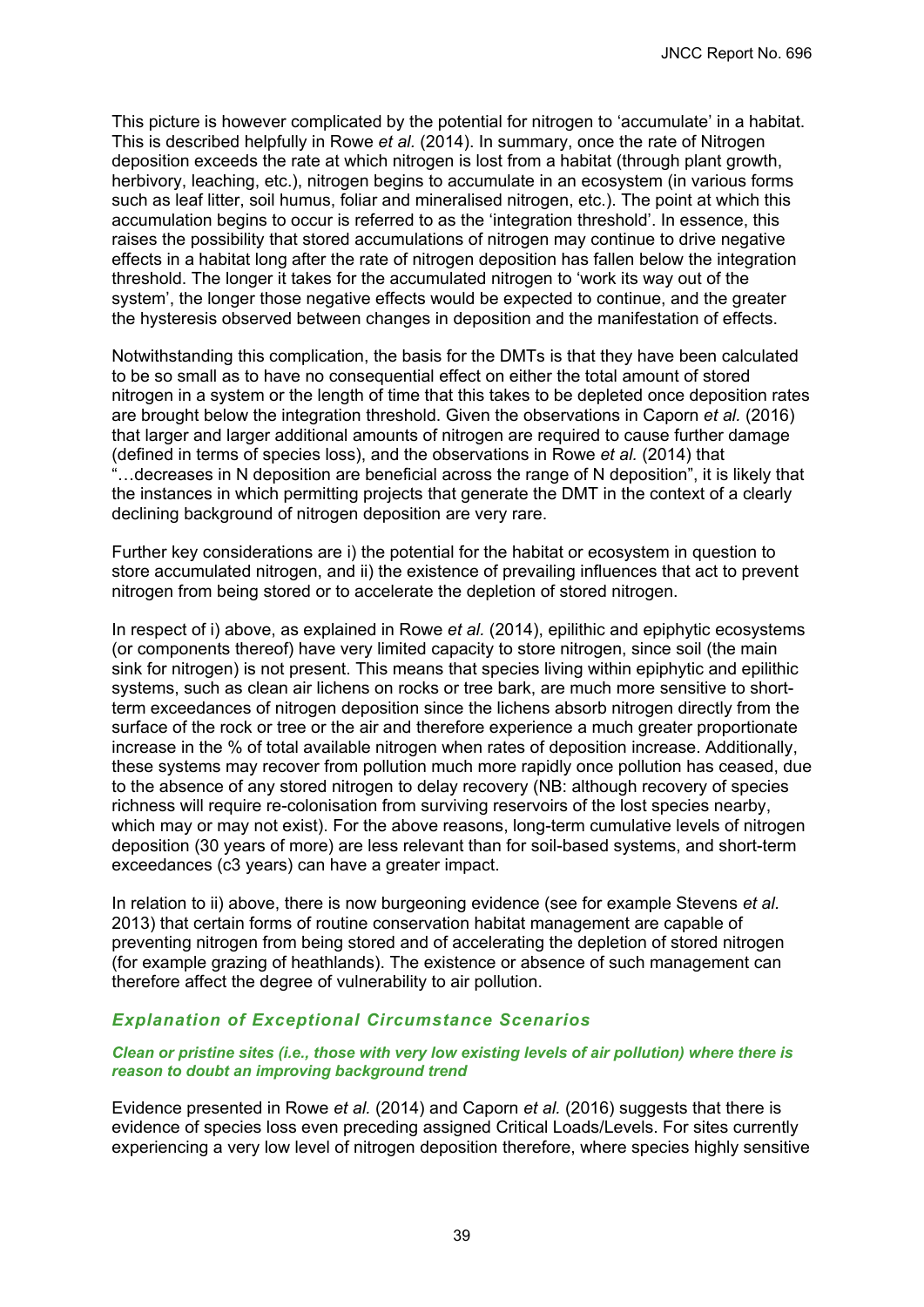This picture is however complicated by the potential for nitrogen to 'accumulate' in a habitat. This is described helpfully in Rowe *et al.* (2014). In summary, once the rate of Nitrogen deposition exceeds the rate at which nitrogen is lost from a habitat (through plant growth, herbivory, leaching, etc.), nitrogen begins to accumulate in an ecosystem (in various forms such as leaf litter, soil humus, foliar and mineralised nitrogen, etc.). The point at which this accumulation begins to occur is referred to as the 'integration threshold'. In essence, this raises the possibility that stored accumulations of nitrogen may continue to drive negative effects in a habitat long after the rate of nitrogen deposition has fallen below the integration threshold. The longer it takes for the accumulated nitrogen to 'work its way out of the system', the longer those negative effects would be expected to continue, and the greater the hysteresis observed between changes in deposition and the manifestation of effects.

Notwithstanding this complication, the basis for the DMTs is that they have been calculated to be so small as to have no consequential effect on either the total amount of stored nitrogen in a system or the length of time that this takes to be depleted once deposition rates are brought below the integration threshold. Given the observations in Caporn *et al.* (2016) that larger and larger additional amounts of nitrogen are required to cause further damage (defined in terms of species loss), and the observations in Rowe *et al.* (2014) that "…decreases in N deposition are beneficial across the range of N deposition", it is likely that the instances in which permitting projects that generate the DMT in the context of a clearly declining background of nitrogen deposition are very rare.

Further key considerations are i) the potential for the habitat or ecosystem in question to store accumulated nitrogen, and ii) the existence of prevailing influences that act to prevent nitrogen from being stored or to accelerate the depletion of stored nitrogen.

In respect of i) above, as explained in Rowe *et al.* (2014), epilithic and epiphytic ecosystems (or components thereof) have very limited capacity to store nitrogen, since soil (the main sink for nitrogen) is not present. This means that species living within epiphytic and epilithic systems, such as clean air lichens on rocks or tree bark, are much more sensitive to short-term exceedances of nitrogen deposition since the lichens absorb nitrogen directly from the surface of the rock or tree or the air and therefore experience a much greater proportionate increase in the % of total available nitrogen when rates of deposition increase. Additionally, these systems may recover from pollution much more rapidly once pollution has ceased, due to the absence of any stored nitrogen to delay recovery (NB: although recovery of species richness will require re-colonisation from surviving reservoirs of the lost species nearby, which may or may not exist). For the above reasons, long-term cumulative levels of nitrogen deposition (30 years of more) are less relevant than for soil-based systems, and short-term exceedances (c3 years) can have a greater impact.

In relation to ii) above, there is now burgeoning evidence (see for example Stevens *et al.* 2013) that certain forms of routine conservation habitat management are capable of preventing nitrogen from being stored and of accelerating the depletion of stored nitrogen (for example grazing of heathlands). The existence or absence of such management can therefore affect the degree of vulnerability to air pollution.

### *Explanation of Exceptional Circumstance Scenarios*

#### *Clean or pristine sites (i.e., those with very low existing levels of air pollution) where there is reason to doubt an improving background trend*

Evidence presented in Rowe *et al.* (2014) and Caporn *et al.* (2016) suggests that there is evidence of species loss even preceding assigned Critical Loads/Levels. For sites currently experiencing a very low level of nitrogen deposition therefore, where species highly sensitive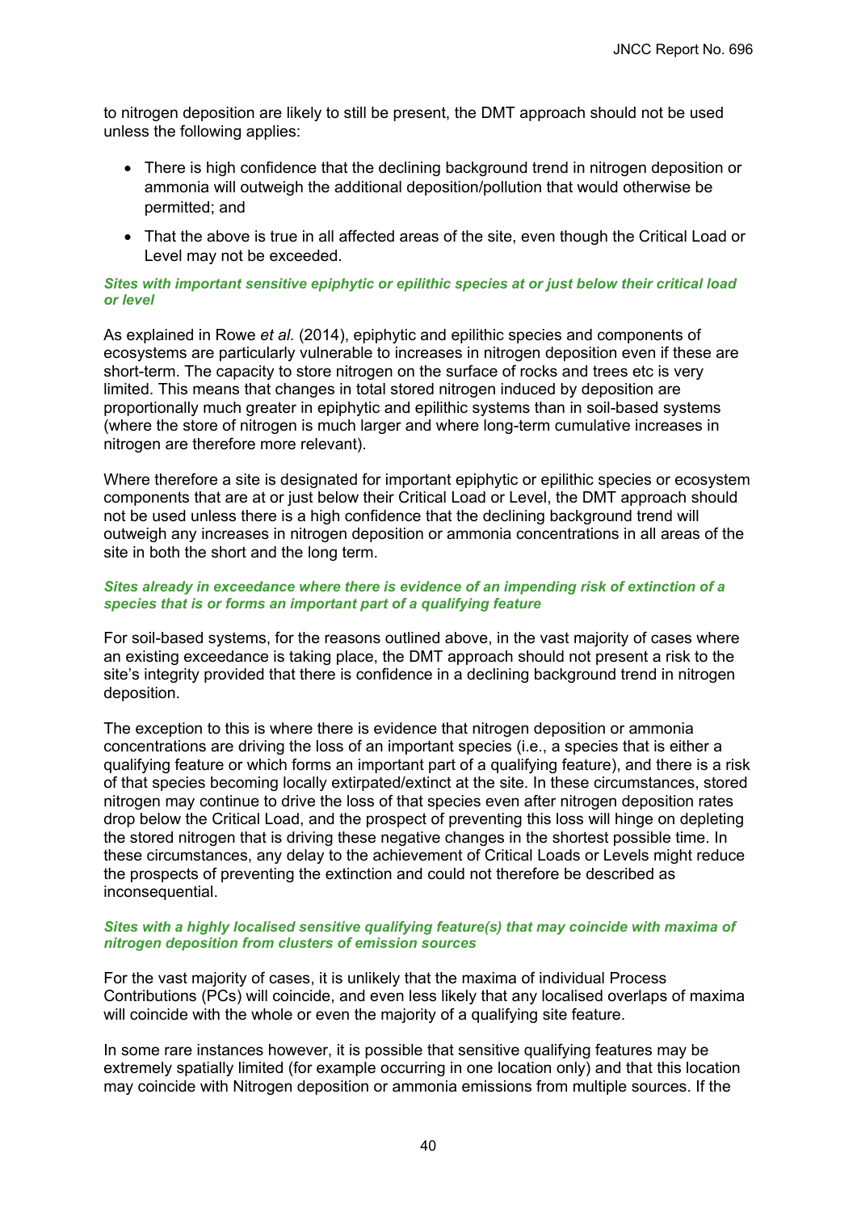to nitrogen deposition are likely to still be present, the DMT approach should not be used unless the following applies:

- There is high confidence that the declining background trend in nitrogen deposition or ammonia will outweigh the additional deposition/pollution that would otherwise be permitted; and
- That the above is true in all affected areas of the site, even though the Critical Load or Level may not be exceeded.

***Sites with important sensitive epiphytic or epilithic species at or just below their critical load or level***

As explained in Rowe *et al.* (2014), epiphytic and epilithic species and components of ecosystems are particularly vulnerable to increases in nitrogen deposition even if these are short-term. The capacity to store nitrogen on the surface of rocks and trees etc is very limited. This means that changes in total stored nitrogen induced by deposition are proportionally much greater in epiphytic and epilithic systems than in soil-based systems (where the store of nitrogen is much larger and where long-term cumulative increases in nitrogen are therefore more relevant).

Where therefore a site is designated for important epiphytic or epilithic species or ecosystem components that are at or just below their Critical Load or Level, the DMT approach should not be used unless there is a high confidence that the declining background trend will outweigh any increases in nitrogen deposition or ammonia concentrations in all areas of the site in both the short and the long term.

***Sites already in exceedance where there is evidence of an impending risk of extinction of a species that is or forms an important part of a qualifying feature***

For soil-based systems, for the reasons outlined above, in the vast majority of cases where an existing exceedance is taking place, the DMT approach should not present a risk to the site's integrity provided that there is confidence in a declining background trend in nitrogen deposition.

The exception to this is where there is evidence that nitrogen deposition or ammonia concentrations are driving the loss of an important species (i.e., a species that is either a qualifying feature or which forms an important part of a qualifying feature), and there is a risk of that species becoming locally extirpated/extinct at the site. In these circumstances, stored nitrogen may continue to drive the loss of that species even after nitrogen deposition rates drop below the Critical Load, and the prospect of preventing this loss will hinge on depleting the stored nitrogen that is driving these negative changes in the shortest possible time. In these circumstances, any delay to the achievement of Critical Loads or Levels might reduce the prospects of preventing the extinction and could not therefore be described as inconsequential.

***Sites with a highly localised sensitive qualifying feature(s) that may coincide with maxima of nitrogen deposition from clusters of emission sources***

For the vast majority of cases, it is unlikely that the maxima of individual Process Contributions (PCs) will coincide, and even less likely that any localised overlaps of maxima will coincide with the whole or even the majority of a qualifying site feature.

In some rare instances however, it is possible that sensitive qualifying features may be extremely spatially limited (for example occurring in one location only) and that this location may coincide with Nitrogen deposition or ammonia emissions from multiple sources. If the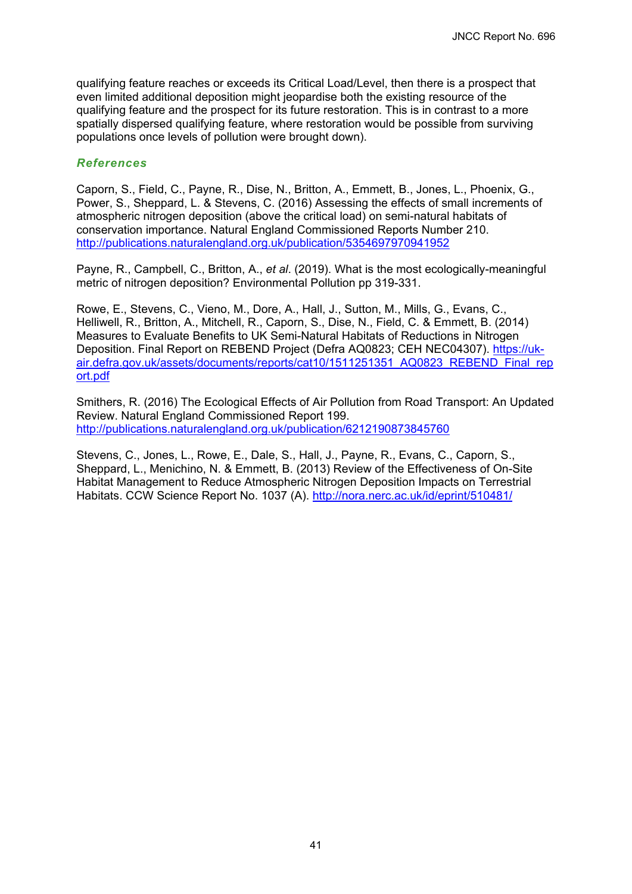qualifying feature reaches or exceeds its Critical Load/Level, then there is a prospect that even limited additional deposition might jeopardise both the existing resource of the qualifying feature and the prospect for its future restoration. This is in contrast to a more spatially dispersed qualifying feature, where restoration would be possible from surviving populations once levels of pollution were brought down).

### *References*

Caporn, S., Field, C., Payne, R., Dise, N., Britton, A., Emmett, B., Jones, L., Phoenix, G., Power, S., Sheppard, L. & Stevens, C. (2016) Assessing the effects of small increments of atmospheric nitrogen deposition (above the critical load) on semi-natural habitats of conservation importance. Natural England Commissioned Reports Number 210. http://publications.naturalengland.org.uk/publication/5354697970941952

Payne, R., Campbell, C., Britton, A., *et al*. (2019). What is the most ecologically-meaningful metric of nitrogen deposition? Environmental Pollution pp 319-331.

Rowe, E., Stevens, C., Vieno, M., Dore, A., Hall, J., Sutton, M., Mills, G., Evans, C., Helliwell, R., Britton, A., Mitchell, R., Caporn, S., Dise, N., Field, C. & Emmett, B. (2014) Measures to Evaluate Benefits to UK Semi-Natural Habitats of Reductions in Nitrogen Deposition. Final Report on REBEND Project (Defra AQ0823; CEH NEC04307). https://uk-air.defra.gov.uk/assets/documents/reports/cat10/1511251351_AQ0823_REBEND_Final_report.pdf

Smithers, R. (2016) The Ecological Effects of Air Pollution from Road Transport: An Updated Review. Natural England Commissioned Report 199. http://publications.naturalengland.org.uk/publication/6212190873845760

Stevens, C., Jones, L., Rowe, E., Dale, S., Hall, J., Payne, R., Evans, C., Caporn, S., Sheppard, L., Menichino, N. & Emmett, B. (2013) Review of the Effectiveness of On-Site Habitat Management to Reduce Atmospheric Nitrogen Deposition Impacts on Terrestrial Habitats. CCW Science Report No. 1037 (A). http://nora.nerc.ac.uk/id/eprint/510481/